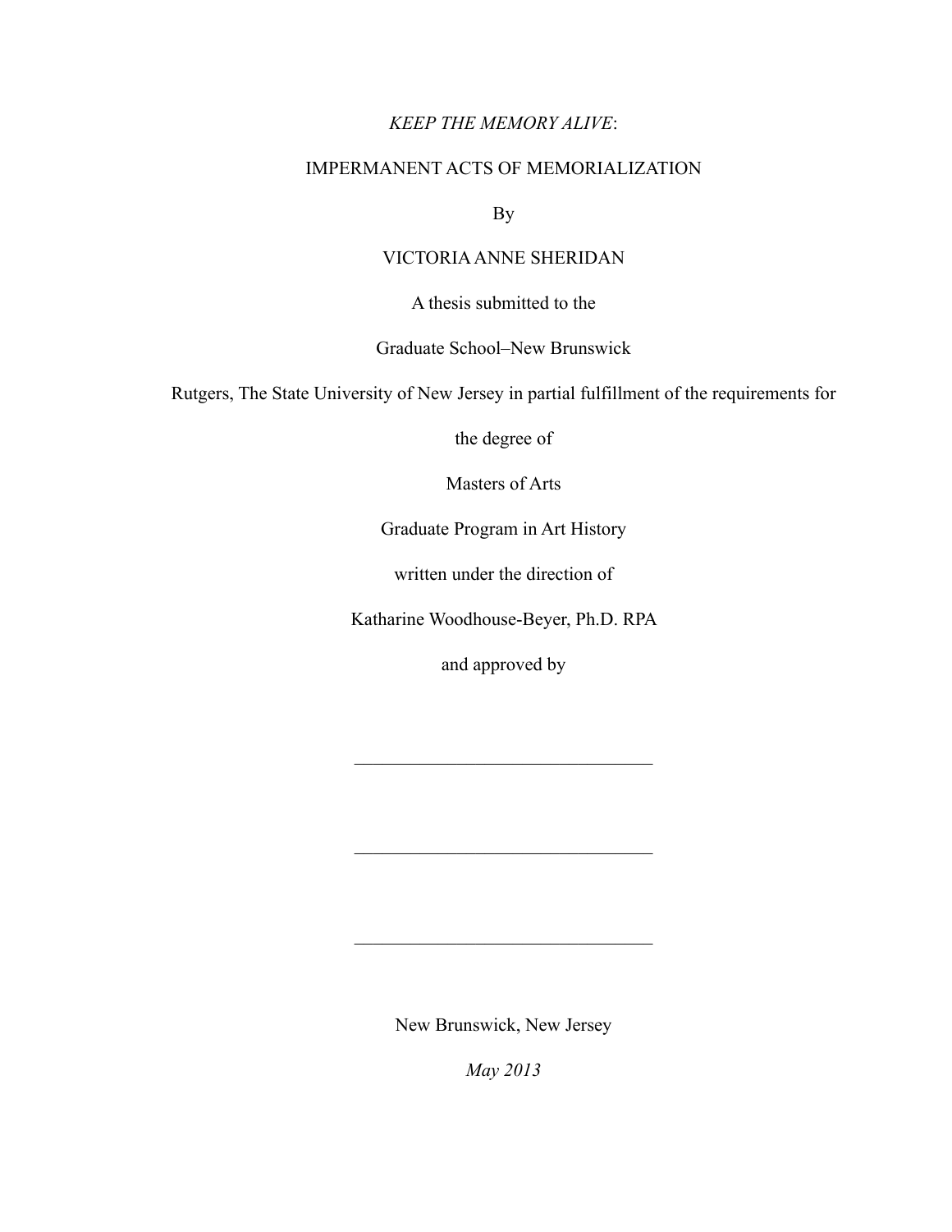*KEEP THE MEMORY ALIVE*:

IMPERMANENT ACTS OF MEMORIALIZATION

By

VICTORIA ANNE SHERIDAN

A thesis submitted to the

Graduate School–New Brunswick

Rutgers, The State University of New Jersey in partial fulfillment of the requirements for

the degree of

Masters of Arts

Graduate Program in Art History

written under the direction of

Katharine Woodhouse-Beyer, Ph.D. RPA

and approved by

________________________________

________________________________

________________________________

New Brunswick, New Jersey

*May 2013*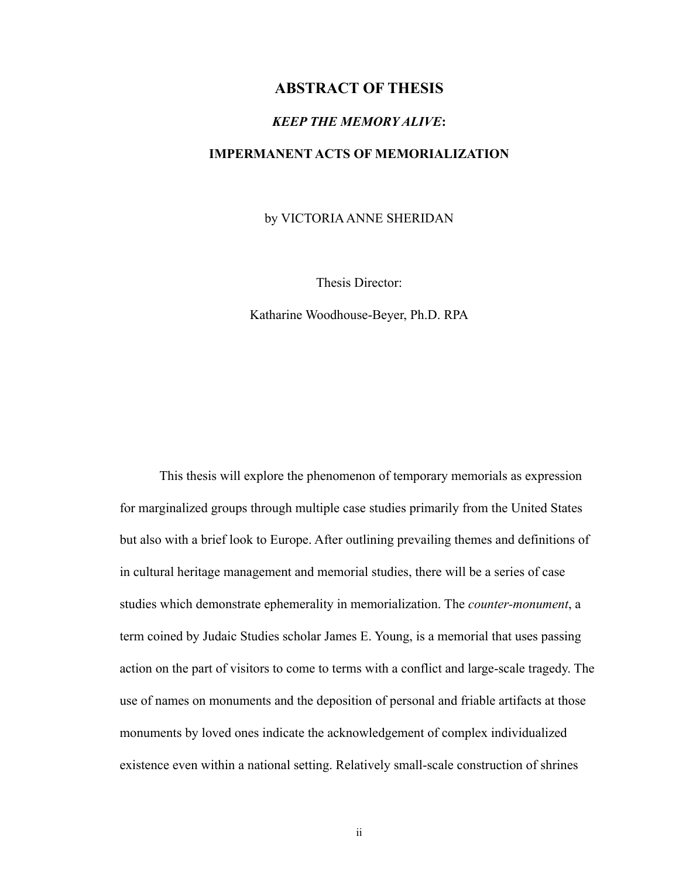# ABSTRACT OF THESIS

## *KEEP THE MEMORY ALIVE*:

## IMPERMANENT ACTS OF MEMORIALIZATION

by VICTORIA ANNE SHERIDAN

Thesis Director:

Katharine Woodhouse-Beyer, Ph.D. RPA

This thesis will explore the phenomenon of temporary memorials as expression for marginalized groups through multiple case studies primarily from the United States but also with a brief look to Europe. After outlining prevailing themes and definitions of in cultural heritage management and memorial studies, there will be a series of case studies which demonstrate ephemerality in memorialization. The *counter-monument*, a term coined by Judaic Studies scholar James E. Young, is a memorial that uses passing action on the part of visitors to come to terms with a conflict and large-scale tragedy. The use of names on monuments and the deposition of personal and friable artifacts at those monuments by loved ones indicate the acknowledgement of complex individualized existence even within a national setting. Relatively small-scale construction of shrines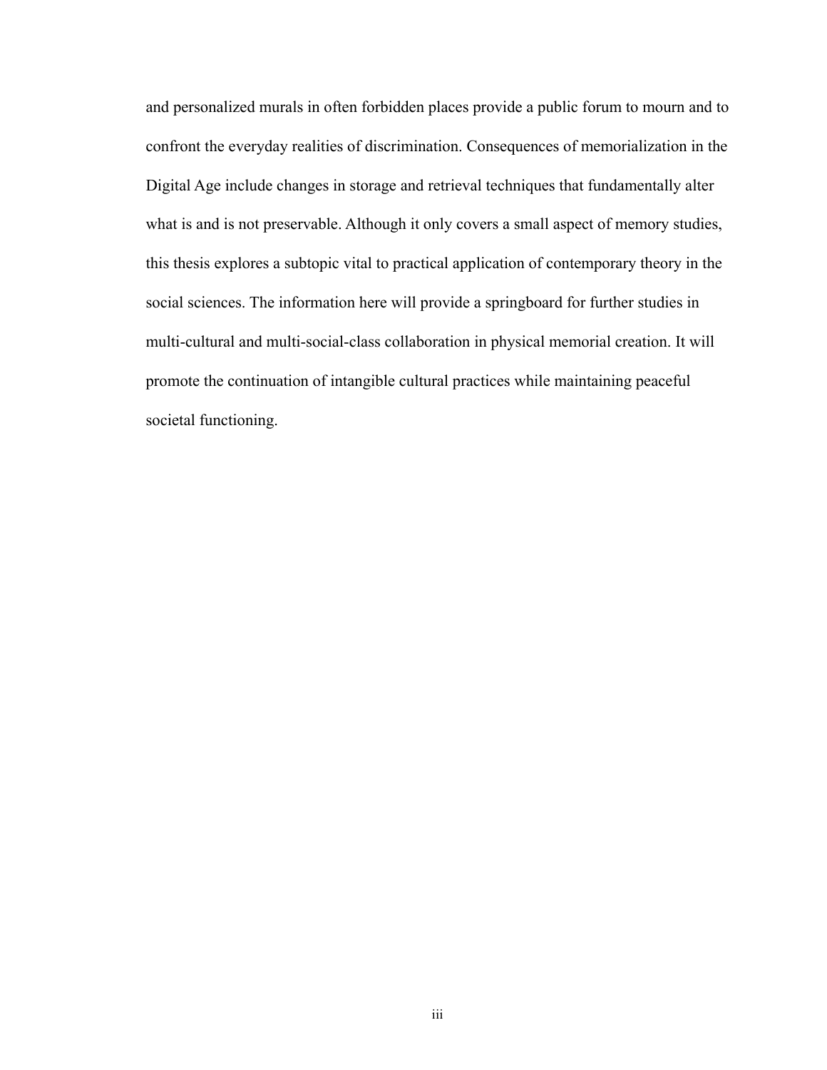and personalized murals in often forbidden places provide a public forum to mourn and to confront the everyday realities of discrimination. Consequences of memorialization in the Digital Age include changes in storage and retrieval techniques that fundamentally alter what is and is not preservable. Although it only covers a small aspect of memory studies, this thesis explores a subtopic vital to practical application of contemporary theory in the social sciences. The information here will provide a springboard for further studies in multi-cultural and multi-social-class collaboration in physical memorial creation. It will promote the continuation of intangible cultural practices while maintaining peaceful societal functioning.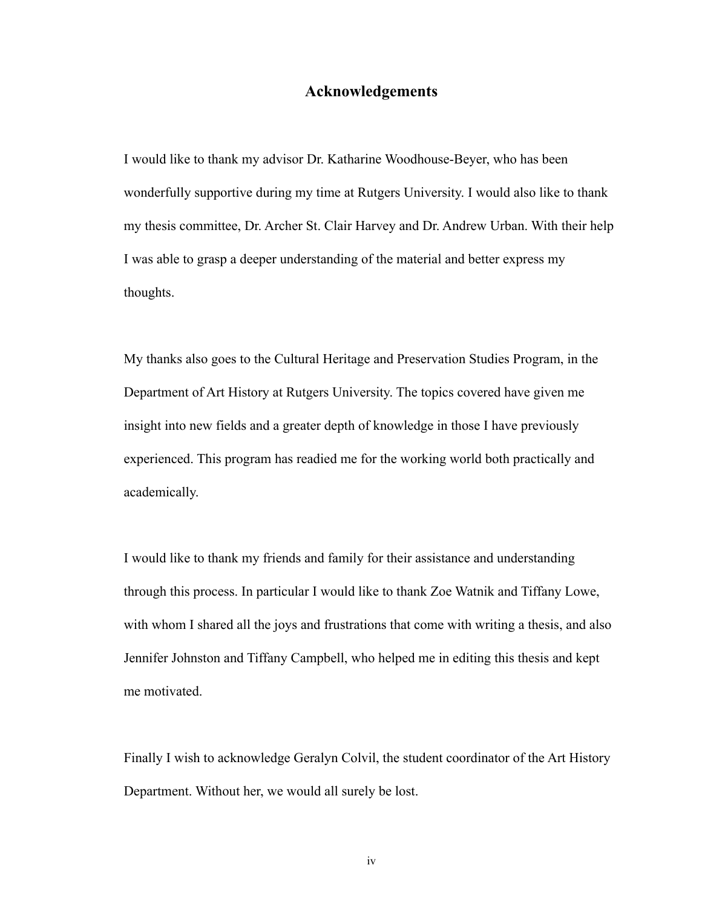# Acknowledgements

I would like to thank my advisor Dr. Katharine Woodhouse-Beyer, who has been wonderfully supportive during my time at Rutgers University. I would also like to thank my thesis committee, Dr. Archer St. Clair Harvey and Dr. Andrew Urban. With their help I was able to grasp a deeper understanding of the material and better express my thoughts.

My thanks also goes to the Cultural Heritage and Preservation Studies Program, in the Department of Art History at Rutgers University. The topics covered have given me insight into new fields and a greater depth of knowledge in those I have previously experienced. This program has readied me for the working world both practically and academically.

I would like to thank my friends and family for their assistance and understanding through this process. In particular I would like to thank Zoe Watnik and Tiffany Lowe, with whom I shared all the joys and frustrations that come with writing a thesis, and also Jennifer Johnston and Tiffany Campbell, who helped me in editing this thesis and kept me motivated.

Finally I wish to acknowledge Geralyn Colvil, the student coordinator of the Art History Department. Without her, we would all surely be lost.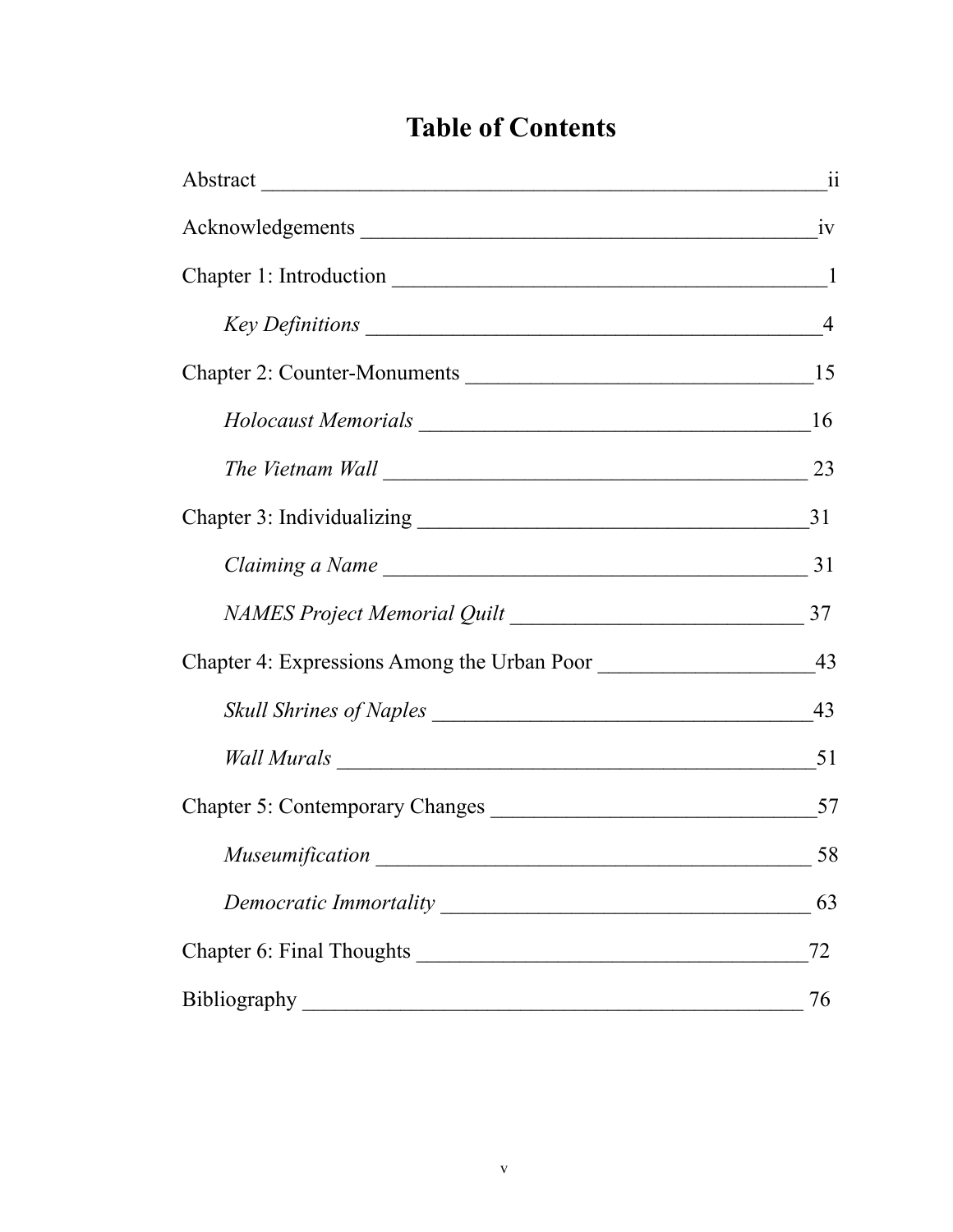# Table of Contents

Abstract ii

Acknowledgements iv

Chapter 1: Introduction 1

- *Key Definitions* 4

Chapter 2: Counter-Monuments 15

- *Holocaust Memorials* 16
- *The Vietnam Wall* 23

Chapter 3: Individualizing 31

- *Claiming a Name* 31
- *NAMES Project Memorial Quilt* 37

Chapter 4: Expressions Among the Urban Poor 43

- *Skull Shrines of Naples* 43
- *Wall Murals* 51

Chapter 5: Contemporary Changes 57

- *Museumification* 58
- *Democratic Immortality* 63

Chapter 6: Final Thoughts 72

Bibliography 76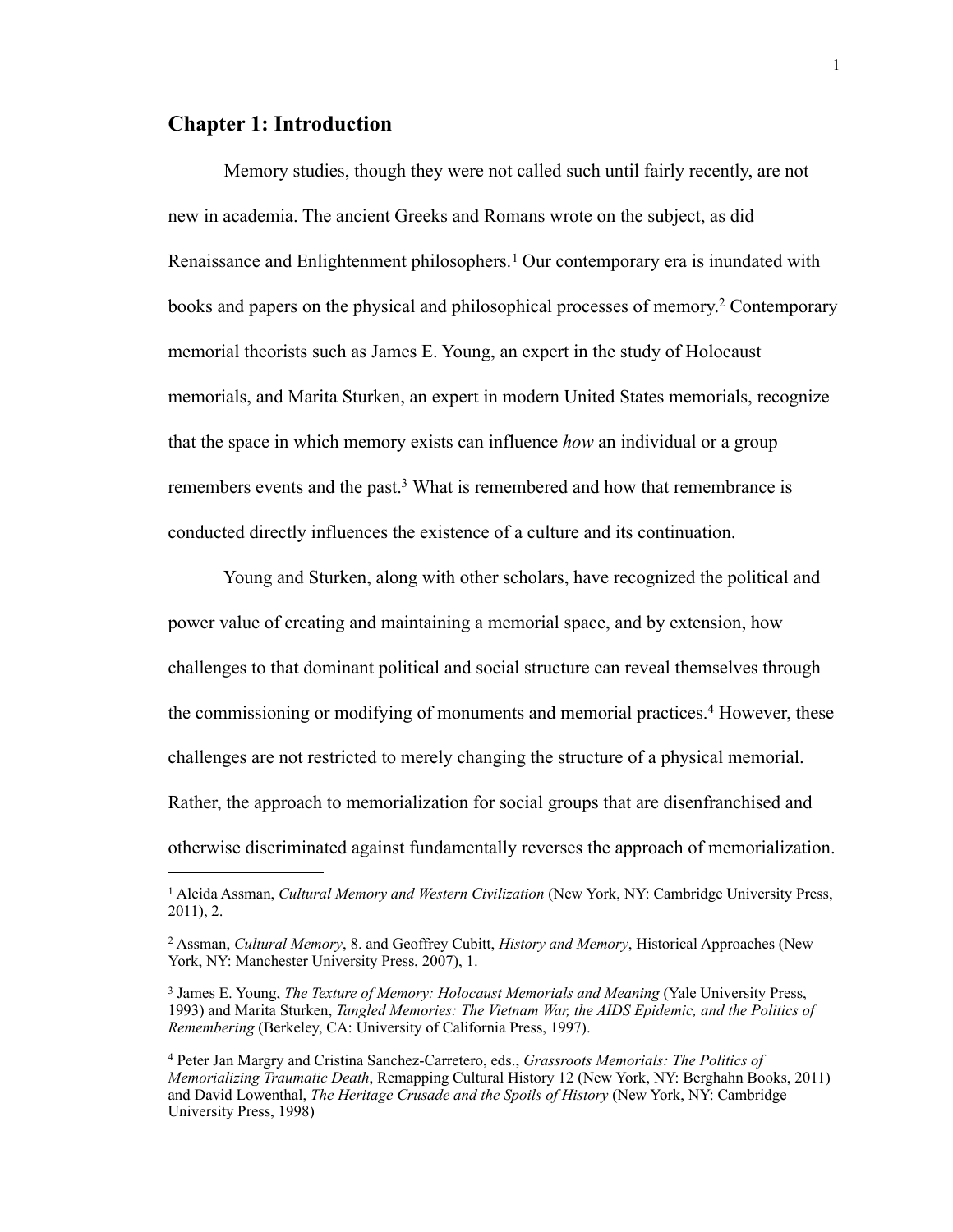# Chapter 1: Introduction

Memory studies, though they were not called such until fairly recently, are not new in academia. The ancient Greeks and Romans wrote on the subject, as did Renaissance and Enlightenment philosophers.[1] Our contemporary era is inundated with books and papers on the physical and philosophical processes of memory.[2] Contemporary memorial theorists such as James E. Young, an expert in the study of Holocaust memorials, and Marita Sturken, an expert in modern United States memorials, recognize that the space in which memory exists can influence *how* an individual or a group remembers events and the past.[3] What is remembered and how that remembrance is conducted directly influences the existence of a culture and its continuation.

Young and Sturken, along with other scholars, have recognized the political and power value of creating and maintaining a memorial space, and by extension, how challenges to that dominant political and social structure can reveal themselves through the commissioning or modifying of monuments and memorial practices.[4] However, these challenges are not restricted to merely changing the structure of a physical memorial. Rather, the approach to memorialization for social groups that are disenfranchised and otherwise discriminated against fundamentally reverses the approach of memorialization.

---

[1] Aleida Assman, *Cultural Memory and Western Civilization* (New York, NY: Cambridge University Press, 2011), 2.

[2] Assman, *Cultural Memory*, 8. and Geoffrey Cubitt, *History and Memory*, Historical Approaches (New York, NY: Manchester University Press, 2007), 1.

[3] James E. Young, *The Texture of Memory: Holocaust Memorials and Meaning* (Yale University Press, 1993) and Marita Sturken, *Tangled Memories: The Vietnam War, the AIDS Epidemic, and the Politics of Remembering* (Berkeley, CA: University of California Press, 1997).

[4] Peter Jan Margry and Cristina Sanchez-Carretero, eds., *Grassroots Memorials: The Politics of Memorializing Traumatic Death*, Remapping Cultural History 12 (New York, NY: Berghahn Books, 2011) and David Lowenthal, *The Heritage Crusade and the Spoils of History* (New York, NY: Cambridge University Press, 1998)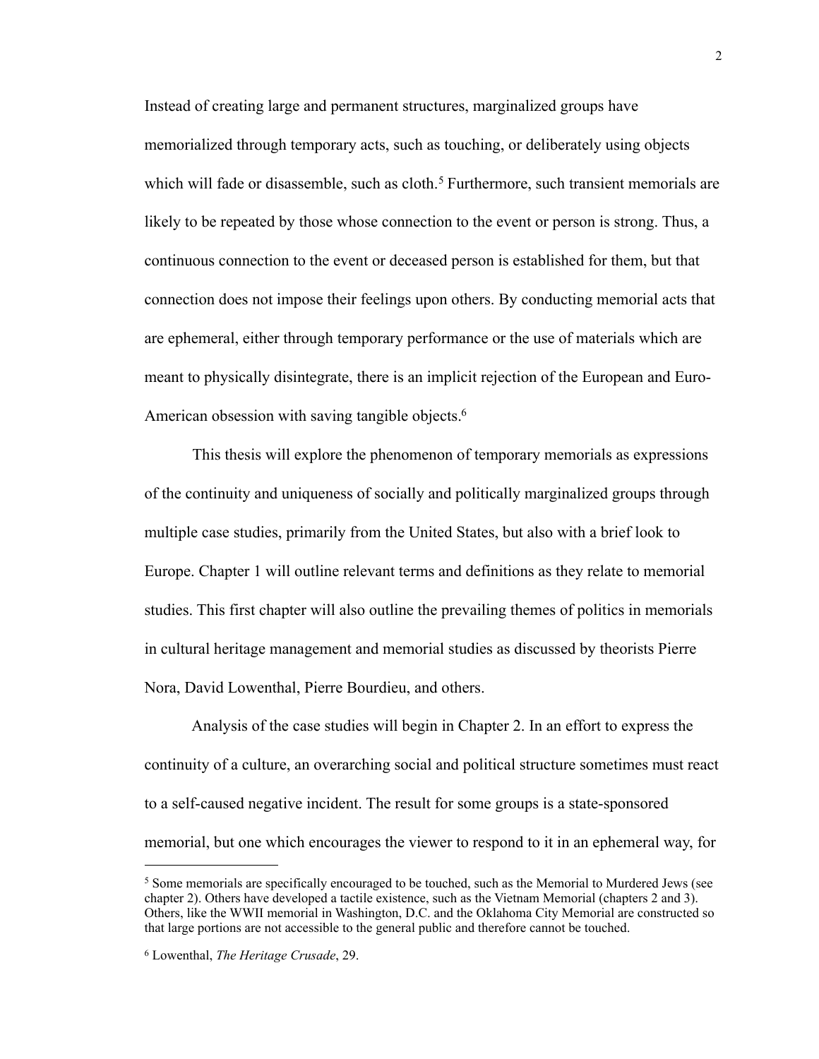Instead of creating large and permanent structures, marginalized groups have memorialized through temporary acts, such as touching, or deliberately using objects which will fade or disassemble, such as cloth.[5] Furthermore, such transient memorials are likely to be repeated by those whose connection to the event or person is strong. Thus, a continuous connection to the event or deceased person is established for them, but that connection does not impose their feelings upon others. By conducting memorial acts that are ephemeral, either through temporary performance or the use of materials which are meant to physically disintegrate, there is an implicit rejection of the European and Euro-American obsession with saving tangible objects.[6]

This thesis will explore the phenomenon of temporary memorials as expressions of the continuity and uniqueness of socially and politically marginalized groups through multiple case studies, primarily from the United States, but also with a brief look to Europe. Chapter 1 will outline relevant terms and definitions as they relate to memorial studies. This first chapter will also outline the prevailing themes of politics in memorials in cultural heritage management and memorial studies as discussed by theorists Pierre Nora, David Lowenthal, Pierre Bourdieu, and others.

Analysis of the case studies will begin in Chapter 2. In an effort to express the continuity of a culture, an overarching social and political structure sometimes must react to a self-caused negative incident. The result for some groups is a state-sponsored memorial, but one which encourages the viewer to respond to it in an ephemeral way, for

---

[5] Some memorials are specifically encouraged to be touched, such as the Memorial to Murdered Jews (see chapter 2). Others have developed a tactile existence, such as the Vietnam Memorial (chapters 2 and 3). Others, like the WWII memorial in Washington, D.C. and the Oklahoma City Memorial are constructed so that large portions are not accessible to the general public and therefore cannot be touched.

[6] Lowenthal, *The Heritage Crusade*, 29.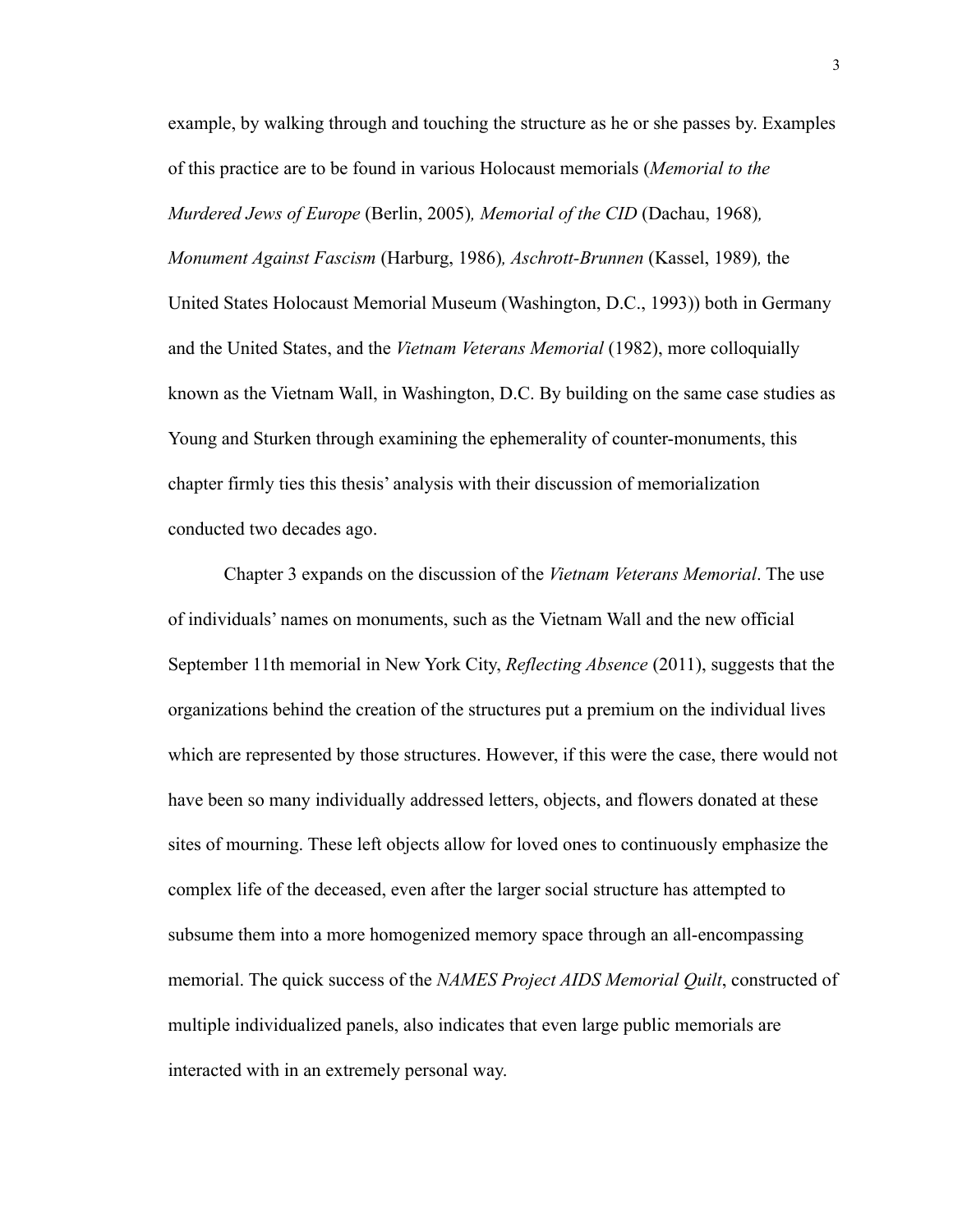example, by walking through and touching the structure as he or she passes by. Examples of this practice are to be found in various Holocaust memorials (*Memorial to the Murdered Jews of Europe* (Berlin, 2005), *Memorial of the CID* (Dachau, 1968), *Monument Against Fascism* (Harburg, 1986), *Aschrott-Brunnen* (Kassel, 1989), the United States Holocaust Memorial Museum (Washington, D.C., 1993)) both in Germany and the United States, and the *Vietnam Veterans Memorial* (1982), more colloquially known as the Vietnam Wall, in Washington, D.C. By building on the same case studies as Young and Sturken through examining the ephemerality of counter-monuments, this chapter firmly ties this thesis' analysis with their discussion of memorialization conducted two decades ago.

Chapter 3 expands on the discussion of the *Vietnam Veterans Memorial*. The use of individuals' names on monuments, such as the Vietnam Wall and the new official September 11th memorial in New York City, *Reflecting Absence* (2011), suggests that the organizations behind the creation of the structures put a premium on the individual lives which are represented by those structures. However, if this were the case, there would not have been so many individually addressed letters, objects, and flowers donated at these sites of mourning. These left objects allow for loved ones to continuously emphasize the complex life of the deceased, even after the larger social structure has attempted to subsume them into a more homogenized memory space through an all-encompassing memorial. The quick success of the *NAMES Project AIDS Memorial Quilt*, constructed of multiple individualized panels, also indicates that even large public memorials are interacted with in an extremely personal way.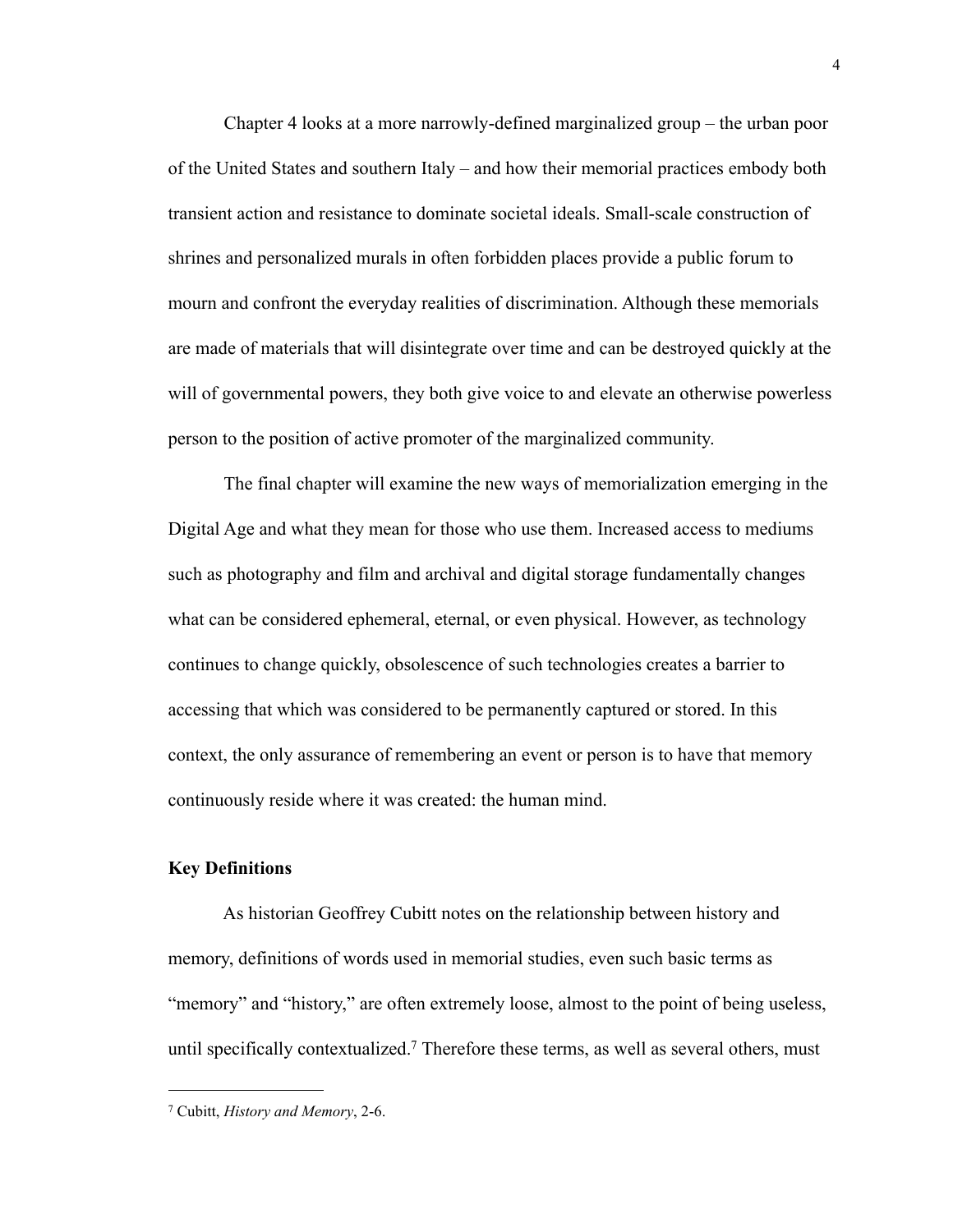Chapter 4 looks at a more narrowly-defined marginalized group – the urban poor of the United States and southern Italy – and how their memorial practices embody both transient action and resistance to dominate societal ideals. Small-scale construction of shrines and personalized murals in often forbidden places provide a public forum to mourn and confront the everyday realities of discrimination. Although these memorials are made of materials that will disintegrate over time and can be destroyed quickly at the will of governmental powers, they both give voice to and elevate an otherwise powerless person to the position of active promoter of the marginalized community.

The final chapter will examine the new ways of memorialization emerging in the Digital Age and what they mean for those who use them. Increased access to mediums such as photography and film and archival and digital storage fundamentally changes what can be considered ephemeral, eternal, or even physical. However, as technology continues to change quickly, obsolescence of such technologies creates a barrier to accessing that which was considered to be permanently captured or stored. In this context, the only assurance of remembering an event or person is to have that memory continuously reside where it was created: the human mind.

**Key Definitions**

As historian Geoffrey Cubitt notes on the relationship between history and memory, definitions of words used in memorial studies, even such basic terms as "memory" and "history," are often extremely loose, almost to the point of being useless, until specifically contextualized.[7] Therefore these terms, as well as several others, must

---

[7] Cubitt, *History and Memory*, 2-6.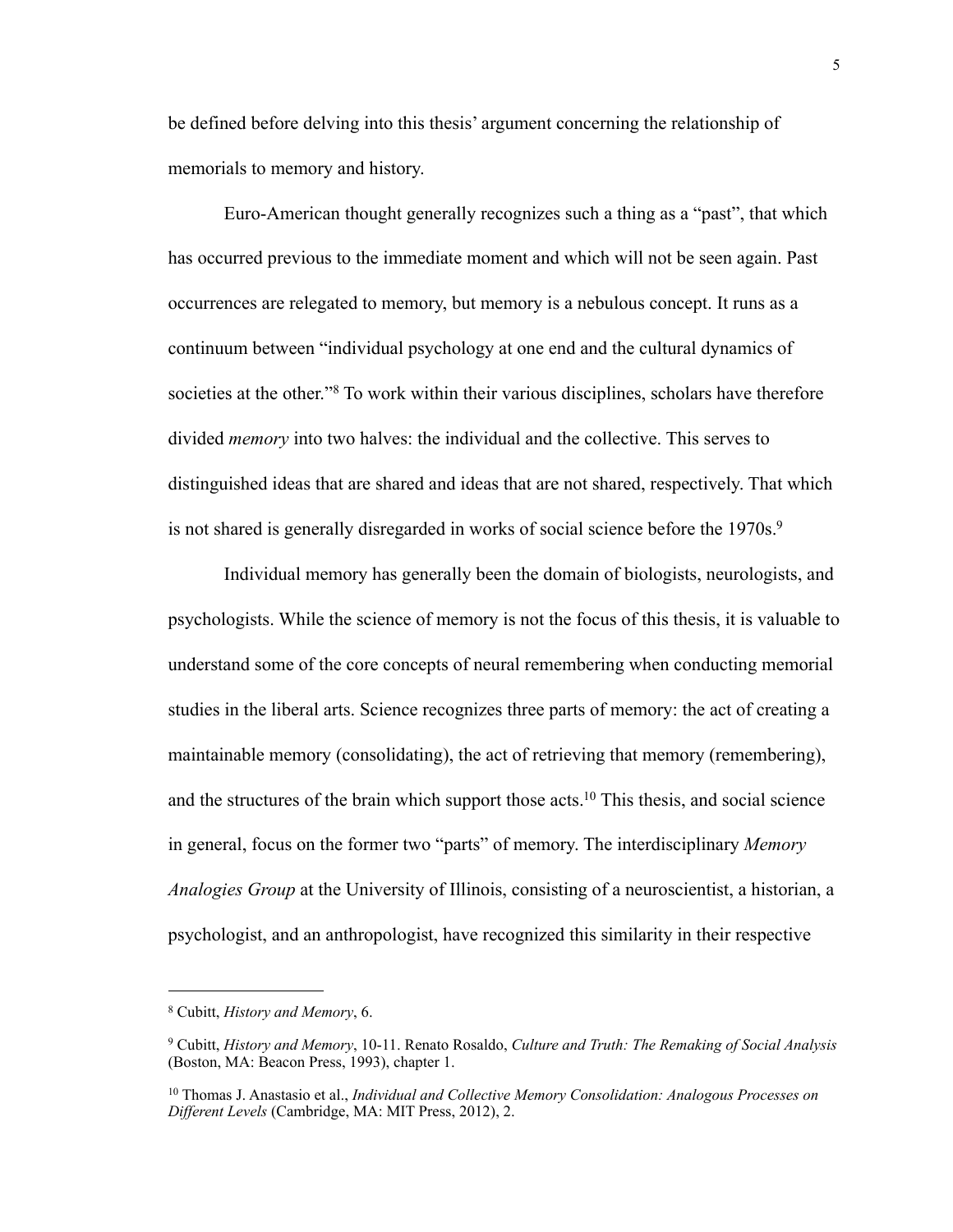be defined before delving into this thesis' argument concerning the relationship of memorials to memory and history.

Euro-American thought generally recognizes such a thing as a "past", that which has occurred previous to the immediate moment and which will not be seen again. Past occurrences are relegated to memory, but memory is a nebulous concept. It runs as a continuum between "individual psychology at one end and the cultural dynamics of societies at the other."[8] To work within their various disciplines, scholars have therefore divided *memory* into two halves: the individual and the collective. This serves to distinguished ideas that are shared and ideas that are not shared, respectively. That which is not shared is generally disregarded in works of social science before the 1970s.[9]

Individual memory has generally been the domain of biologists, neurologists, and psychologists. While the science of memory is not the focus of this thesis, it is valuable to understand some of the core concepts of neural remembering when conducting memorial studies in the liberal arts. Science recognizes three parts of memory: the act of creating a maintainable memory (consolidating), the act of retrieving that memory (remembering), and the structures of the brain which support those acts.[10] This thesis, and social science in general, focus on the former two "parts" of memory. The interdisciplinary *Memory Analogies Group* at the University of Illinois, consisting of a neuroscientist, a historian, a psychologist, and an anthropologist, have recognized this similarity in their respective

---

[8] Cubitt, *History and Memory*, 6.

[9] Cubitt, *History and Memory*, 10-11. Renato Rosaldo, *Culture and Truth: The Remaking of Social Analysis* (Boston, MA: Beacon Press, 1993), chapter 1.

[10] Thomas J. Anastasio et al., *Individual and Collective Memory Consolidation: Analogous Processes on Different Levels* (Cambridge, MA: MIT Press, 2012), 2.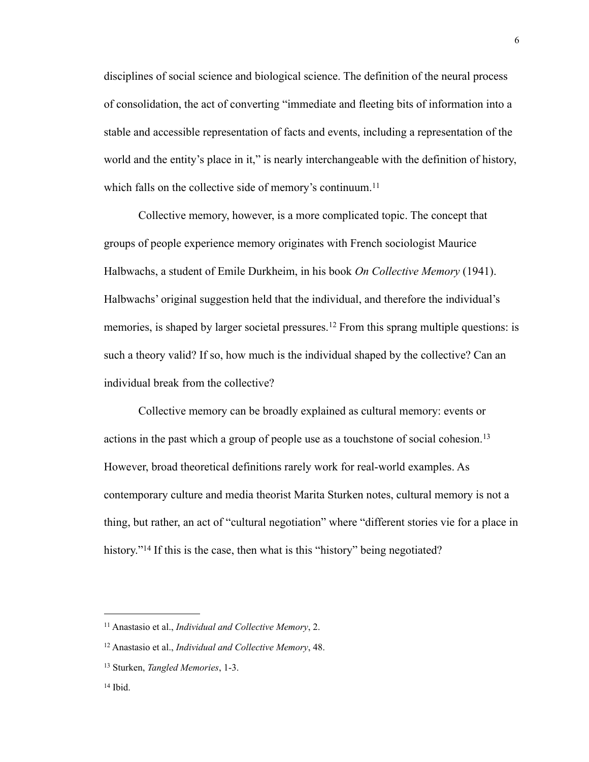disciplines of social science and biological science. The definition of the neural process of consolidation, the act of converting "immediate and fleeting bits of information into a stable and accessible representation of facts and events, including a representation of the world and the entity's place in it," is nearly interchangeable with the definition of history, which falls on the collective side of memory's continuum.[11]

Collective memory, however, is a more complicated topic. The concept that groups of people experience memory originates with French sociologist Maurice Halbwachs, a student of Emile Durkheim, in his book *On Collective Memory* (1941). Halbwachs' original suggestion held that the individual, and therefore the individual's memories, is shaped by larger societal pressures.[12] From this sprang multiple questions: is such a theory valid? If so, how much is the individual shaped by the collective? Can an individual break from the collective?

Collective memory can be broadly explained as cultural memory: events or actions in the past which a group of people use as a touchstone of social cohesion.[13] However, broad theoretical definitions rarely work for real-world examples. As contemporary culture and media theorist Marita Sturken notes, cultural memory is not a thing, but rather, an act of "cultural negotiation" where "different stories vie for a place in history."[14] If this is the case, then what is this "history" being negotiated?

---

[11] Anastasio et al., *Individual and Collective Memory*, 2.

[12] Anastasio et al., *Individual and Collective Memory*, 48.

[13] Sturken, *Tangled Memories*, 1-3.

[14] Ibid.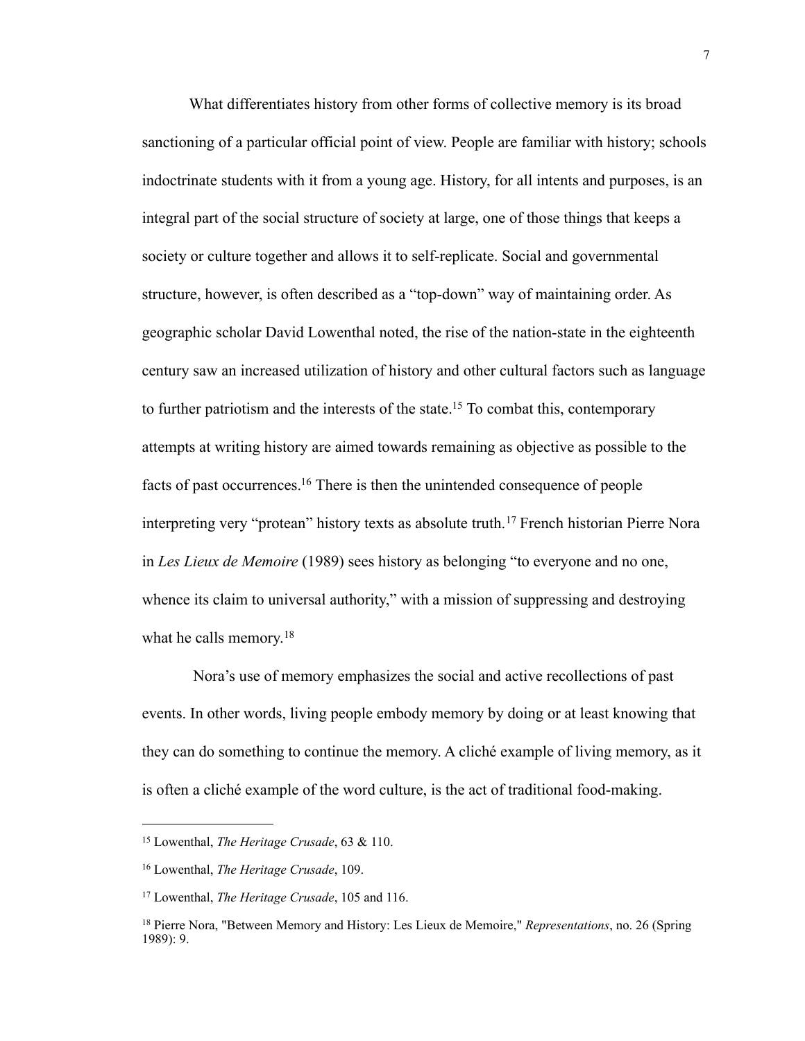What differentiates history from other forms of collective memory is its broad sanctioning of a particular official point of view. People are familiar with history; schools indoctrinate students with it from a young age. History, for all intents and purposes, is an integral part of the social structure of society at large, one of those things that keeps a society or culture together and allows it to self-replicate. Social and governmental structure, however, is often described as a "top-down" way of maintaining order. As geographic scholar David Lowenthal noted, the rise of the nation-state in the eighteenth century saw an increased utilization of history and other cultural factors such as language to further patriotism and the interests of the state.[15] To combat this, contemporary attempts at writing history are aimed towards remaining as objective as possible to the facts of past occurrences.[16] There is then the unintended consequence of people interpreting very "protean" history texts as absolute truth.[17] French historian Pierre Nora in *Les Lieux de Memoire* (1989) sees history as belonging "to everyone and no one, whence its claim to universal authority," with a mission of suppressing and destroying what he calls memory.[18]

Nora's use of memory emphasizes the social and active recollections of past events. In other words, living people embody memory by doing or at least knowing that they can do something to continue the memory. A cliché example of living memory, as it is often a cliché example of the word culture, is the act of traditional food-making.

---

[15] Lowenthal, *The Heritage Crusade*, 63 & 110.

[16] Lowenthal, *The Heritage Crusade*, 109.

[17] Lowenthal, *The Heritage Crusade*, 105 and 116.

[18] Pierre Nora, "Between Memory and History: Les Lieux de Memoire," *Representations*, no. 26 (Spring 1989): 9.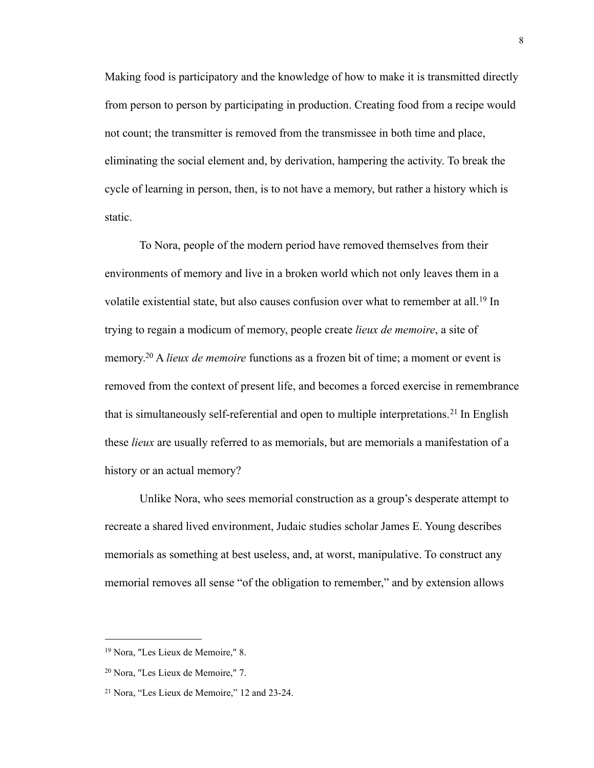Making food is participatory and the knowledge of how to make it is transmitted directly from person to person by participating in production. Creating food from a recipe would not count; the transmitter is removed from the transmissee in both time and place, eliminating the social element and, by derivation, hampering the activity. To break the cycle of learning in person, then, is to not have a memory, but rather a history which is static.

To Nora, people of the modern period have removed themselves from their environments of memory and live in a broken world which not only leaves them in a volatile existential state, but also causes confusion over what to remember at all.[19] In trying to regain a modicum of memory, people create *lieux de memoire*, a site of memory.[20] A *lieux de memoire* functions as a frozen bit of time; a moment or event is removed from the context of present life, and becomes a forced exercise in remembrance that is simultaneously self-referential and open to multiple interpretations.[21] In English these *lieux* are usually referred to as memorials, but are memorials a manifestation of a history or an actual memory?

Unlike Nora, who sees memorial construction as a group's desperate attempt to recreate a shared lived environment, Judaic studies scholar James E. Young describes memorials as something at best useless, and, at worst, manipulative. To construct any memorial removes all sense "of the obligation to remember," and by extension allows

---

[19] Nora, "Les Lieux de Memoire," 8.

[20] Nora, "Les Lieux de Memoire," 7.

[21] Nora, "Les Lieux de Memoire," 12 and 23-24.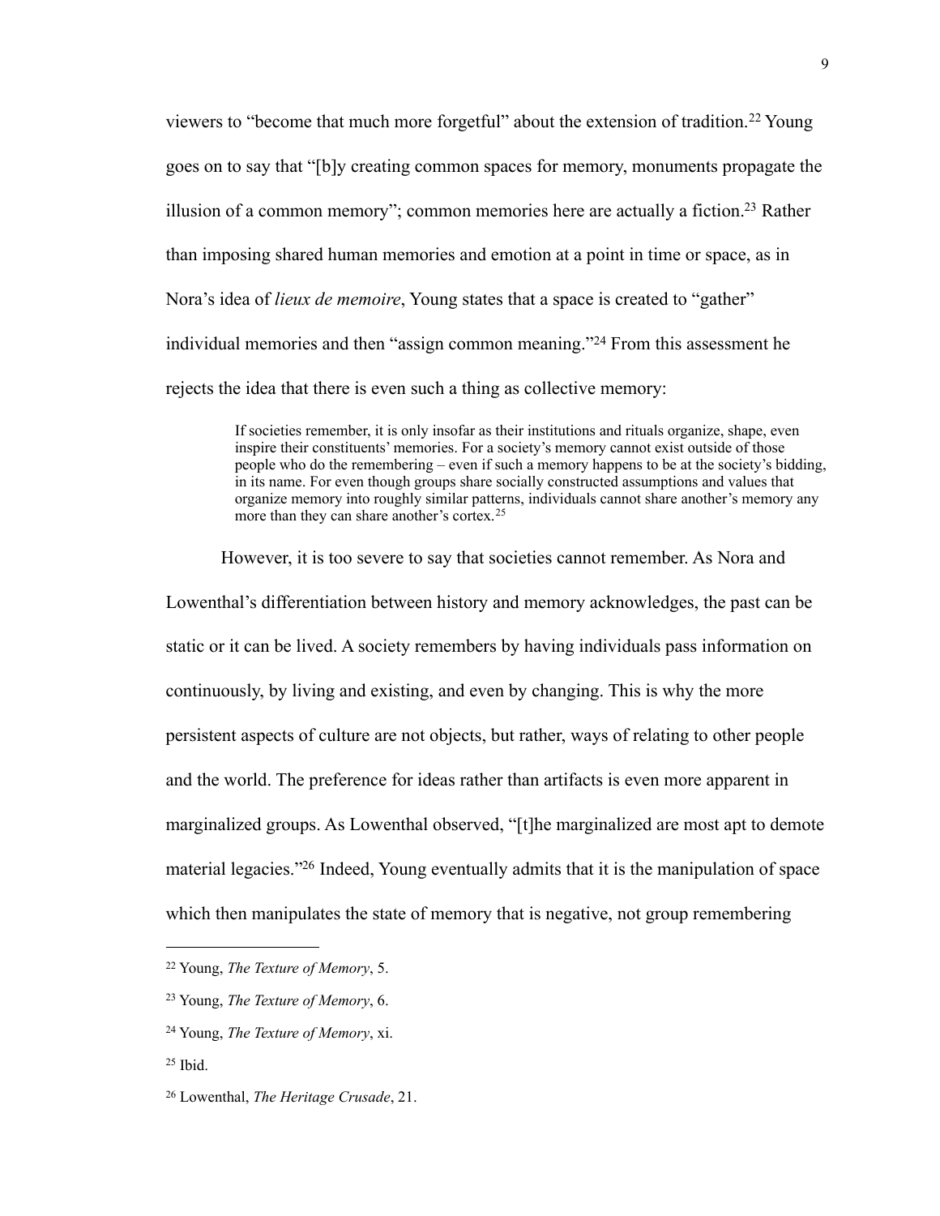viewers to "become that much more forgetful" about the extension of tradition.[22] Young goes on to say that "[b]y creating common spaces for memory, monuments propagate the illusion of a common memory"; common memories here are actually a fiction.[23] Rather than imposing shared human memories and emotion at a point in time or space, as in Nora's idea of *lieux de memoire*, Young states that a space is created to "gather" individual memories and then "assign common meaning."[24] From this assessment he rejects the idea that there is even such a thing as collective memory:

> If societies remember, it is only insofar as their institutions and rituals organize, shape, even inspire their constituents' memories. For a society's memory cannot exist outside of those people who do the remembering – even if such a memory happens to be at the society's bidding, in its name. For even though groups share socially constructed assumptions and values that organize memory into roughly similar patterns, individuals cannot share another's memory any more than they can share another's cortex.[25]

However, it is too severe to say that societies cannot remember. As Nora and Lowenthal's differentiation between history and memory acknowledges, the past can be static or it can be lived. A society remembers by having individuals pass information on continuously, by living and existing, and even by changing. This is why the more persistent aspects of culture are not objects, but rather, ways of relating to other people and the world. The preference for ideas rather than artifacts is even more apparent in marginalized groups. As Lowenthal observed, "[t]he marginalized are most apt to demote material legacies."[26] Indeed, Young eventually admits that it is the manipulation of space which then manipulates the state of memory that is negative, not group remembering

---

[22] Young, *The Texture of Memory*, 5.

[23] Young, *The Texture of Memory*, 6.

[24] Young, *The Texture of Memory*, xi.

[25] Ibid.

[26] Lowenthal, *The Heritage Crusade*, 21.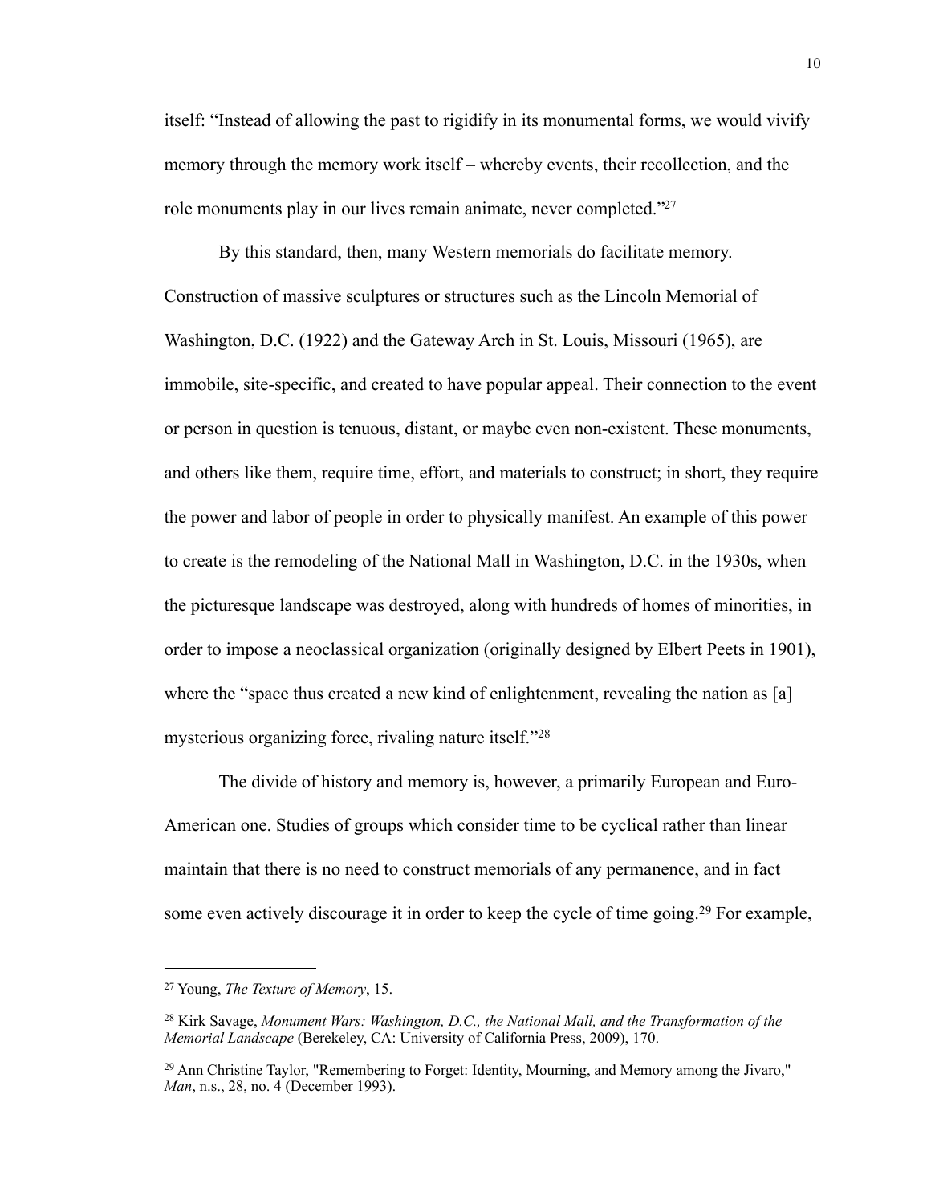itself: "Instead of allowing the past to rigidify in its monumental forms, we would vivify memory through the memory work itself – whereby events, their recollection, and the role monuments play in our lives remain animate, never completed."[27]

By this standard, then, many Western memorials do facilitate memory. Construction of massive sculptures or structures such as the Lincoln Memorial of Washington, D.C. (1922) and the Gateway Arch in St. Louis, Missouri (1965), are immobile, site-specific, and created to have popular appeal. Their connection to the event or person in question is tenuous, distant, or maybe even non-existent. These monuments, and others like them, require time, effort, and materials to construct; in short, they require the power and labor of people in order to physically manifest. An example of this power to create is the remodeling of the National Mall in Washington, D.C. in the 1930s, when the picturesque landscape was destroyed, along with hundreds of homes of minorities, in order to impose a neoclassical organization (originally designed by Elbert Peets in 1901), where the "space thus created a new kind of enlightenment, revealing the nation as [a] mysterious organizing force, rivaling nature itself."[28]

The divide of history and memory is, however, a primarily European and Euro-American one. Studies of groups which consider time to be cyclical rather than linear maintain that there is no need to construct memorials of any permanence, and in fact some even actively discourage it in order to keep the cycle of time going.[29] For example,

---

[27] Young, *The Texture of Memory*, 15.

[28] Kirk Savage, *Monument Wars: Washington, D.C., the National Mall, and the Transformation of the Memorial Landscape* (Berekeley, CA: University of California Press, 2009), 170.

[29] Ann Christine Taylor, "Remembering to Forget: Identity, Mourning, and Memory among the Jivaro," *Man*, n.s., 28, no. 4 (December 1993).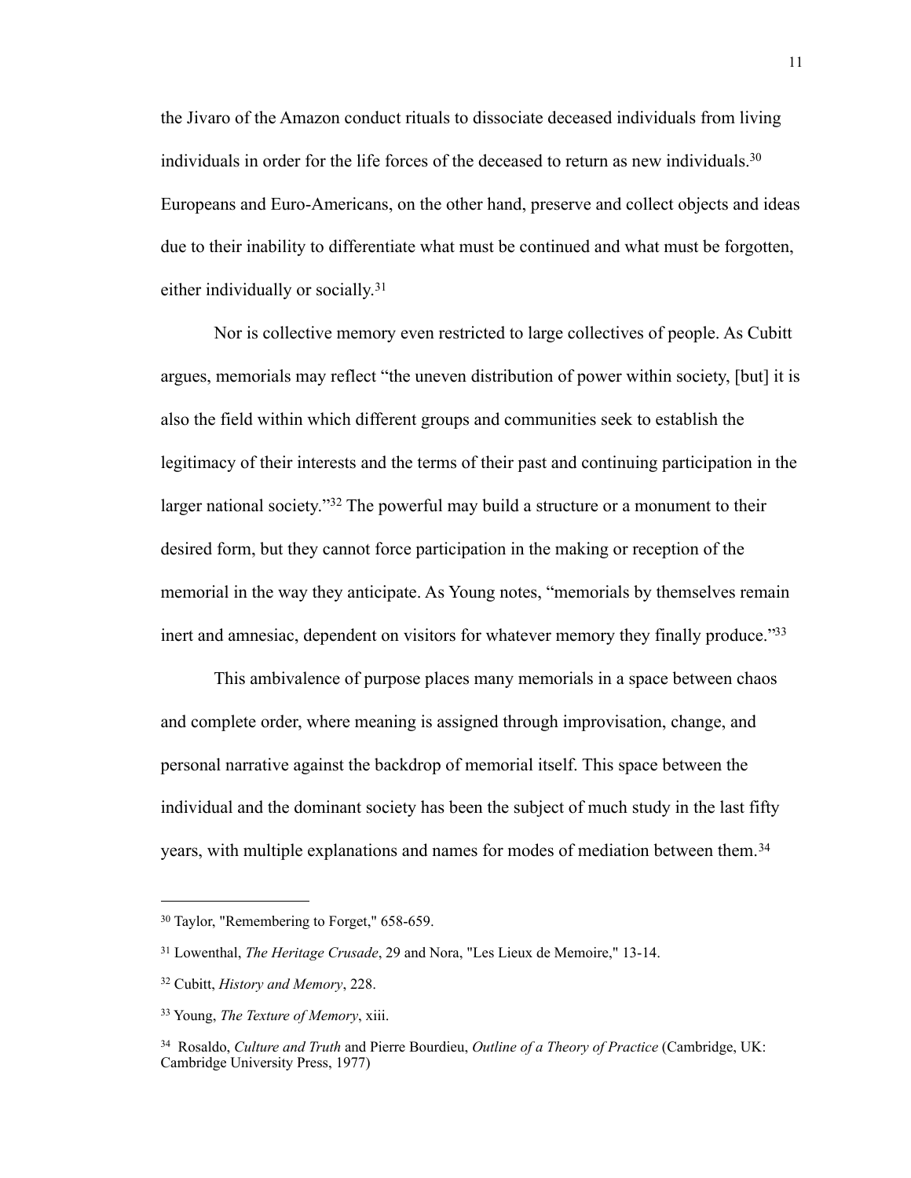the Jivaro of the Amazon conduct rituals to dissociate deceased individuals from living individuals in order for the life forces of the deceased to return as new individuals.[30] Europeans and Euro-Americans, on the other hand, preserve and collect objects and ideas due to their inability to differentiate what must be continued and what must be forgotten, either individually or socially.[31]

Nor is collective memory even restricted to large collectives of people. As Cubitt argues, memorials may reflect "the uneven distribution of power within society, [but] it is also the field within which different groups and communities seek to establish the legitimacy of their interests and the terms of their past and continuing participation in the larger national society."[32] The powerful may build a structure or a monument to their desired form, but they cannot force participation in the making or reception of the memorial in the way they anticipate. As Young notes, "memorials by themselves remain inert and amnesiac, dependent on visitors for whatever memory they finally produce."[33]

This ambivalence of purpose places many memorials in a space between chaos and complete order, where meaning is assigned through improvisation, change, and personal narrative against the backdrop of memorial itself. This space between the individual and the dominant society has been the subject of much study in the last fifty years, with multiple explanations and names for modes of mediation between them.[34]

---

[30] Taylor, "Remembering to Forget," 658-659.

[31] Lowenthal, *The Heritage Crusade*, 29 and Nora, "Les Lieux de Memoire," 13-14.

[32] Cubitt, *History and Memory*, 228.

[33] Young, *The Texture of Memory*, xiii.

[34] Rosaldo, *Culture and Truth* and Pierre Bourdieu, *Outline of a Theory of Practice* (Cambridge, UK: Cambridge University Press, 1977)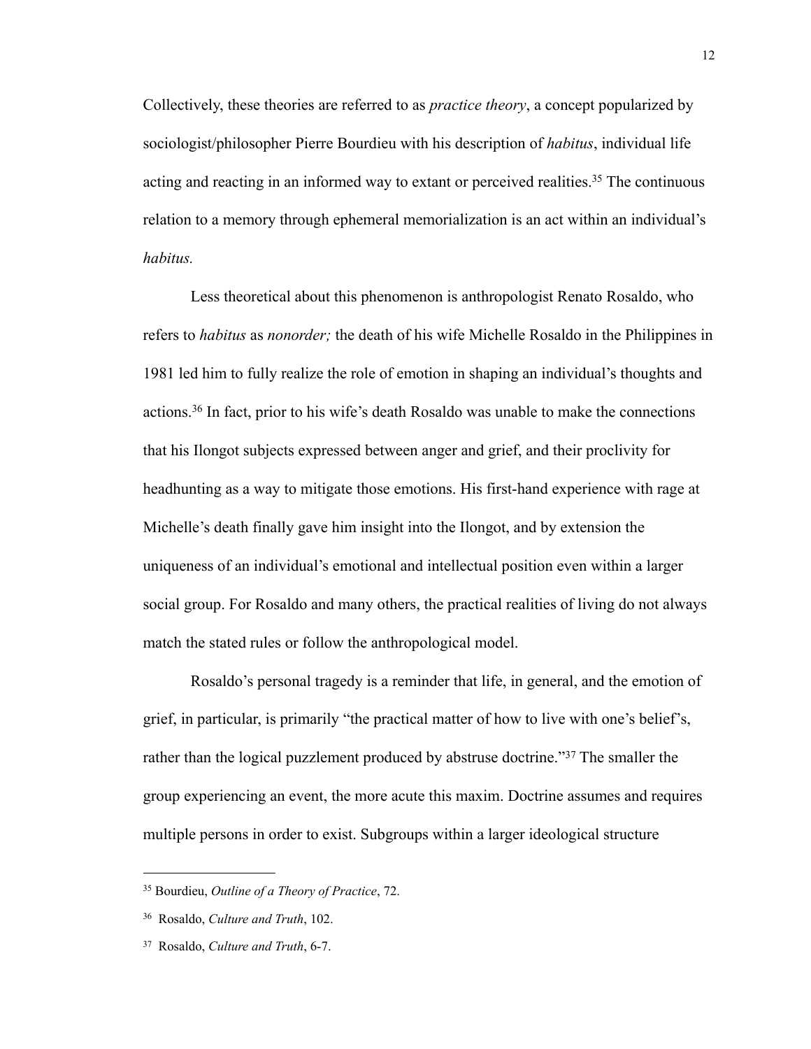Collectively, these theories are referred to as *practice theory*, a concept popularized by sociologist/philosopher Pierre Bourdieu with his description of *habitus*, individual life acting and reacting in an informed way to extant or perceived realities.[35] The continuous relation to a memory through ephemeral memorialization is an act within an individual's *habitus.*

Less theoretical about this phenomenon is anthropologist Renato Rosaldo, who refers to *habitus* as *nonorder;* the death of his wife Michelle Rosaldo in the Philippines in 1981 led him to fully realize the role of emotion in shaping an individual's thoughts and actions.[36] In fact, prior to his wife's death Rosaldo was unable to make the connections that his Ilongot subjects expressed between anger and grief, and their proclivity for headhunting as a way to mitigate those emotions. His first-hand experience with rage at Michelle's death finally gave him insight into the Ilongot, and by extension the uniqueness of an individual's emotional and intellectual position even within a larger social group. For Rosaldo and many others, the practical realities of living do not always match the stated rules or follow the anthropological model.

Rosaldo's personal tragedy is a reminder that life, in general, and the emotion of grief, in particular, is primarily "the practical matter of how to live with one's belief's, rather than the logical puzzlement produced by abstruse doctrine."[37] The smaller the group experiencing an event, the more acute this maxim. Doctrine assumes and requires multiple persons in order to exist. Subgroups within a larger ideological structure

---

[35] Bourdieu, *Outline of a Theory of Practice*, 72.

[36] Rosaldo, *Culture and Truth*, 102.

[37] Rosaldo, *Culture and Truth*, 6-7.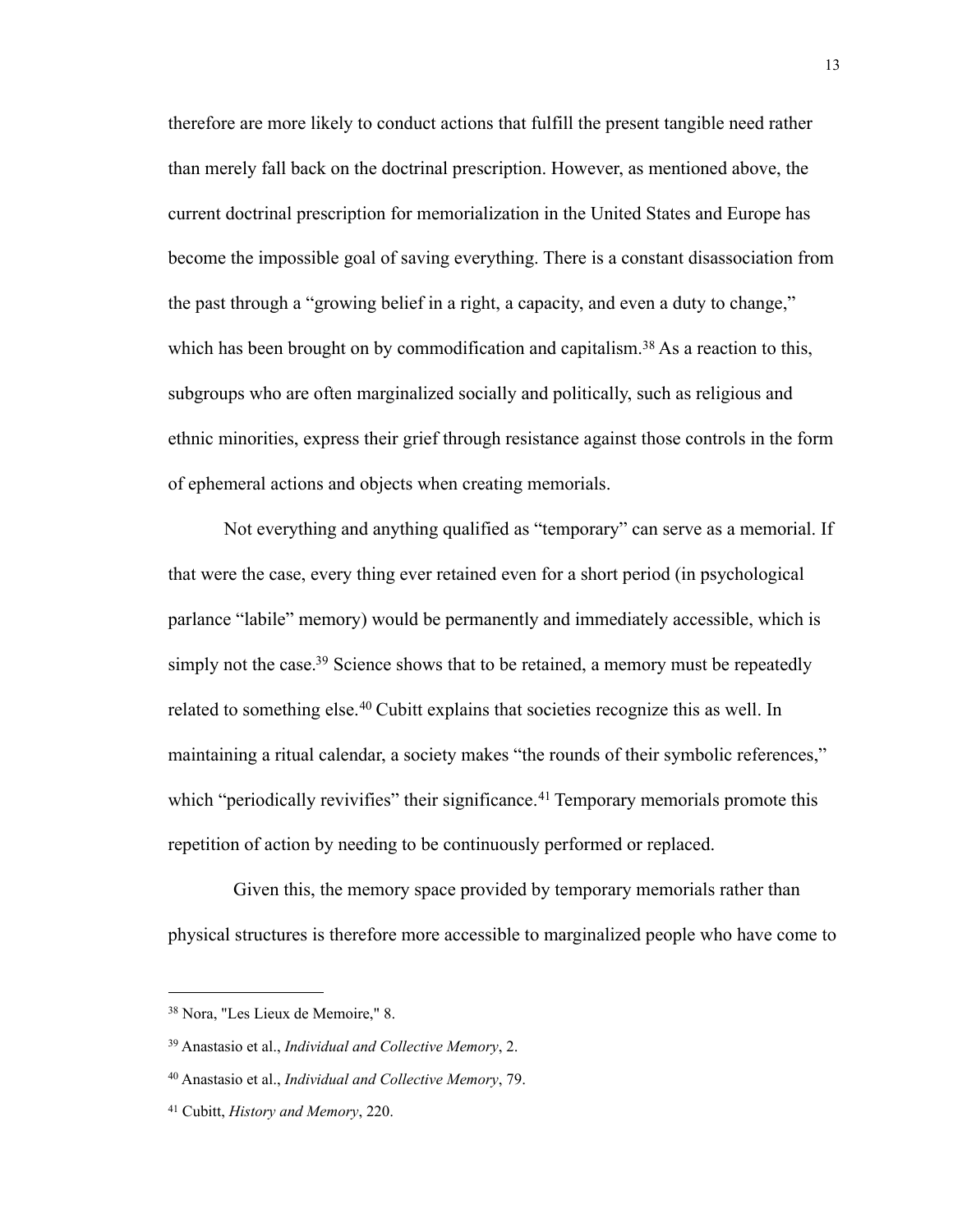therefore are more likely to conduct actions that fulfill the present tangible need rather than merely fall back on the doctrinal prescription. However, as mentioned above, the current doctrinal prescription for memorialization in the United States and Europe has become the impossible goal of saving everything. There is a constant disassociation from the past through a "growing belief in a right, a capacity, and even a duty to change," which has been brought on by commodification and capitalism.[38] As a reaction to this, subgroups who are often marginalized socially and politically, such as religious and ethnic minorities, express their grief through resistance against those controls in the form of ephemeral actions and objects when creating memorials.

Not everything and anything qualified as "temporary" can serve as a memorial. If that were the case, every thing ever retained even for a short period (in psychological parlance "labile" memory) would be permanently and immediately accessible, which is simply not the case.[39] Science shows that to be retained, a memory must be repeatedly related to something else.[40] Cubitt explains that societies recognize this as well. In maintaining a ritual calendar, a society makes "the rounds of their symbolic references," which "periodically revivifies" their significance.[41] Temporary memorials promote this repetition of action by needing to be continuously performed or replaced.

Given this, the memory space provided by temporary memorials rather than physical structures is therefore more accessible to marginalized people who have come to

---

[38] Nora, "Les Lieux de Memoire," 8.

[39] Anastasio et al., *Individual and Collective Memory*, 2.

[40] Anastasio et al., *Individual and Collective Memory*, 79.

[41] Cubitt, *History and Memory*, 220.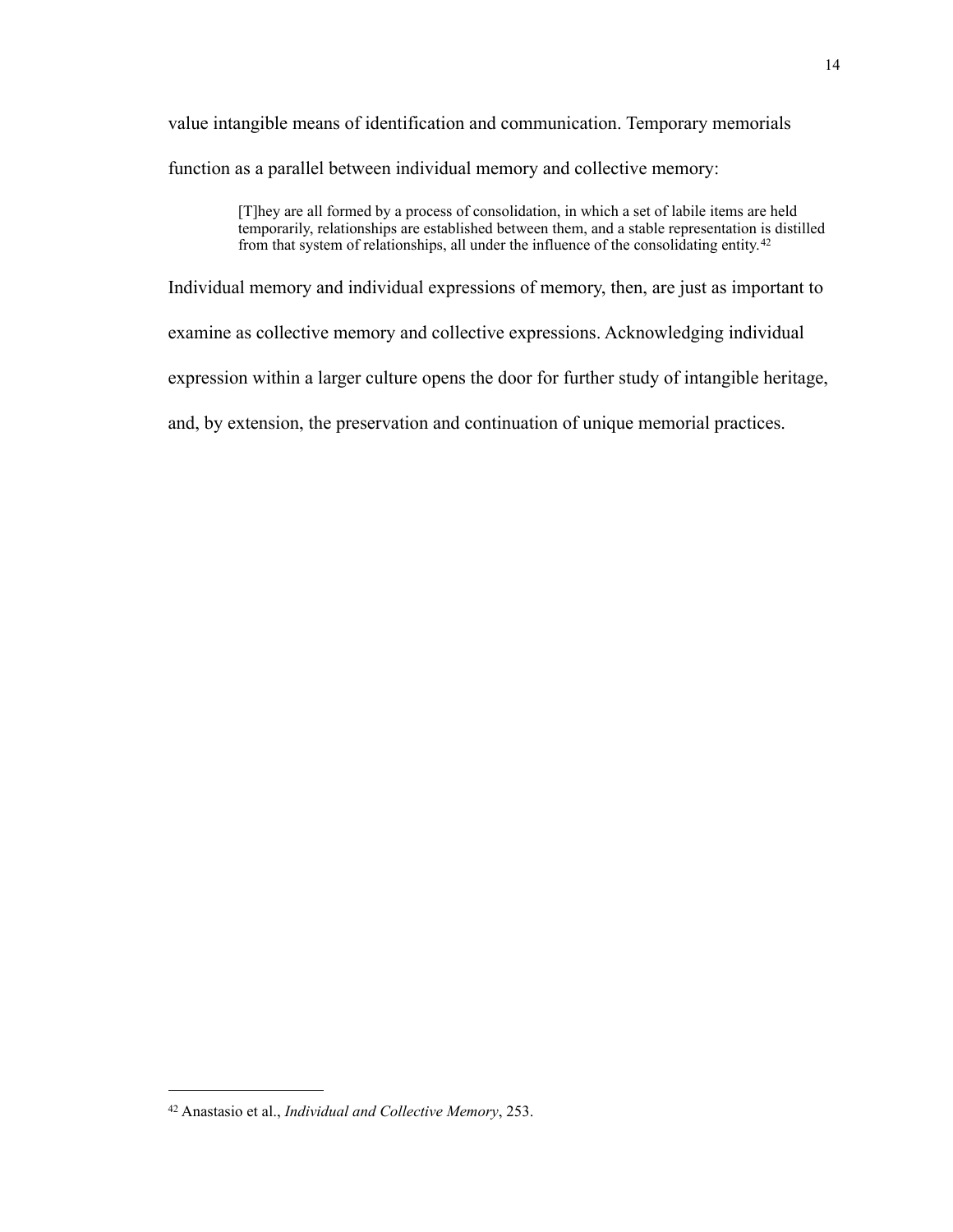value intangible means of identification and communication. Temporary memorials function as a parallel between individual memory and collective memory:

> [T]hey are all formed by a process of consolidation, in which a set of labile items are held temporarily, relationships are established between them, and a stable representation is distilled from that system of relationships, all under the influence of the consolidating entity.[42]

Individual memory and individual expressions of memory, then, are just as important to examine as collective memory and collective expressions. Acknowledging individual expression within a larger culture opens the door for further study of intangible heritage, and, by extension, the preservation and continuation of unique memorial practices.

---

[42] Anastasio et al., *Individual and Collective Memory*, 253.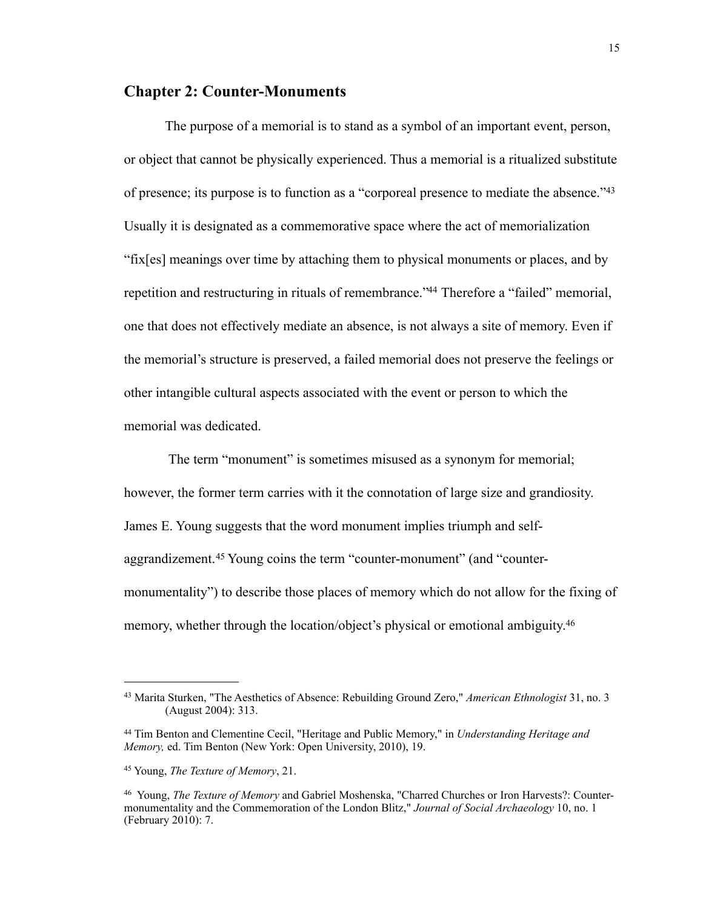## Chapter 2: Counter-Monuments

The purpose of a memorial is to stand as a symbol of an important event, person, or object that cannot be physically experienced. Thus a memorial is a ritualized substitute of presence; its purpose is to function as a "corporeal presence to mediate the absence."[43] Usually it is designated as a commemorative space where the act of memorialization "fix[es] meanings over time by attaching them to physical monuments or places, and by repetition and restructuring in rituals of remembrance."[44] Therefore a "failed" memorial, one that does not effectively mediate an absence, is not always a site of memory. Even if the memorial's structure is preserved, a failed memorial does not preserve the feelings or other intangible cultural aspects associated with the event or person to which the memorial was dedicated.

The term "monument" is sometimes misused as a synonym for memorial; however, the former term carries with it the connotation of large size and grandiosity. James E. Young suggests that the word monument implies triumph and self-aggrandizement.[45] Young coins the term "counter-monument" (and "counter-monumentality") to describe those places of memory which do not allow for the fixing of memory, whether through the location/object's physical or emotional ambiguity.[46]

---

[43] Marita Sturken, "The Aesthetics of Absence: Rebuilding Ground Zero," *American Ethnologist* 31, no. 3 (August 2004): 313.

[44] Tim Benton and Clementine Cecil, "Heritage and Public Memory," in *Understanding Heritage and Memory,* ed. Tim Benton (New York: Open University, 2010), 19.

[45] Young, *The Texture of Memory*, 21.

[46] Young, *The Texture of Memory* and Gabriel Moshenska, "Charred Churches or Iron Harvests?: Counter-monumentality and the Commemoration of the London Blitz," *Journal of Social Archaeology* 10, no. 1 (February 2010): 7.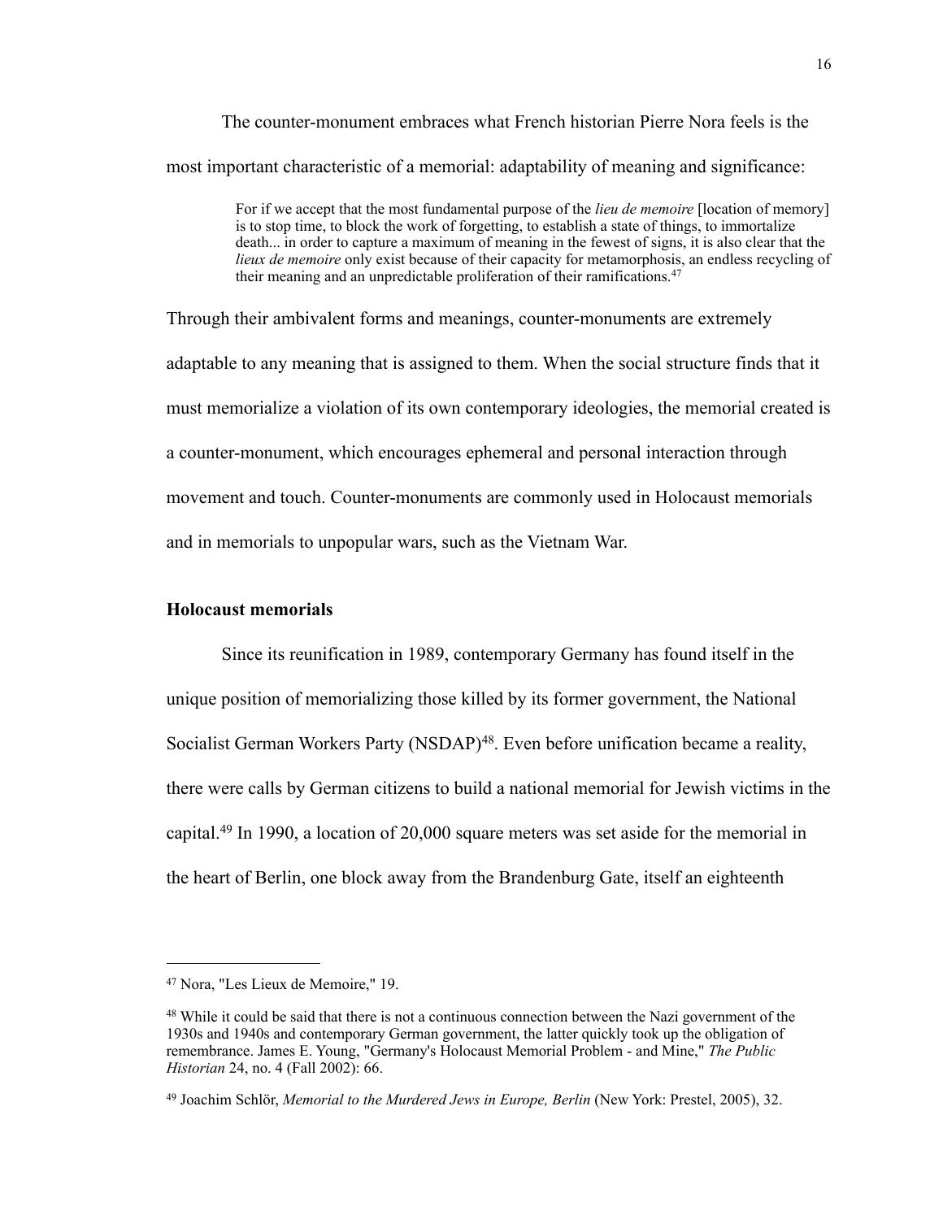The counter-monument embraces what French historian Pierre Nora feels is the most important characteristic of a memorial: adaptability of meaning and significance:

> For if we accept that the most fundamental purpose of the *lieu de memoire* [location of memory] is to stop time, to block the work of forgetting, to establish a state of things, to immortalize death... in order to capture a maximum of meaning in the fewest of signs, it is also clear that the *lieux de memoire* only exist because of their capacity for metamorphosis, an endless recycling of their meaning and an unpredictable proliferation of their ramifications.[47]

Through their ambivalent forms and meanings, counter-monuments are extremely adaptable to any meaning that is assigned to them. When the social structure finds that it must memorialize a violation of its own contemporary ideologies, the memorial created is a counter-monument, which encourages ephemeral and personal interaction through movement and touch. Counter-monuments are commonly used in Holocaust memorials and in memorials to unpopular wars, such as the Vietnam War.

**Holocaust memorials**

Since its reunification in 1989, contemporary Germany has found itself in the unique position of memorializing those killed by its former government, the National Socialist German Workers Party (NSDAP)[48]. Even before unification became a reality, there were calls by German citizens to build a national memorial for Jewish victims in the capital.[49] In 1990, a location of 20,000 square meters was set aside for the memorial in the heart of Berlin, one block away from the Brandenburg Gate, itself an eighteenth

---

[47] Nora, "Les Lieux de Memoire," 19.

[48] While it could be said that there is not a continuous connection between the Nazi government of the 1930s and 1940s and contemporary German government, the latter quickly took up the obligation of remembrance. James E. Young, "Germany's Holocaust Memorial Problem - and Mine," *The Public Historian* 24, no. 4 (Fall 2002): 66.

[49] Joachim Schlör, *Memorial to the Murdered Jews in Europe, Berlin* (New York: Prestel, 2005), 32.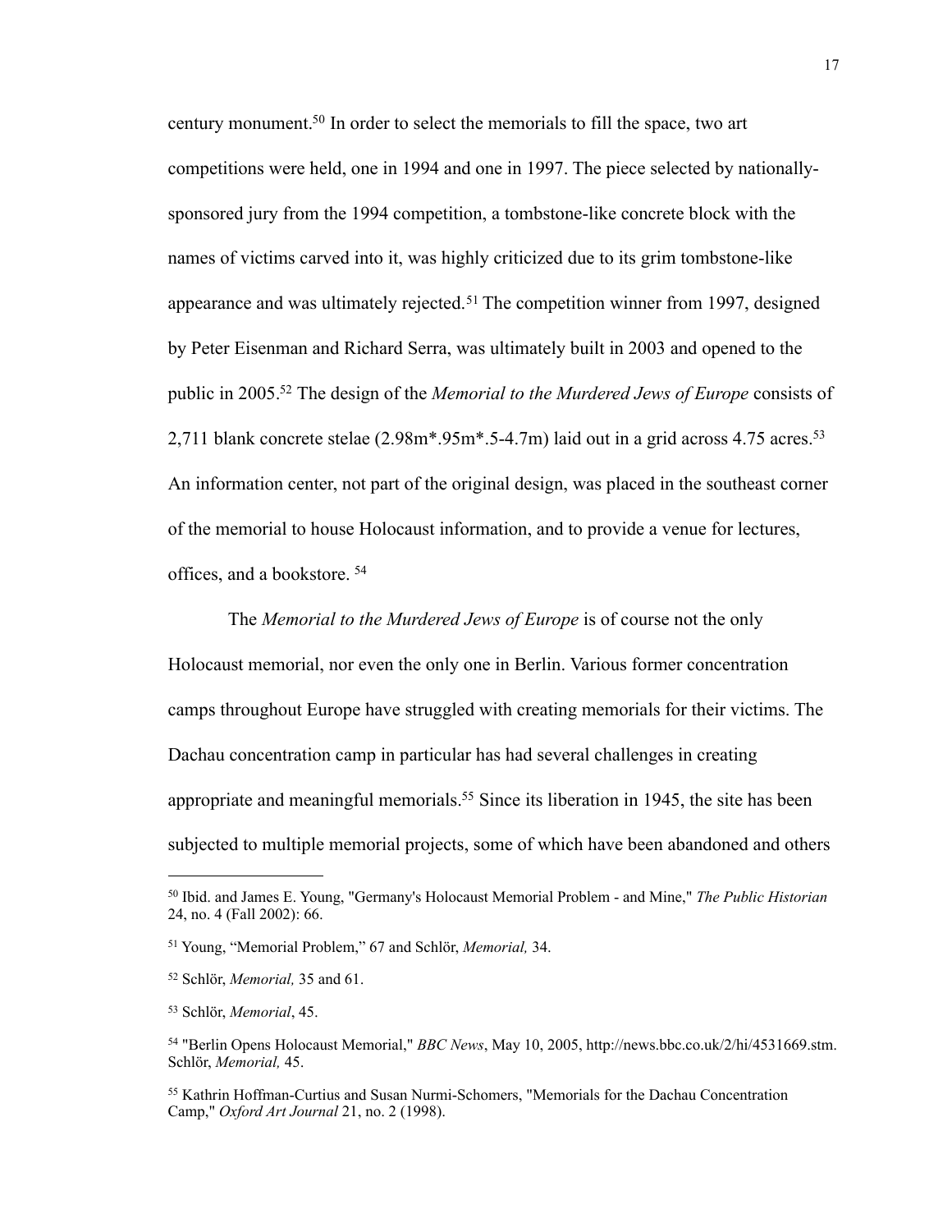century monument.[50] In order to select the memorials to fill the space, two art competitions were held, one in 1994 and one in 1997. The piece selected by nationally-sponsored jury from the 1994 competition, a tombstone-like concrete block with the names of victims carved into it, was highly criticized due to its grim tombstone-like appearance and was ultimately rejected.[51] The competition winner from 1997, designed by Peter Eisenman and Richard Serra, was ultimately built in 2003 and opened to the public in 2005.[52] The design of the *Memorial to the Murdered Jews of Europe* consists of 2,711 blank concrete stelae (2.98m*.95m*.5-4.7m) laid out in a grid across 4.75 acres.[53] An information center, not part of the original design, was placed in the southeast corner of the memorial to house Holocaust information, and to provide a venue for lectures, offices, and a bookstore. [54]

The *Memorial to the Murdered Jews of Europe* is of course not the only Holocaust memorial, nor even the only one in Berlin. Various former concentration camps throughout Europe have struggled with creating memorials for their victims. The Dachau concentration camp in particular has had several challenges in creating appropriate and meaningful memorials.[55] Since its liberation in 1945, the site has been subjected to multiple memorial projects, some of which have been abandoned and others

---

[50] Ibid. and James E. Young, "Germany's Holocaust Memorial Problem - and Mine," *The Public Historian* 24, no. 4 (Fall 2002): 66.

[51] Young, "Memorial Problem," 67 and Schlör, *Memorial,* 34.

[52] Schlör, *Memorial,* 35 and 61.

[53] Schlör, *Memorial*, 45.

[54] "Berlin Opens Holocaust Memorial," *BBC News*, May 10, 2005, http://news.bbc.co.uk/2/hi/4531669.stm. Schlör, *Memorial,* 45.

[55] Kathrin Hoffman-Curtius and Susan Nurmi-Schomers, "Memorials for the Dachau Concentration Camp," *Oxford Art Journal* 21, no. 2 (1998).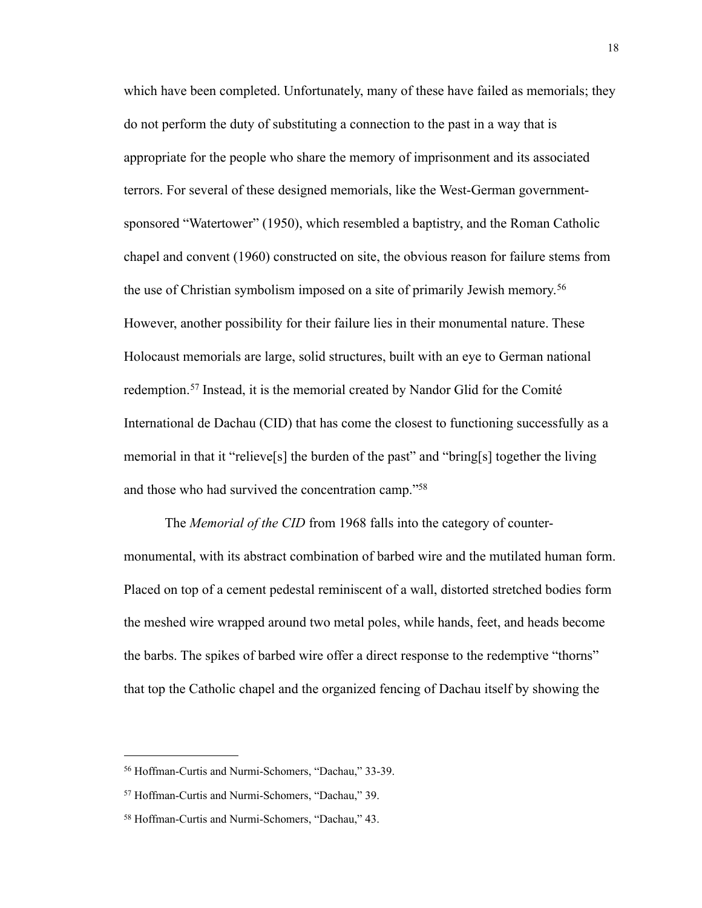which have been completed. Unfortunately, many of these have failed as memorials; they do not perform the duty of substituting a connection to the past in a way that is appropriate for the people who share the memory of imprisonment and its associated terrors. For several of these designed memorials, like the West-German government-sponsored "Watertower" (1950), which resembled a baptistry, and the Roman Catholic chapel and convent (1960) constructed on site, the obvious reason for failure stems from the use of Christian symbolism imposed on a site of primarily Jewish memory.[56] However, another possibility for their failure lies in their monumental nature. These Holocaust memorials are large, solid structures, built with an eye to German national redemption.[57] Instead, it is the memorial created by Nandor Glid for the Comité International de Dachau (CID) that has come the closest to functioning successfully as a memorial in that it "relieve[s] the burden of the past" and "bring[s] together the living and those who had survived the concentration camp."[58]

The *Memorial of the CID* from 1968 falls into the category of counter-monumental, with its abstract combination of barbed wire and the mutilated human form. Placed on top of a cement pedestal reminiscent of a wall, distorted stretched bodies form the meshed wire wrapped around two metal poles, while hands, feet, and heads become the barbs. The spikes of barbed wire offer a direct response to the redemptive "thorns" that top the Catholic chapel and the organized fencing of Dachau itself by showing the

---

[56] Hoffman-Curtis and Nurmi-Schomers, "Dachau," 33-39.

[57] Hoffman-Curtis and Nurmi-Schomers, "Dachau," 39.

[58] Hoffman-Curtis and Nurmi-Schomers, "Dachau," 43.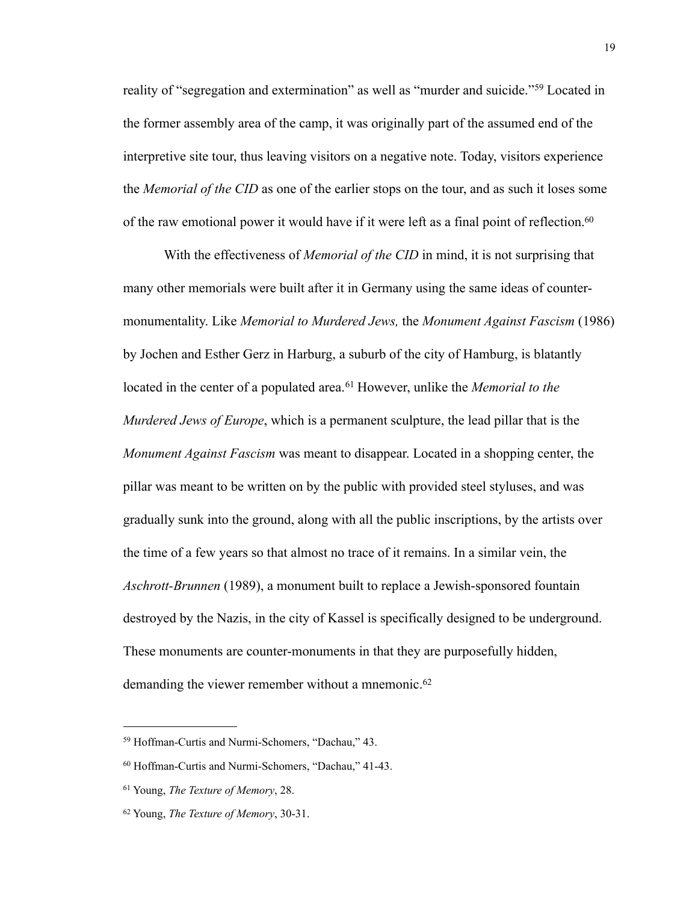reality of "segregation and extermination" as well as "murder and suicide."[59] Located in the former assembly area of the camp, it was originally part of the assumed end of the interpretive site tour, thus leaving visitors on a negative note. Today, visitors experience the *Memorial of the CID* as one of the earlier stops on the tour, and as such it loses some of the raw emotional power it would have if it were left as a final point of reflection.[60]

With the effectiveness of *Memorial of the CID* in mind, it is not surprising that many other memorials were built after it in Germany using the same ideas of counter-monumentality. Like *Memorial to Murdered Jews,* the *Monument Against Fascism* (1986) by Jochen and Esther Gerz in Harburg, a suburb of the city of Hamburg, is blatantly located in the center of a populated area.[61] However, unlike the *Memorial to the Murdered Jews of Europe*, which is a permanent sculpture, the lead pillar that is the *Monument Against Fascism* was meant to disappear. Located in a shopping center, the pillar was meant to be written on by the public with provided steel styluses, and was gradually sunk into the ground, along with all the public inscriptions, by the artists over the time of a few years so that almost no trace of it remains. In a similar vein, the *Aschrott-Brunnen* (1989), a monument built to replace a Jewish-sponsored fountain destroyed by the Nazis, in the city of Kassel is specifically designed to be underground. These monuments are counter-monuments in that they are purposefully hidden, demanding the viewer remember without a mnemonic.[62]

---

[59] Hoffman-Curtis and Nurmi-Schomers, "Dachau," 43.

[60] Hoffman-Curtis and Nurmi-Schomers, "Dachau," 41-43.

[61] Young, *The Texture of Memory*, 28.

[62] Young, *The Texture of Memory*, 30-31.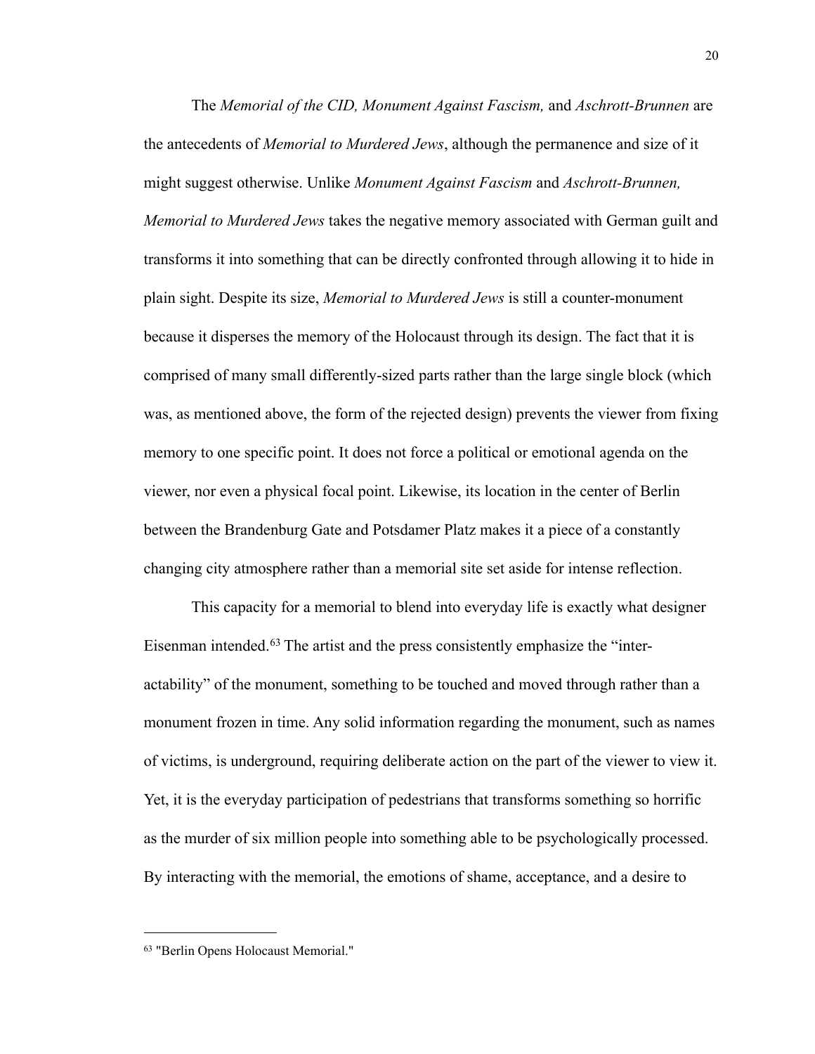The *Memorial of the CID, Monument Against Fascism,* and *Aschrott-Brunnen* are the antecedents of *Memorial to Murdered Jews*, although the permanence and size of it might suggest otherwise. Unlike *Monument Against Fascism* and *Aschrott-Brunnen, Memorial to Murdered Jews* takes the negative memory associated with German guilt and transforms it into something that can be directly confronted through allowing it to hide in plain sight. Despite its size, *Memorial to Murdered Jews* is still a counter-monument because it disperses the memory of the Holocaust through its design. The fact that it is comprised of many small differently-sized parts rather than the large single block (which was, as mentioned above, the form of the rejected design) prevents the viewer from fixing memory to one specific point. It does not force a political or emotional agenda on the viewer, nor even a physical focal point. Likewise, its location in the center of Berlin between the Brandenburg Gate and Potsdamer Platz makes it a piece of a constantly changing city atmosphere rather than a memorial site set aside for intense reflection.

This capacity for a memorial to blend into everyday life is exactly what designer Eisenman intended.[63] The artist and the press consistently emphasize the "inter-actability" of the monument, something to be touched and moved through rather than a monument frozen in time. Any solid information regarding the monument, such as names of victims, is underground, requiring deliberate action on the part of the viewer to view it. Yet, it is the everyday participation of pedestrians that transforms something so horrific as the murder of six million people into something able to be psychologically processed. By interacting with the memorial, the emotions of shame, acceptance, and a desire to

---

[63] "Berlin Opens Holocaust Memorial."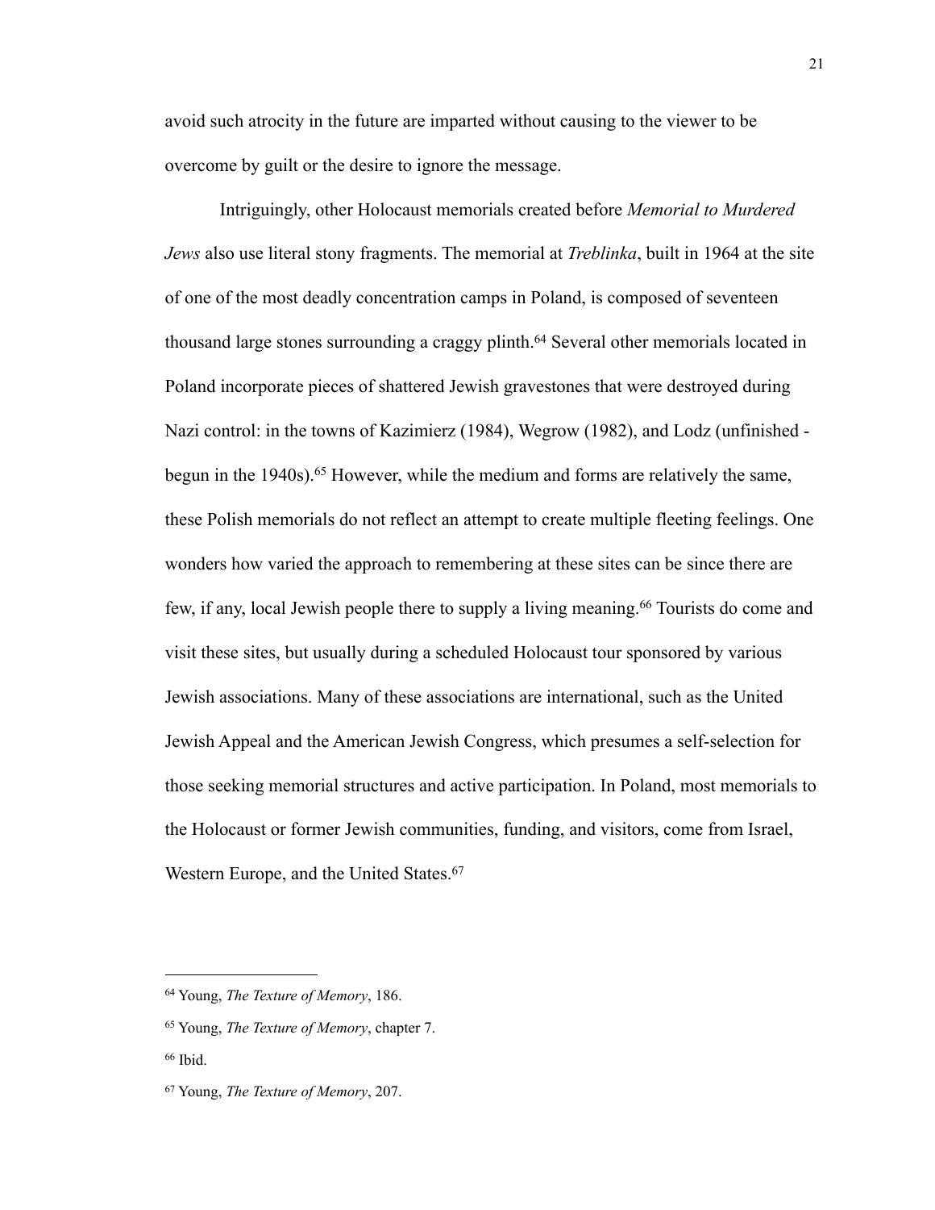avoid such atrocity in the future are imparted without causing to the viewer to be overcome by guilt or the desire to ignore the message.

Intriguingly, other Holocaust memorials created before *Memorial to Murdered Jews* also use literal stony fragments. The memorial at *Treblinka*, built in 1964 at the site of one of the most deadly concentration camps in Poland, is composed of seventeen thousand large stones surrounding a craggy plinth.[64] Several other memorials located in Poland incorporate pieces of shattered Jewish gravestones that were destroyed during Nazi control: in the towns of Kazimierz (1984), Wegrow (1982), and Lodz (unfinished - begun in the 1940s).[65] However, while the medium and forms are relatively the same, these Polish memorials do not reflect an attempt to create multiple fleeting feelings. One wonders how varied the approach to remembering at these sites can be since there are few, if any, local Jewish people there to supply a living meaning.[66] Tourists do come and visit these sites, but usually during a scheduled Holocaust tour sponsored by various Jewish associations. Many of these associations are international, such as the United Jewish Appeal and the American Jewish Congress, which presumes a self-selection for those seeking memorial structures and active participation. In Poland, most memorials to the Holocaust or former Jewish communities, funding, and visitors, come from Israel, Western Europe, and the United States.[67]

---

[64] Young, *The Texture of Memory*, 186.

[65] Young, *The Texture of Memory*, chapter 7.

[66] Ibid.

[67] Young, *The Texture of Memory*, 207.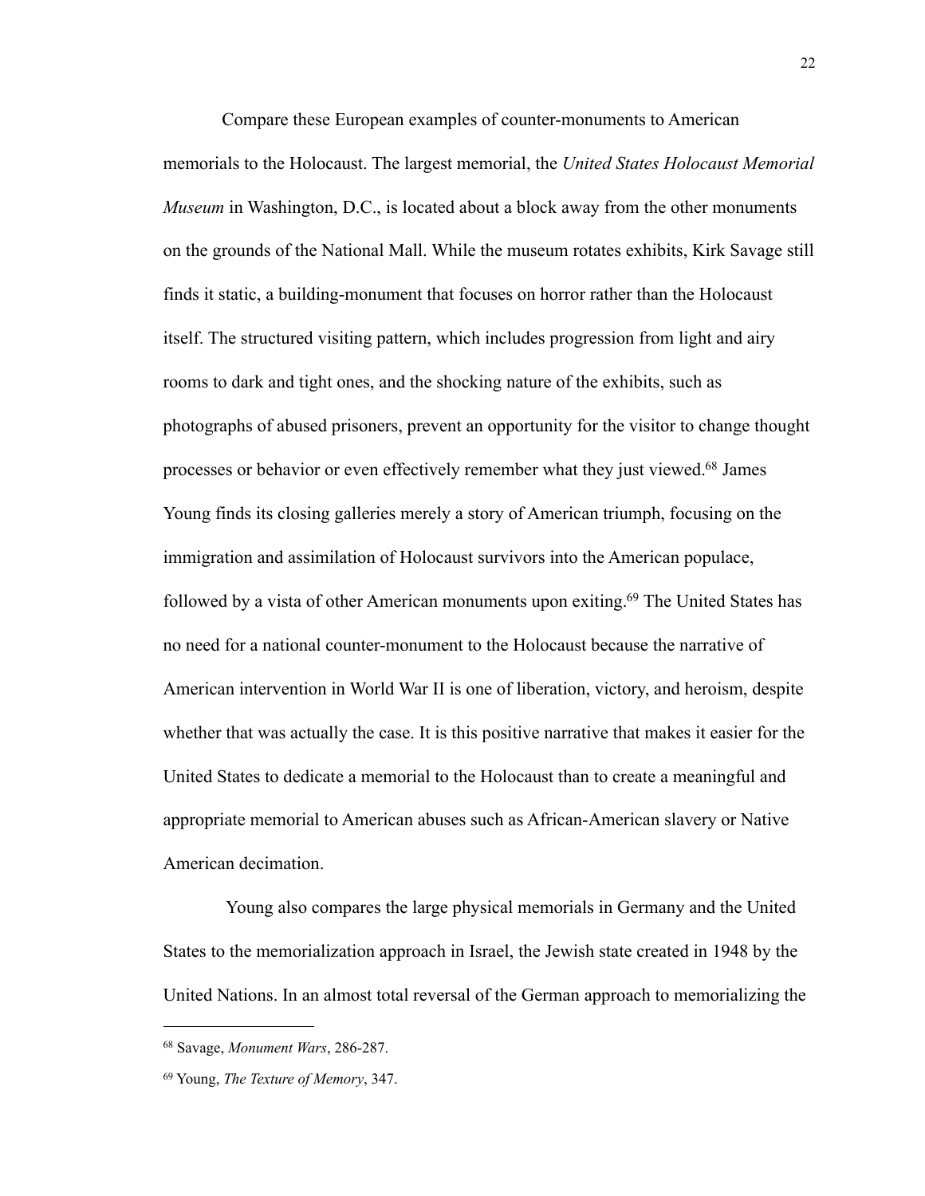Compare these European examples of counter-monuments to American memorials to the Holocaust. The largest memorial, the *United States Holocaust Memorial Museum* in Washington, D.C., is located about a block away from the other monuments on the grounds of the National Mall. While the museum rotates exhibits, Kirk Savage still finds it static, a building-monument that focuses on horror rather than the Holocaust itself. The structured visiting pattern, which includes progression from light and airy rooms to dark and tight ones, and the shocking nature of the exhibits, such as photographs of abused prisoners, prevent an opportunity for the visitor to change thought processes or behavior or even effectively remember what they just viewed.[68] James Young finds its closing galleries merely a story of American triumph, focusing on the immigration and assimilation of Holocaust survivors into the American populace, followed by a vista of other American monuments upon exiting.[69] The United States has no need for a national counter-monument to the Holocaust because the narrative of American intervention in World War II is one of liberation, victory, and heroism, despite whether that was actually the case. It is this positive narrative that makes it easier for the United States to dedicate a memorial to the Holocaust than to create a meaningful and appropriate memorial to American abuses such as African-American slavery or Native American decimation.

Young also compares the large physical memorials in Germany and the United States to the memorialization approach in Israel, the Jewish state created in 1948 by the United Nations. In an almost total reversal of the German approach to memorializing the

---

[68] Savage, *Monument Wars*, 286-287.

[69] Young, *The Texture of Memory*, 347.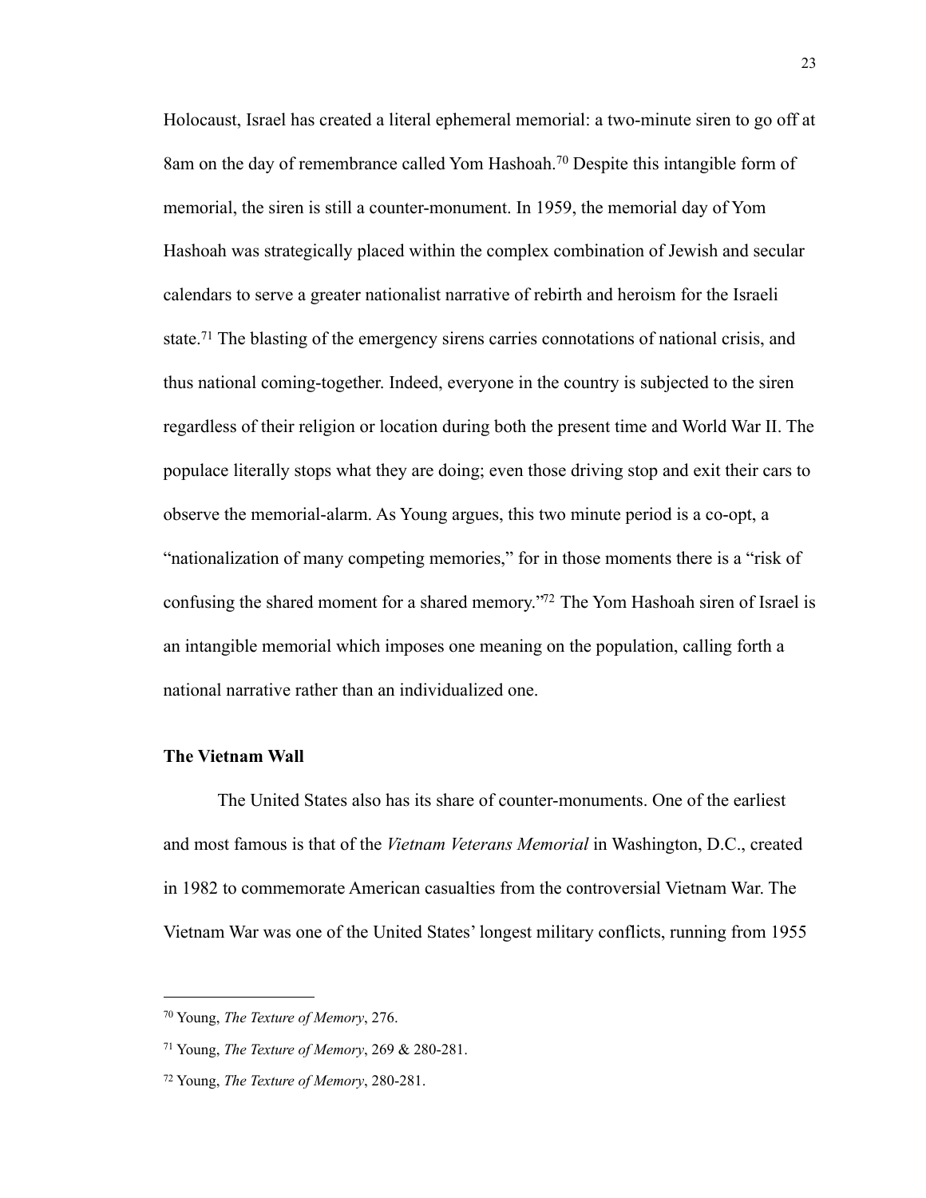Holocaust, Israel has created a literal ephemeral memorial: a two-minute siren to go off at 8am on the day of remembrance called Yom Hashoah.[70] Despite this intangible form of memorial, the siren is still a counter-monument. In 1959, the memorial day of Yom Hashoah was strategically placed within the complex combination of Jewish and secular calendars to serve a greater nationalist narrative of rebirth and heroism for the Israeli state.[71] The blasting of the emergency sirens carries connotations of national crisis, and thus national coming-together. Indeed, everyone in the country is subjected to the siren regardless of their religion or location during both the present time and World War II. The populace literally stops what they are doing; even those driving stop and exit their cars to observe the memorial-alarm. As Young argues, this two minute period is a co-opt, a "nationalization of many competing memories," for in those moments there is a "risk of confusing the shared moment for a shared memory."[72] The Yom Hashoah siren of Israel is an intangible memorial which imposes one meaning on the population, calling forth a national narrative rather than an individualized one.

### The Vietnam Wall

The United States also has its share of counter-monuments. One of the earliest and most famous is that of the *Vietnam Veterans Memorial* in Washington, D.C., created in 1982 to commemorate American casualties from the controversial Vietnam War. The Vietnam War was one of the United States' longest military conflicts, running from 1955

---

[70] Young, *The Texture of Memory*, 276.

[71] Young, *The Texture of Memory*, 269 & 280-281.

[72] Young, *The Texture of Memory*, 280-281.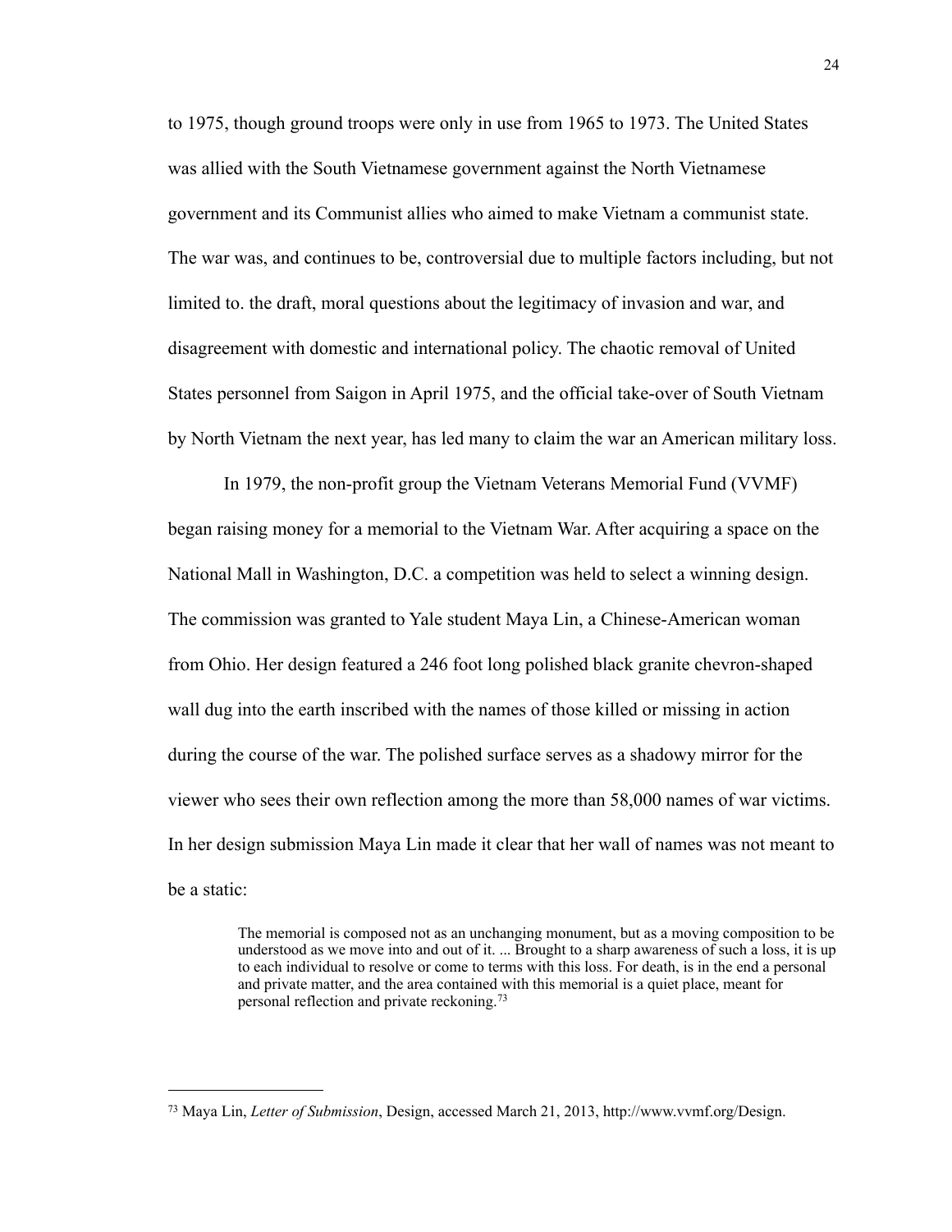to 1975, though ground troops were only in use from 1965 to 1973. The United States was allied with the South Vietnamese government against the North Vietnamese government and its Communist allies who aimed to make Vietnam a communist state. The war was, and continues to be, controversial due to multiple factors including, but not limited to. the draft, moral questions about the legitimacy of invasion and war, and disagreement with domestic and international policy. The chaotic removal of United States personnel from Saigon in April 1975, and the official take-over of South Vietnam by North Vietnam the next year, has led many to claim the war an American military loss.

In 1979, the non-profit group the Vietnam Veterans Memorial Fund (VVMF) began raising money for a memorial to the Vietnam War. After acquiring a space on the National Mall in Washington, D.C. a competition was held to select a winning design. The commission was granted to Yale student Maya Lin, a Chinese-American woman from Ohio. Her design featured a 246 foot long polished black granite chevron-shaped wall dug into the earth inscribed with the names of those killed or missing in action during the course of the war. The polished surface serves as a shadowy mirror for the viewer who sees their own reflection among the more than 58,000 names of war victims. In her design submission Maya Lin made it clear that her wall of names was not meant to be a static:

> The memorial is composed not as an unchanging monument, but as a moving composition to be understood as we move into and out of it. ... Brought to a sharp awareness of such a loss, it is up to each individual to resolve or come to terms with this loss. For death, is in the end a personal and private matter, and the area contained with this memorial is a quiet place, meant for personal reflection and private reckoning.[73]

---

[73] Maya Lin, *Letter of Submission*, Design, accessed March 21, 2013, http://www.vvmf.org/Design.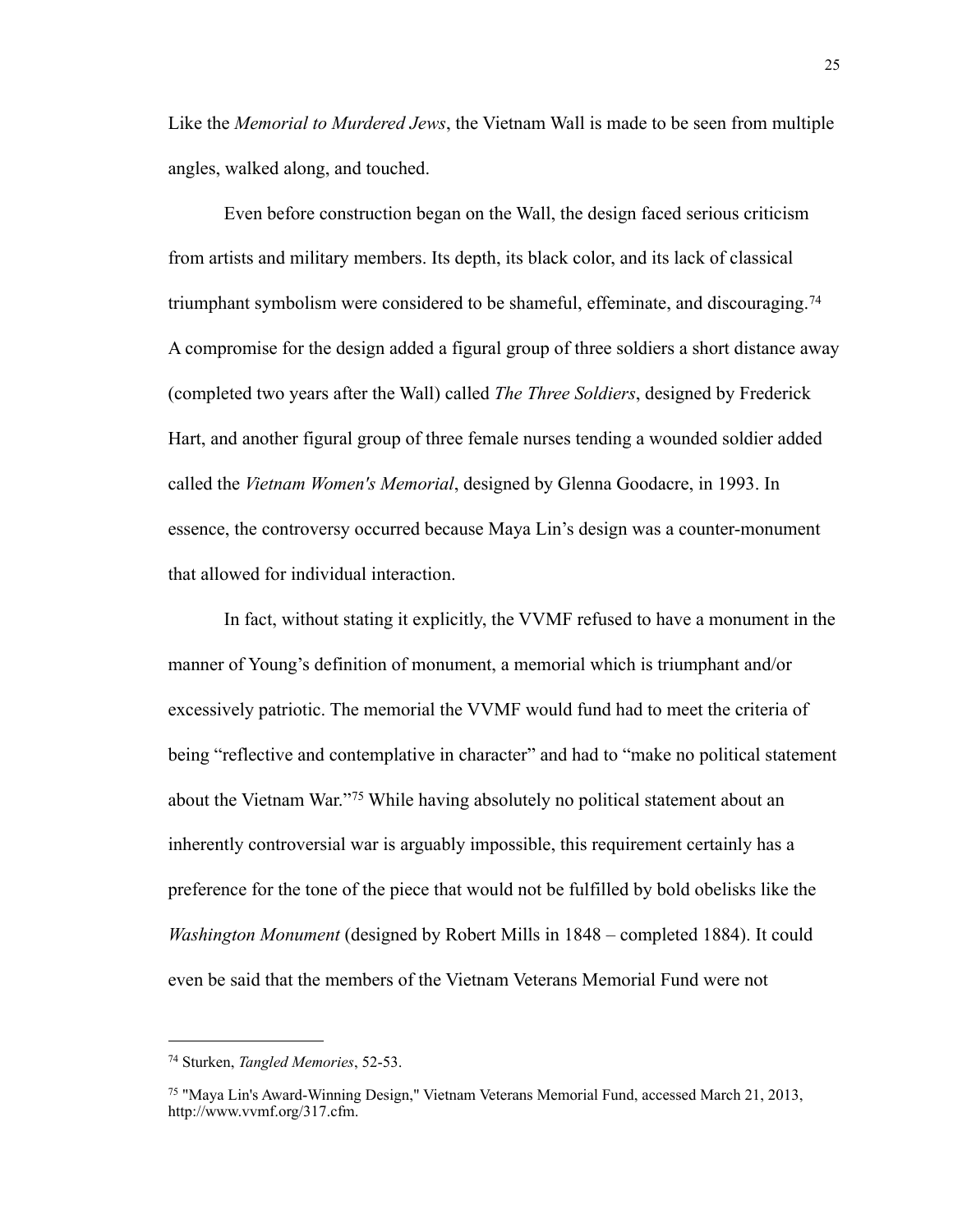Like the *Memorial to Murdered Jews*, the Vietnam Wall is made to be seen from multiple angles, walked along, and touched.

Even before construction began on the Wall, the design faced serious criticism from artists and military members. Its depth, its black color, and its lack of classical triumphant symbolism were considered to be shameful, effeminate, and discouraging.[74] A compromise for the design added a figural group of three soldiers a short distance away (completed two years after the Wall) called *The Three Soldiers*, designed by Frederick Hart, and another figural group of three female nurses tending a wounded soldier added called the *Vietnam Women's Memorial*, designed by Glenna Goodacre, in 1993. In essence, the controversy occurred because Maya Lin's design was a counter-monument that allowed for individual interaction.

In fact, without stating it explicitly, the VVMF refused to have a monument in the manner of Young's definition of monument, a memorial which is triumphant and/or excessively patriotic. The memorial the VVMF would fund had to meet the criteria of being "reflective and contemplative in character" and had to "make no political statement about the Vietnam War."[75] While having absolutely no political statement about an inherently controversial war is arguably impossible, this requirement certainly has a preference for the tone of the piece that would not be fulfilled by bold obelisks like the *Washington Monument* (designed by Robert Mills in 1848 – completed 1884). It could even be said that the members of the Vietnam Veterans Memorial Fund were not

---

[74] Sturken, *Tangled Memories*, 52-53.

[75] "Maya Lin's Award-Winning Design," Vietnam Veterans Memorial Fund, accessed March 21, 2013, http://www.vvmf.org/317.cfm.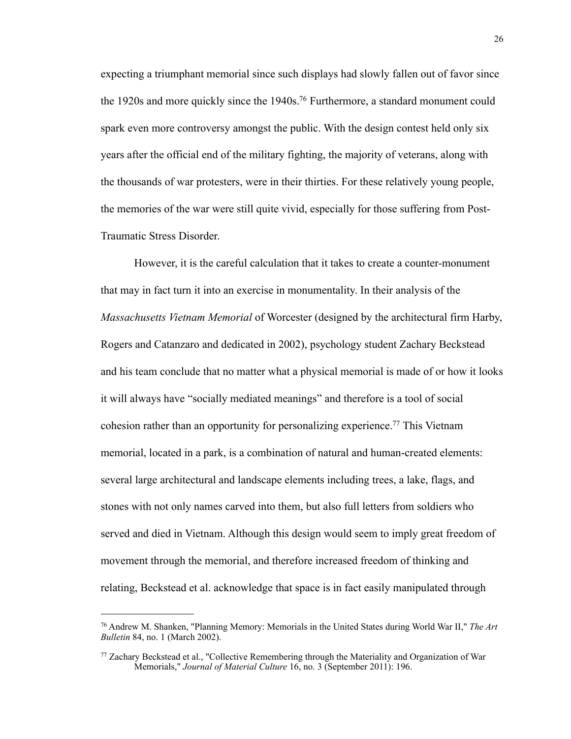expecting a triumphant memorial since such displays had slowly fallen out of favor since the 1920s and more quickly since the 1940s.[76] Furthermore, a standard monument could spark even more controversy amongst the public. With the design contest held only six years after the official end of the military fighting, the majority of veterans, along with the thousands of war protesters, were in their thirties. For these relatively young people, the memories of the war were still quite vivid, especially for those suffering from Post-Traumatic Stress Disorder.

However, it is the careful calculation that it takes to create a counter-monument that may in fact turn it into an exercise in monumentality. In their analysis of the *Massachusetts Vietnam Memorial* of Worcester (designed by the architectural firm Harby, Rogers and Catanzaro and dedicated in 2002), psychology student Zachary Beckstead and his team conclude that no matter what a physical memorial is made of or how it looks it will always have "socially mediated meanings" and therefore is a tool of social cohesion rather than an opportunity for personalizing experience.[77] This Vietnam memorial, located in a park, is a combination of natural and human-created elements: several large architectural and landscape elements including trees, a lake, flags, and stones with not only names carved into them, but also full letters from soldiers who served and died in Vietnam. Although this design would seem to imply great freedom of movement through the memorial, and therefore increased freedom of thinking and relating, Beckstead et al. acknowledge that space is in fact easily manipulated through

---

[76] Andrew M. Shanken, "Planning Memory: Memorials in the United States during World War II," *The Art Bulletin* 84, no. 1 (March 2002).

[77] Zachary Beckstead et al., "Collective Remembering through the Materiality and Organization of War Memorials," *Journal of Material Culture* 16, no. 3 (September 2011): 196.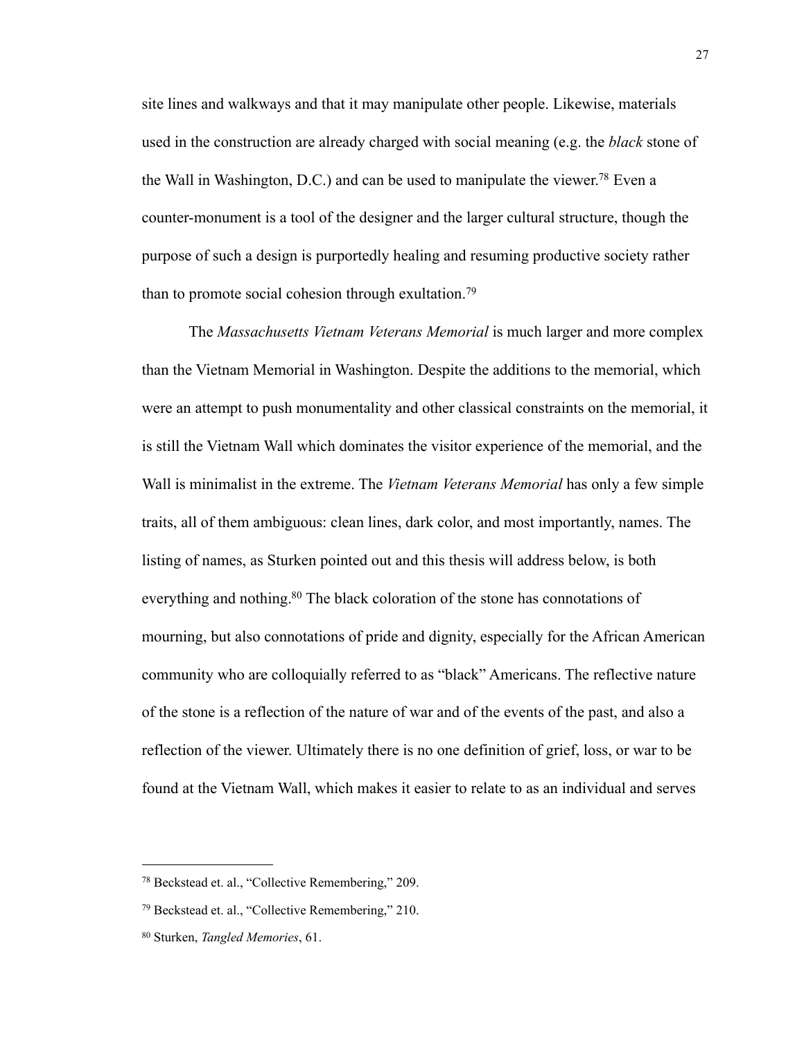site lines and walkways and that it may manipulate other people. Likewise, materials used in the construction are already charged with social meaning (e.g. the *black* stone of the Wall in Washington, D.C.) and can be used to manipulate the viewer.[78] Even a counter-monument is a tool of the designer and the larger cultural structure, though the purpose of such a design is purportedly healing and resuming productive society rather than to promote social cohesion through exultation.[79]

The *Massachusetts Vietnam Veterans Memorial* is much larger and more complex than the Vietnam Memorial in Washington. Despite the additions to the memorial, which were an attempt to push monumentality and other classical constraints on the memorial, it is still the Vietnam Wall which dominates the visitor experience of the memorial, and the Wall is minimalist in the extreme. The *Vietnam Veterans Memorial* has only a few simple traits, all of them ambiguous: clean lines, dark color, and most importantly, names. The listing of names, as Sturken pointed out and this thesis will address below, is both everything and nothing.[80] The black coloration of the stone has connotations of mourning, but also connotations of pride and dignity, especially for the African American community who are colloquially referred to as "black" Americans. The reflective nature of the stone is a reflection of the nature of war and of the events of the past, and also a reflection of the viewer. Ultimately there is no one definition of grief, loss, or war to be found at the Vietnam Wall, which makes it easier to relate to as an individual and serves

---

[78] Beckstead et. al., "Collective Remembering," 209.

[79] Beckstead et. al., "Collective Remembering," 210.

[80] Sturken, *Tangled Memories*, 61.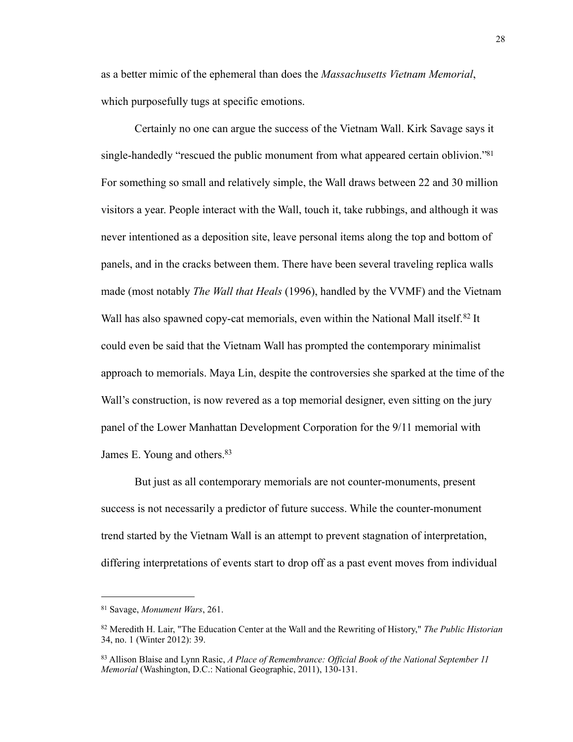as a better mimic of the ephemeral than does the *Massachusetts Vietnam Memorial*, which purposefully tugs at specific emotions.

Certainly no one can argue the success of the Vietnam Wall. Kirk Savage says it single-handedly "rescued the public monument from what appeared certain oblivion."[81] For something so small and relatively simple, the Wall draws between 22 and 30 million visitors a year. People interact with the Wall, touch it, take rubbings, and although it was never intentioned as a deposition site, leave personal items along the top and bottom of panels, and in the cracks between them. There have been several traveling replica walls made (most notably *The Wall that Heals* (1996), handled by the VVMF) and the Vietnam Wall has also spawned copy-cat memorials, even within the National Mall itself.[82] It could even be said that the Vietnam Wall has prompted the contemporary minimalist approach to memorials. Maya Lin, despite the controversies she sparked at the time of the Wall's construction, is now revered as a top memorial designer, even sitting on the jury panel of the Lower Manhattan Development Corporation for the 9/11 memorial with James E. Young and others.[83]

But just as all contemporary memorials are not counter-monuments, present success is not necessarily a predictor of future success. While the counter-monument trend started by the Vietnam Wall is an attempt to prevent stagnation of interpretation, differing interpretations of events start to drop off as a past event moves from individual

---

[81] Savage, *Monument Wars*, 261.

[82] Meredith H. Lair, "The Education Center at the Wall and the Rewriting of History," *The Public Historian* 34, no. 1 (Winter 2012): 39.

[83] Allison Blaise and Lynn Rasic, *A Place of Remembrance: Official Book of the National September 11 Memorial* (Washington, D.C.: National Geographic, 2011), 130-131.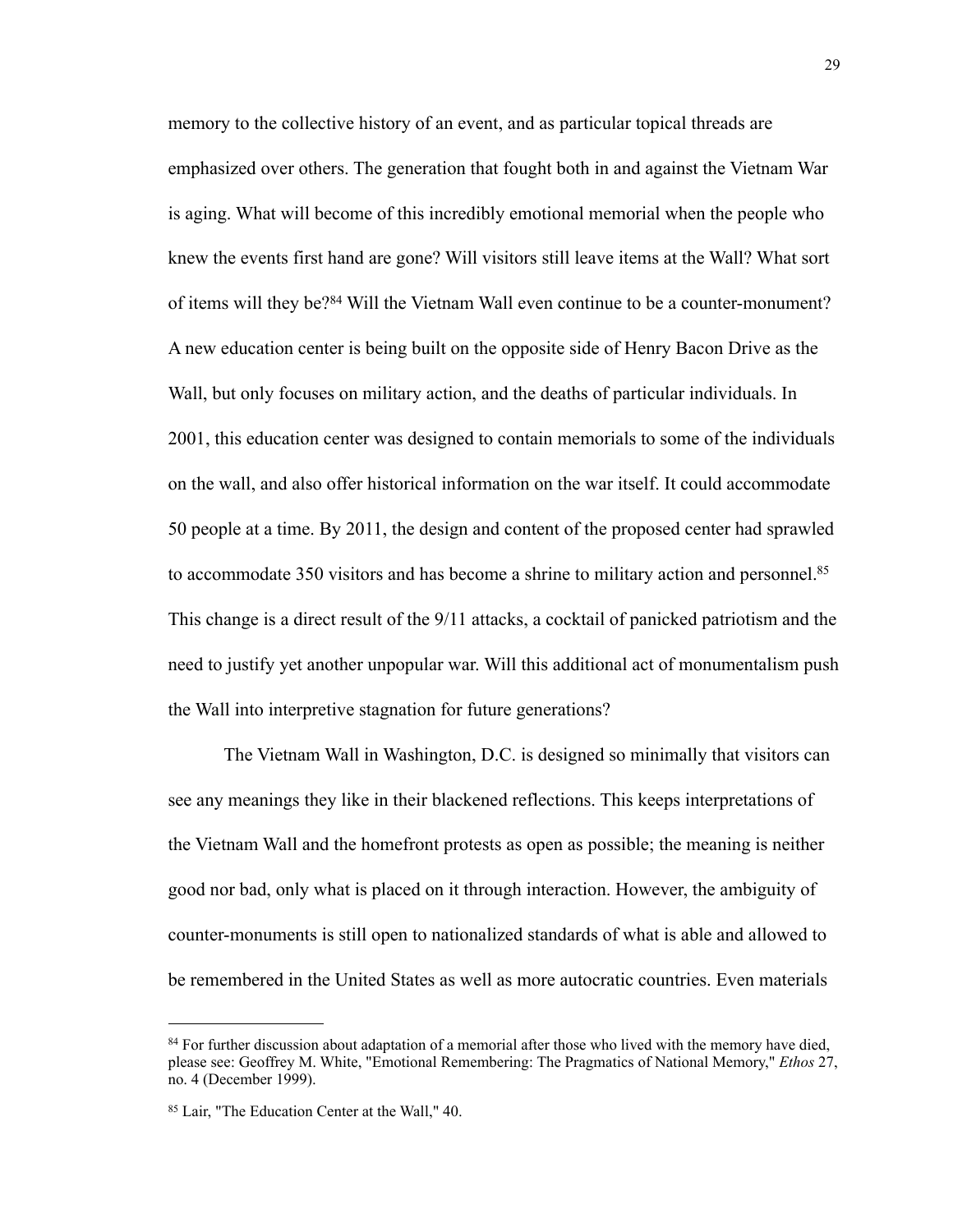memory to the collective history of an event, and as particular topical threads are emphasized over others. The generation that fought both in and against the Vietnam War is aging. What will become of this incredibly emotional memorial when the people who knew the events first hand are gone? Will visitors still leave items at the Wall? What sort of items will they be?[84] Will the Vietnam Wall even continue to be a counter-monument? A new education center is being built on the opposite side of Henry Bacon Drive as the Wall, but only focuses on military action, and the deaths of particular individuals. In 2001, this education center was designed to contain memorials to some of the individuals on the wall, and also offer historical information on the war itself. It could accommodate 50 people at a time. By 2011, the design and content of the proposed center had sprawled to accommodate 350 visitors and has become a shrine to military action and personnel.[85] This change is a direct result of the 9/11 attacks, a cocktail of panicked patriotism and the need to justify yet another unpopular war. Will this additional act of monumentalism push the Wall into interpretive stagnation for future generations?

The Vietnam Wall in Washington, D.C. is designed so minimally that visitors can see any meanings they like in their blackened reflections. This keeps interpretations of the Vietnam Wall and the homefront protests as open as possible; the meaning is neither good nor bad, only what is placed on it through interaction. However, the ambiguity of counter-monuments is still open to nationalized standards of what is able and allowed to be remembered in the United States as well as more autocratic countries. Even materials

---

[84] For further discussion about adaptation of a memorial after those who lived with the memory have died, please see: Geoffrey M. White, "Emotional Remembering: The Pragmatics of National Memory," *Ethos* 27, no. 4 (December 1999).

[85] Lair, "The Education Center at the Wall," 40.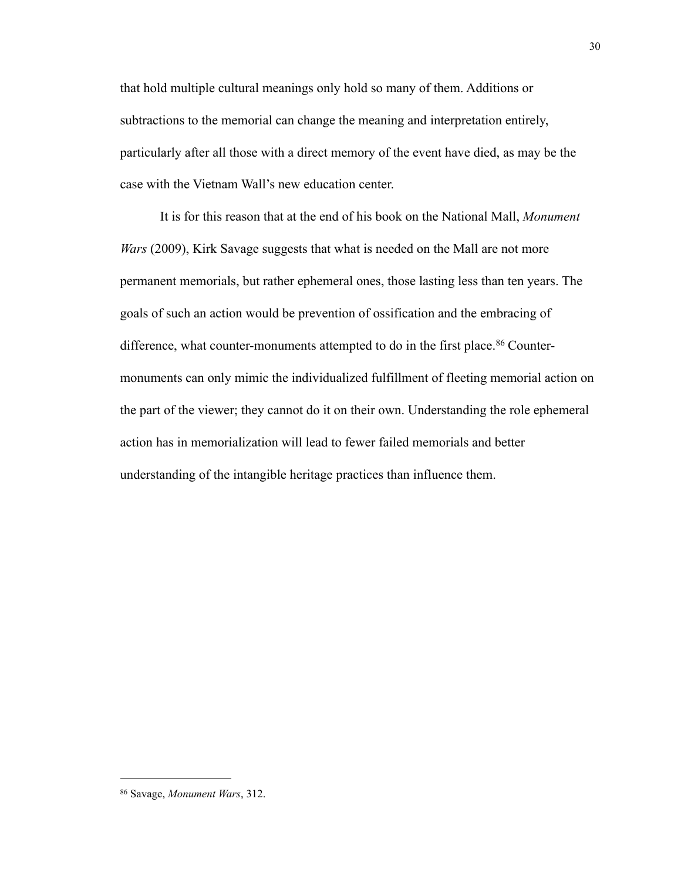that hold multiple cultural meanings only hold so many of them. Additions or subtractions to the memorial can change the meaning and interpretation entirely, particularly after all those with a direct memory of the event have died, as may be the case with the Vietnam Wall's new education center.

It is for this reason that at the end of his book on the National Mall, *Monument Wars* (2009), Kirk Savage suggests that what is needed on the Mall are not more permanent memorials, but rather ephemeral ones, those lasting less than ten years. The goals of such an action would be prevention of ossification and the embracing of difference, what counter-monuments attempted to do in the first place.[86] Counter-monuments can only mimic the individualized fulfillment of fleeting memorial action on the part of the viewer; they cannot do it on their own. Understanding the role ephemeral action has in memorialization will lead to fewer failed memorials and better understanding of the intangible heritage practices than influence them.

---

[86] Savage, *Monument Wars*, 312.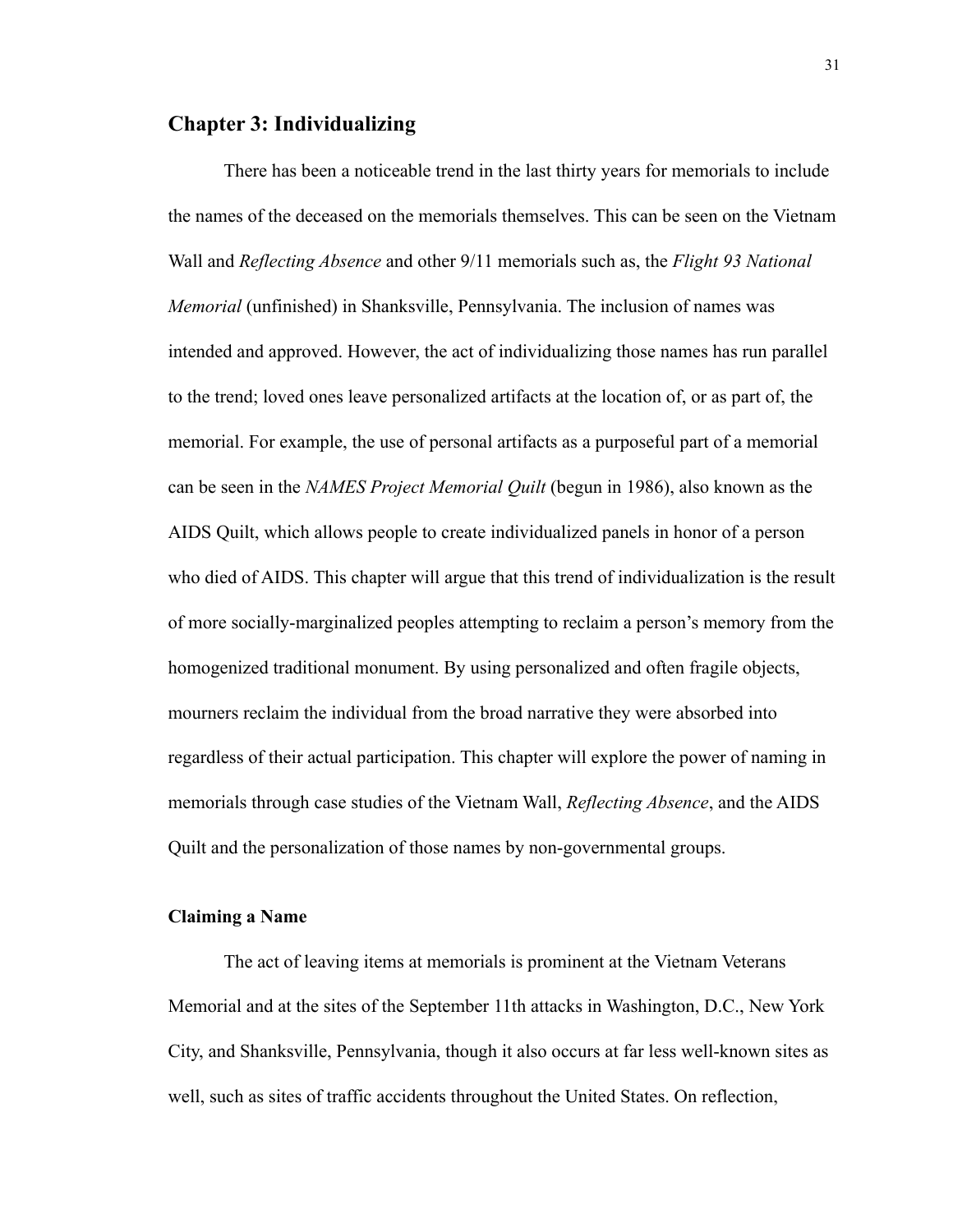## Chapter 3: Individualizing

There has been a noticeable trend in the last thirty years for memorials to include the names of the deceased on the memorials themselves. This can be seen on the Vietnam Wall and *Reflecting Absence* and other 9/11 memorials such as, the *Flight 93 National Memorial* (unfinished) in Shanksville, Pennsylvania. The inclusion of names was intended and approved. However, the act of individualizing those names has run parallel to the trend; loved ones leave personalized artifacts at the location of, or as part of, the memorial. For example, the use of personal artifacts as a purposeful part of a memorial can be seen in the *NAMES Project Memorial Quilt* (begun in 1986), also known as the AIDS Quilt, which allows people to create individualized panels in honor of a person who died of AIDS. This chapter will argue that this trend of individualization is the result of more socially-marginalized peoples attempting to reclaim a person's memory from the homogenized traditional monument. By using personalized and often fragile objects, mourners reclaim the individual from the broad narrative they were absorbed into regardless of their actual participation. This chapter will explore the power of naming in memorials through case studies of the Vietnam Wall, *Reflecting Absence*, and the AIDS Quilt and the personalization of those names by non-governmental groups.

### Claiming a Name

The act of leaving items at memorials is prominent at the Vietnam Veterans Memorial and at the sites of the September 11th attacks in Washington, D.C., New York City, and Shanksville, Pennsylvania, though it also occurs at far less well-known sites as well, such as sites of traffic accidents throughout the United States. On reflection,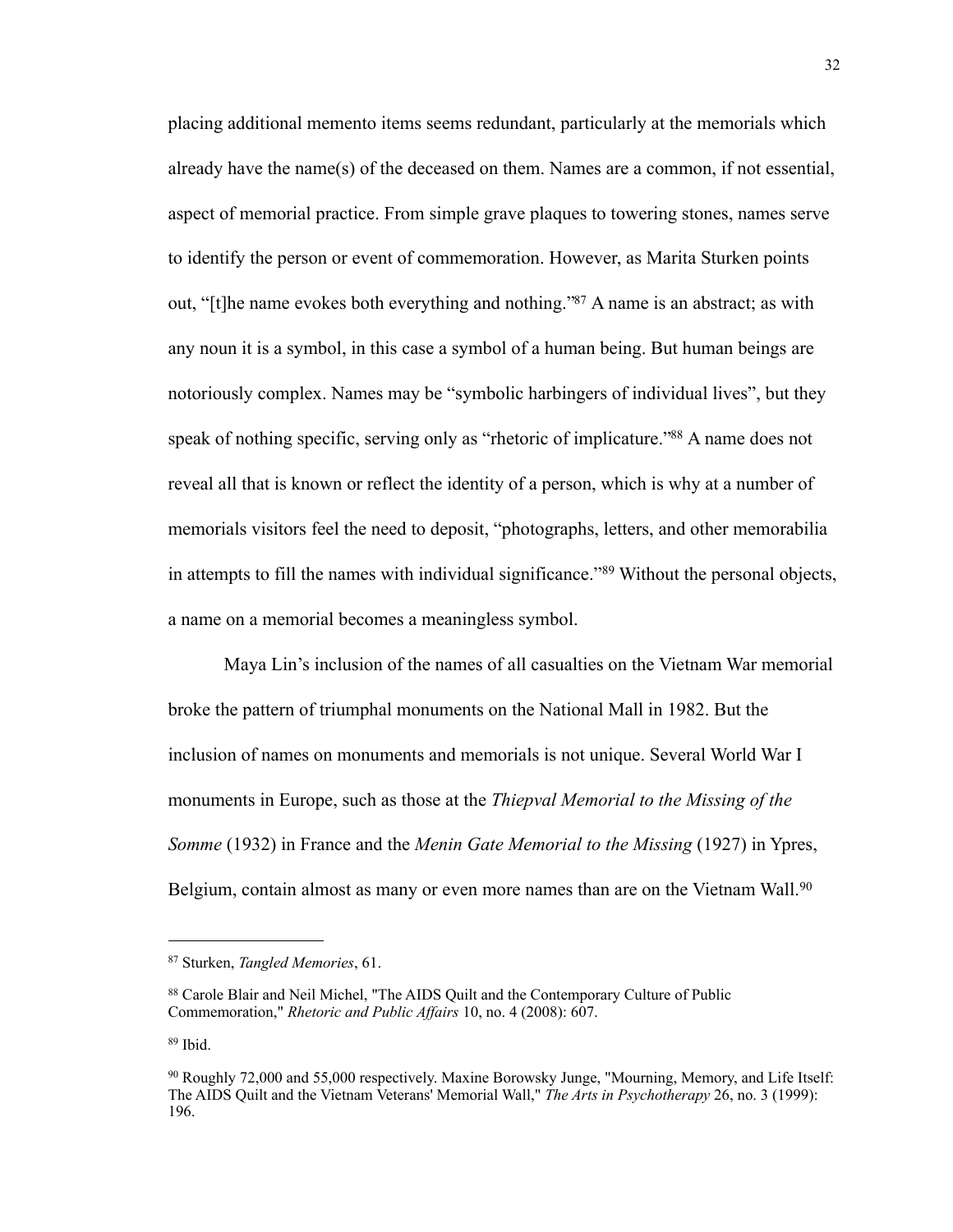placing additional memento items seems redundant, particularly at the memorials which already have the name(s) of the deceased on them. Names are a common, if not essential, aspect of memorial practice. From simple grave plaques to towering stones, names serve to identify the person or event of commemoration. However, as Marita Sturken points out, "[t]he name evokes both everything and nothing."[87] A name is an abstract; as with any noun it is a symbol, in this case a symbol of a human being. But human beings are notoriously complex. Names may be "symbolic harbingers of individual lives", but they speak of nothing specific, serving only as "rhetoric of implicature."[88] A name does not reveal all that is known or reflect the identity of a person, which is why at a number of memorials visitors feel the need to deposit, "photographs, letters, and other memorabilia in attempts to fill the names with individual significance."[89] Without the personal objects, a name on a memorial becomes a meaningless symbol.

Maya Lin's inclusion of the names of all casualties on the Vietnam War memorial broke the pattern of triumphal monuments on the National Mall in 1982. But the inclusion of names on monuments and memorials is not unique. Several World War I monuments in Europe, such as those at the *Thiepval Memorial to the Missing of the Somme* (1932) in France and the *Menin Gate Memorial to the Missing* (1927) in Ypres, Belgium, contain almost as many or even more names than are on the Vietnam Wall.[90]

---

[87] Sturken, *Tangled Memories*, 61.

[88] Carole Blair and Neil Michel, "The AIDS Quilt and the Contemporary Culture of Public Commemoration," *Rhetoric and Public Affairs* 10, no. 4 (2008): 607.

[89] Ibid.

[90] Roughly 72,000 and 55,000 respectively. Maxine Borowsky Junge, "Mourning, Memory, and Life Itself: The AIDS Quilt and the Vietnam Veterans' Memorial Wall," *The Arts in Psychotherapy* 26, no. 3 (1999): 196.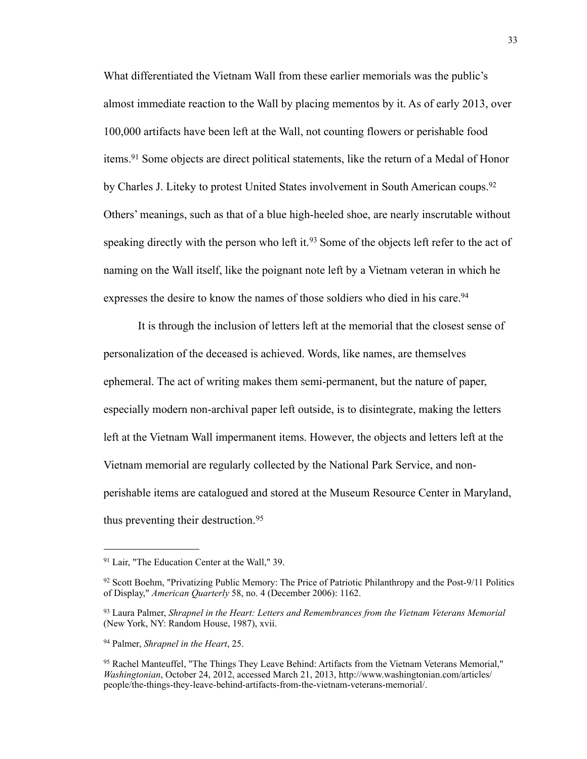What differentiated the Vietnam Wall from these earlier memorials was the public's almost immediate reaction to the Wall by placing mementos by it. As of early 2013, over 100,000 artifacts have been left at the Wall, not counting flowers or perishable food items.[91] Some objects are direct political statements, like the return of a Medal of Honor by Charles J. Liteky to protest United States involvement in South American coups.[92] Others' meanings, such as that of a blue high-heeled shoe, are nearly inscrutable without speaking directly with the person who left it.[93] Some of the objects left refer to the act of naming on the Wall itself, like the poignant note left by a Vietnam veteran in which he expresses the desire to know the names of those soldiers who died in his care.[94]

It is through the inclusion of letters left at the memorial that the closest sense of personalization of the deceased is achieved. Words, like names, are themselves ephemeral. The act of writing makes them semi-permanent, but the nature of paper, especially modern non-archival paper left outside, is to disintegrate, making the letters left at the Vietnam Wall impermanent items. However, the objects and letters left at the Vietnam memorial are regularly collected by the National Park Service, and non-perishable items are catalogued and stored at the Museum Resource Center in Maryland, thus preventing their destruction.[95]

---

[91] Lair, "The Education Center at the Wall," 39.

[92] Scott Boehm, "Privatizing Public Memory: The Price of Patriotic Philanthropy and the Post-9/11 Politics of Display," *American Quarterly* 58, no. 4 (December 2006): 1162.

[93] Laura Palmer, *Shrapnel in the Heart: Letters and Remembrances from the Vietnam Veterans Memorial* (New York, NY: Random House, 1987), xvii.

[94] Palmer, *Shrapnel in the Heart*, 25.

[95] Rachel Manteuffel, "The Things They Leave Behind: Artifacts from the Vietnam Veterans Memorial," *Washingtonian*, October 24, 2012, accessed March 21, 2013, http://www.washingtonian.com/articles/people/the-things-they-leave-behind-artifacts-from-the-vietnam-veterans-memorial/.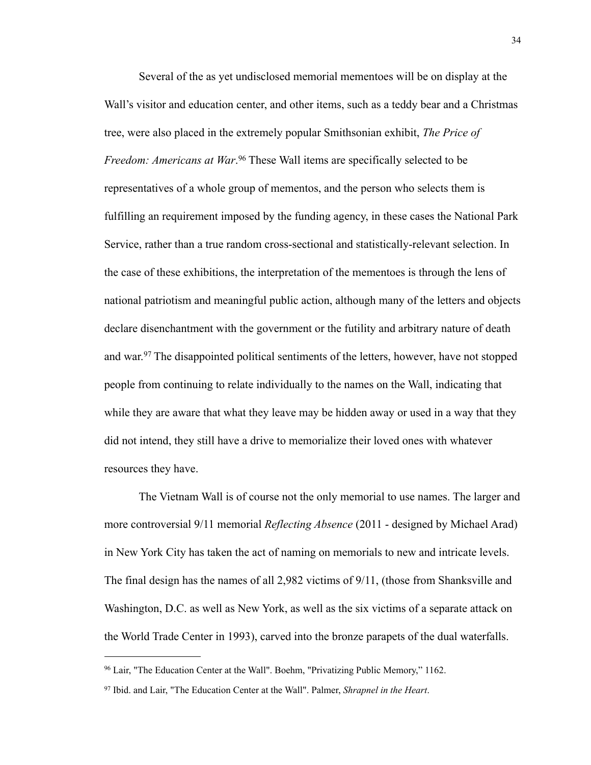Several of the as yet undisclosed memorial mementoes will be on display at the Wall's visitor and education center, and other items, such as a teddy bear and a Christmas tree, were also placed in the extremely popular Smithsonian exhibit, *The Price of Freedom: Americans at War*.[96] These Wall items are specifically selected to be representatives of a whole group of mementos, and the person who selects them is fulfilling an requirement imposed by the funding agency, in these cases the National Park Service, rather than a true random cross-sectional and statistically-relevant selection. In the case of these exhibitions, the interpretation of the mementoes is through the lens of national patriotism and meaningful public action, although many of the letters and objects declare disenchantment with the government or the futility and arbitrary nature of death and war.[97] The disappointed political sentiments of the letters, however, have not stopped people from continuing to relate individually to the names on the Wall, indicating that while they are aware that what they leave may be hidden away or used in a way that they did not intend, they still have a drive to memorialize their loved ones with whatever resources they have.

The Vietnam Wall is of course not the only memorial to use names. The larger and more controversial 9/11 memorial *Reflecting Absence* (2011 - designed by Michael Arad) in New York City has taken the act of naming on memorials to new and intricate levels. The final design has the names of all 2,982 victims of 9/11, (those from Shanksville and Washington, D.C. as well as New York, as well as the six victims of a separate attack on the World Trade Center in 1993), carved into the bronze parapets of the dual waterfalls.

---

[96] Lair, "The Education Center at the Wall". Boehm, "Privatizing Public Memory," 1162.

[97] Ibid. and Lair, "The Education Center at the Wall". Palmer, *Shrapnel in the Heart*.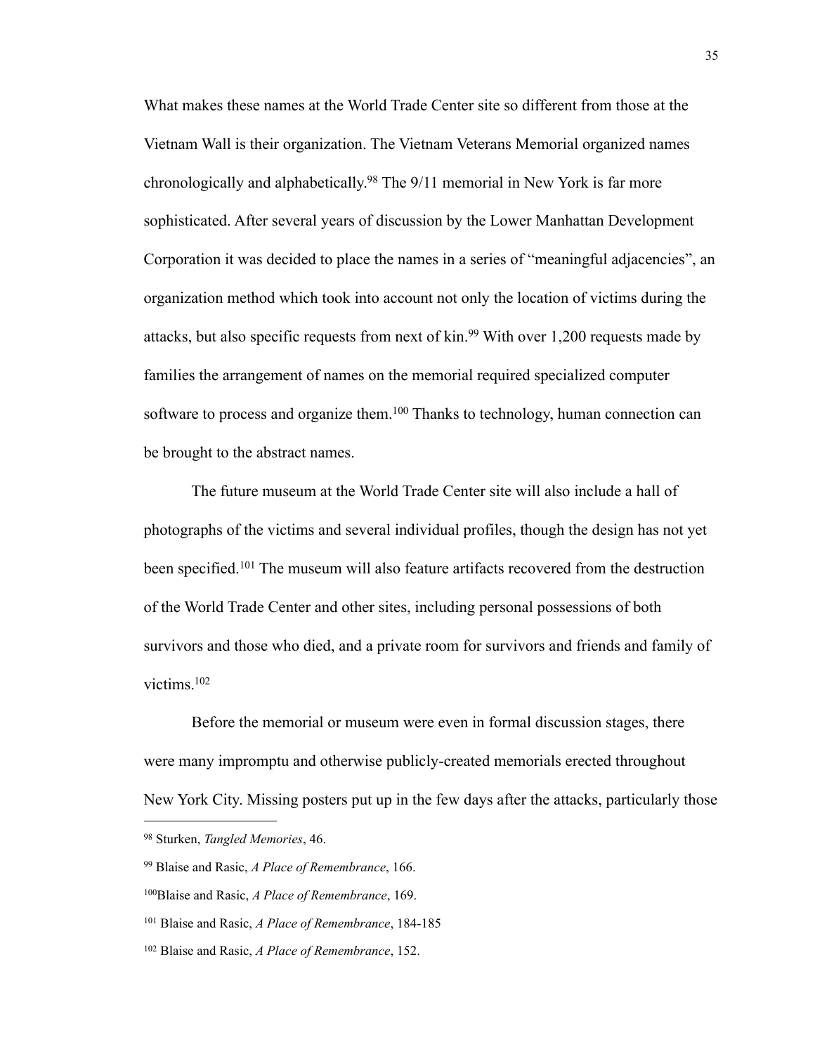What makes these names at the World Trade Center site so different from those at the Vietnam Wall is their organization. The Vietnam Veterans Memorial organized names chronologically and alphabetically.[98] The 9/11 memorial in New York is far more sophisticated. After several years of discussion by the Lower Manhattan Development Corporation it was decided to place the names in a series of "meaningful adjacencies", an organization method which took into account not only the location of victims during the attacks, but also specific requests from next of kin.[99] With over 1,200 requests made by families the arrangement of names on the memorial required specialized computer software to process and organize them.[100] Thanks to technology, human connection can be brought to the abstract names.

The future museum at the World Trade Center site will also include a hall of photographs of the victims and several individual profiles, though the design has not yet been specified.[101] The museum will also feature artifacts recovered from the destruction of the World Trade Center and other sites, including personal possessions of both survivors and those who died, and a private room for survivors and friends and family of victims.[102]

Before the memorial or museum were even in formal discussion stages, there were many impromptu and otherwise publicly-created memorials erected throughout New York City. Missing posters put up in the few days after the attacks, particularly those

---

[98] Sturken, *Tangled Memories*, 46.

[99] Blaise and Rasic, *A Place of Remembrance*, 166.

[100]Blaise and Rasic, *A Place of Remembrance*, 169.

[101] Blaise and Rasic, *A Place of Remembrance*, 184-185

[102] Blaise and Rasic, *A Place of Remembrance*, 152.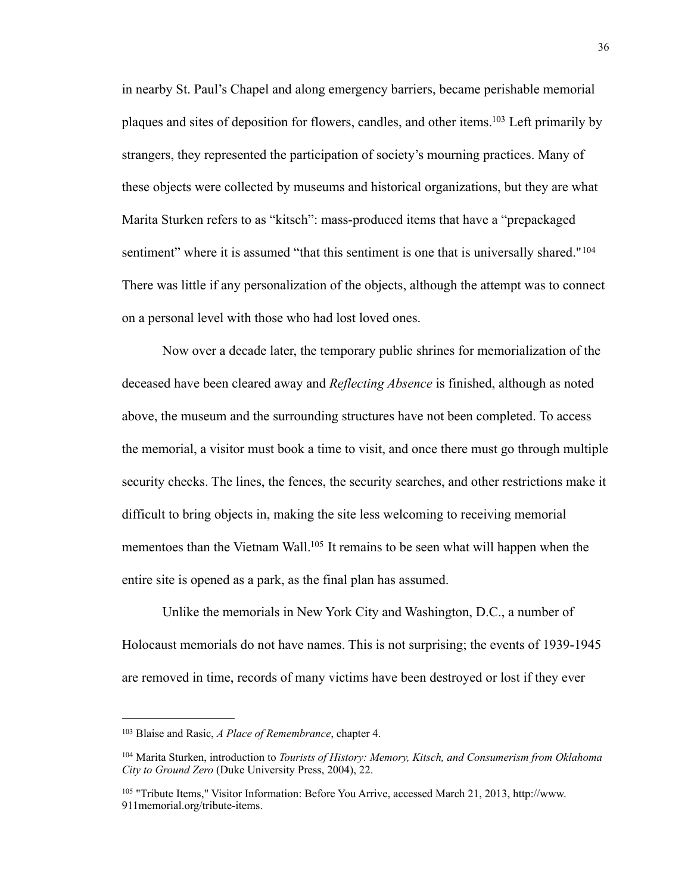in nearby St. Paul's Chapel and along emergency barriers, became perishable memorial plaques and sites of deposition for flowers, candles, and other items.[103] Left primarily by strangers, they represented the participation of society's mourning practices. Many of these objects were collected by museums and historical organizations, but they are what Marita Sturken refers to as "kitsch": mass-produced items that have a "prepackaged sentiment" where it is assumed "that this sentiment is one that is universally shared."[104] There was little if any personalization of the objects, although the attempt was to connect on a personal level with those who had lost loved ones.

Now over a decade later, the temporary public shrines for memorialization of the deceased have been cleared away and *Reflecting Absence* is finished, although as noted above, the museum and the surrounding structures have not been completed. To access the memorial, a visitor must book a time to visit, and once there must go through multiple security checks. The lines, the fences, the security searches, and other restrictions make it difficult to bring objects in, making the site less welcoming to receiving memorial mementoes than the Vietnam Wall.[105] It remains to be seen what will happen when the entire site is opened as a park, as the final plan has assumed.

Unlike the memorials in New York City and Washington, D.C., a number of Holocaust memorials do not have names. This is not surprising; the events of 1939-1945 are removed in time, records of many victims have been destroyed or lost if they ever

---

[103] Blaise and Rasic, *A Place of Remembrance*, chapter 4.

[104] Marita Sturken, introduction to *Tourists of History: Memory, Kitsch, and Consumerism from Oklahoma City to Ground Zero* (Duke University Press, 2004), 22.

[105] "Tribute Items," Visitor Information: Before You Arrive, accessed March 21, 2013, http://www.911memorial.org/tribute-items.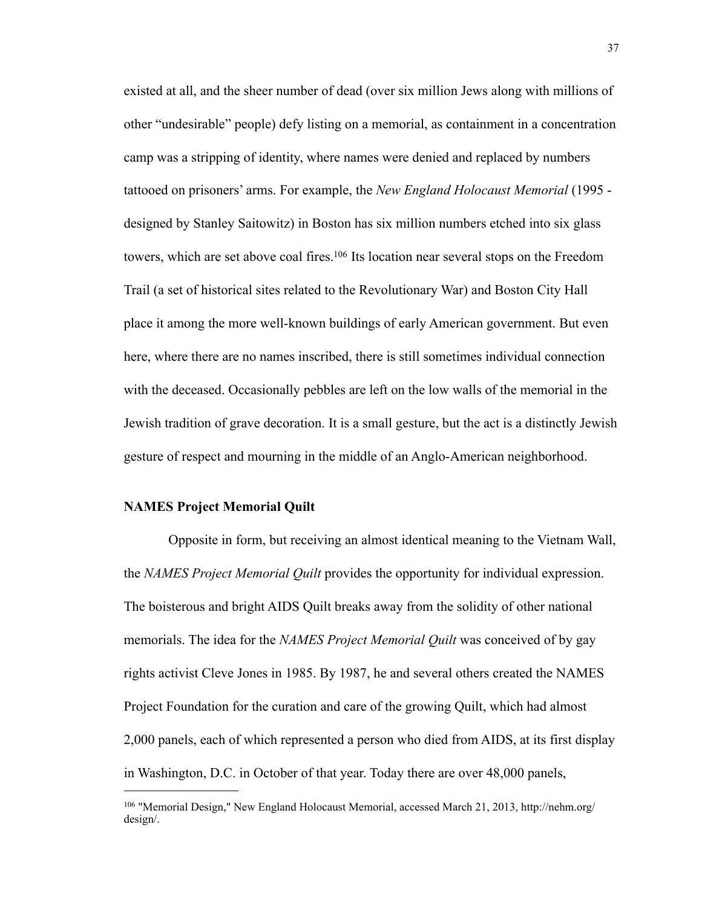existed at all, and the sheer number of dead (over six million Jews along with millions of other "undesirable" people) defy listing on a memorial, as containment in a concentration camp was a stripping of identity, where names were denied and replaced by numbers tattooed on prisoners' arms. For example, the *New England Holocaust Memorial* (1995 - designed by Stanley Saitowitz) in Boston has six million numbers etched into six glass towers, which are set above coal fires.[106] Its location near several stops on the Freedom Trail (a set of historical sites related to the Revolutionary War) and Boston City Hall place it among the more well-known buildings of early American government. But even here, where there are no names inscribed, there is still sometimes individual connection with the deceased. Occasionally pebbles are left on the low walls of the memorial in the Jewish tradition of grave decoration. It is a small gesture, but the act is a distinctly Jewish gesture of respect and mourning in the middle of an Anglo-American neighborhood.

**NAMES Project Memorial Quilt**

Opposite in form, but receiving an almost identical meaning to the Vietnam Wall, the *NAMES Project Memorial Quilt* provides the opportunity for individual expression. The boisterous and bright AIDS Quilt breaks away from the solidity of other national memorials. The idea for the *NAMES Project Memorial Quilt* was conceived of by gay rights activist Cleve Jones in 1985. By 1987, he and several others created the NAMES Project Foundation for the curation and care of the growing Quilt, which had almost 2,000 panels, each of which represented a person who died from AIDS, at its first display in Washington, D.C. in October of that year. Today there are over 48,000 panels,

---

[106] "Memorial Design," New England Holocaust Memorial, accessed March 21, 2013, http://nehm.org/design/.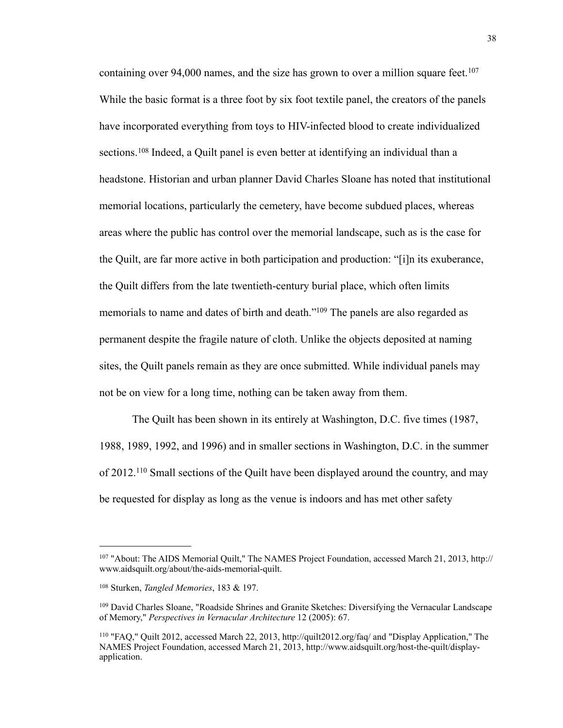containing over 94,000 names, and the size has grown to over a million square feet.[107] While the basic format is a three foot by six foot textile panel, the creators of the panels have incorporated everything from toys to HIV-infected blood to create individualized sections.[108] Indeed, a Quilt panel is even better at identifying an individual than a headstone. Historian and urban planner David Charles Sloane has noted that institutional memorial locations, particularly the cemetery, have become subdued places, whereas areas where the public has control over the memorial landscape, such as is the case for the Quilt, are far more active in both participation and production: "[i]n its exuberance, the Quilt differs from the late twentieth-century burial place, which often limits memorials to name and dates of birth and death."[109] The panels are also regarded as permanent despite the fragile nature of cloth. Unlike the objects deposited at naming sites, the Quilt panels remain as they are once submitted. While individual panels may not be on view for a long time, nothing can be taken away from them.

The Quilt has been shown in its entirely at Washington, D.C. five times (1987, 1988, 1989, 1992, and 1996) and in smaller sections in Washington, D.C. in the summer of 2012.[110] Small sections of the Quilt have been displayed around the country, and may be requested for display as long as the venue is indoors and has met other safety

---

[107] "About: The AIDS Memorial Quilt," The NAMES Project Foundation, accessed March 21, 2013, http://www.aidsquilt.org/about/the-aids-memorial-quilt.

[108] Sturken, *Tangled Memories*, 183 & 197.

[109] David Charles Sloane, "Roadside Shrines and Granite Sketches: Diversifying the Vernacular Landscape of Memory," *Perspectives in Vernacular Architecture* 12 (2005): 67.

[110] "FAQ," Quilt 2012, accessed March 22, 2013, http://quilt2012.org/faq/ and "Display Application," The NAMES Project Foundation, accessed March 21, 2013, http://www.aidsquilt.org/host-the-quilt/display-application.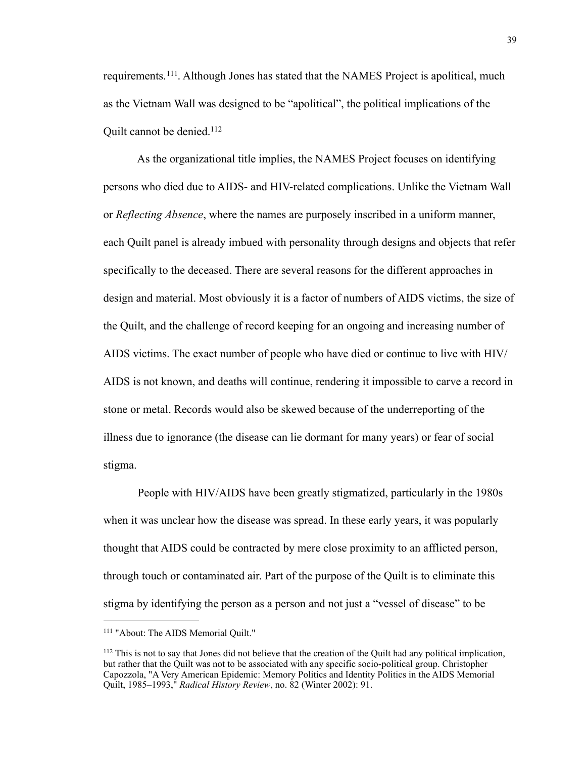requirements.[111]. Although Jones has stated that the NAMES Project is apolitical, much as the Vietnam Wall was designed to be "apolitical", the political implications of the Quilt cannot be denied.[112]

As the organizational title implies, the NAMES Project focuses on identifying persons who died due to AIDS- and HIV-related complications. Unlike the Vietnam Wall or *Reflecting Absence*, where the names are purposely inscribed in a uniform manner, each Quilt panel is already imbued with personality through designs and objects that refer specifically to the deceased. There are several reasons for the different approaches in design and material. Most obviously it is a factor of numbers of AIDS victims, the size of the Quilt, and the challenge of record keeping for an ongoing and increasing number of AIDS victims. The exact number of people who have died or continue to live with HIV/AIDS is not known, and deaths will continue, rendering it impossible to carve a record in stone or metal. Records would also be skewed because of the underreporting of the illness due to ignorance (the disease can lie dormant for many years) or fear of social stigma.

People with HIV/AIDS have been greatly stigmatized, particularly in the 1980s when it was unclear how the disease was spread. In these early years, it was popularly thought that AIDS could be contracted by mere close proximity to an afflicted person, through touch or contaminated air. Part of the purpose of the Quilt is to eliminate this stigma by identifying the person as a person and not just a "vessel of disease" to be

---

[111] "About: The AIDS Memorial Quilt."

[112] This is not to say that Jones did not believe that the creation of the Quilt had any political implication, but rather that the Quilt was not to be associated with any specific socio-political group. Christopher Capozzola, "A Very American Epidemic: Memory Politics and Identity Politics in the AIDS Memorial Quilt, 1985–1993," *Radical History Review*, no. 82 (Winter 2002): 91.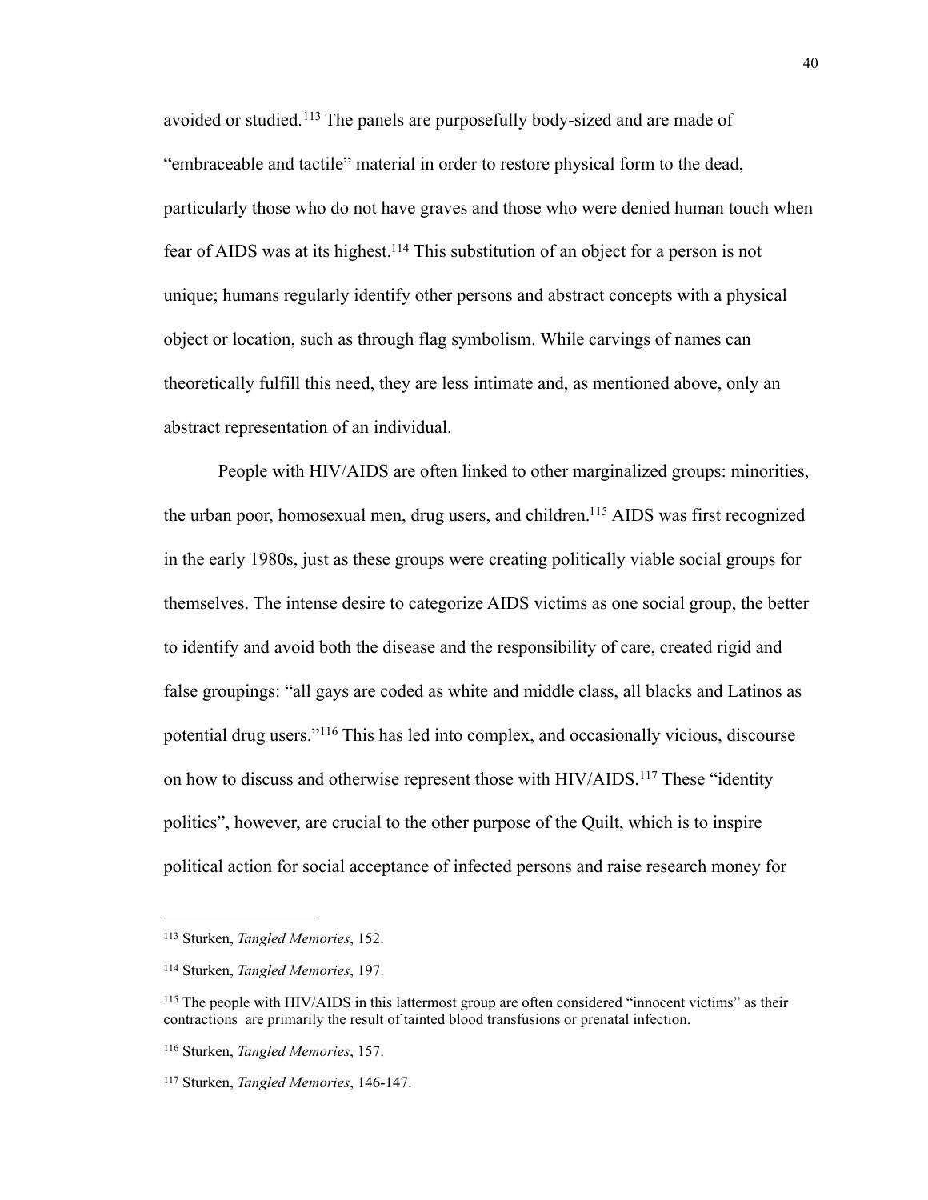avoided or studied.[113] The panels are purposefully body-sized and are made of "embraceable and tactile" material in order to restore physical form to the dead, particularly those who do not have graves and those who were denied human touch when fear of AIDS was at its highest.[114] This substitution of an object for a person is not unique; humans regularly identify other persons and abstract concepts with a physical object or location, such as through flag symbolism. While carvings of names can theoretically fulfill this need, they are less intimate and, as mentioned above, only an abstract representation of an individual.

People with HIV/AIDS are often linked to other marginalized groups: minorities, the urban poor, homosexual men, drug users, and children.[115] AIDS was first recognized in the early 1980s, just as these groups were creating politically viable social groups for themselves. The intense desire to categorize AIDS victims as one social group, the better to identify and avoid both the disease and the responsibility of care, created rigid and false groupings: "all gays are coded as white and middle class, all blacks and Latinos as potential drug users."[116] This has led into complex, and occasionally vicious, discourse on how to discuss and otherwise represent those with HIV/AIDS.[117] These "identity politics", however, are crucial to the other purpose of the Quilt, which is to inspire political action for social acceptance of infected persons and raise research money for

---

[113] Sturken, *Tangled Memories*, 152.

[114] Sturken, *Tangled Memories*, 197.

[115] The people with HIV/AIDS in this lattermost group are often considered "innocent victims" as their contractions are primarily the result of tainted blood transfusions or prenatal infection.

[116] Sturken, *Tangled Memories*, 157.

[117] Sturken, *Tangled Memories*, 146-147.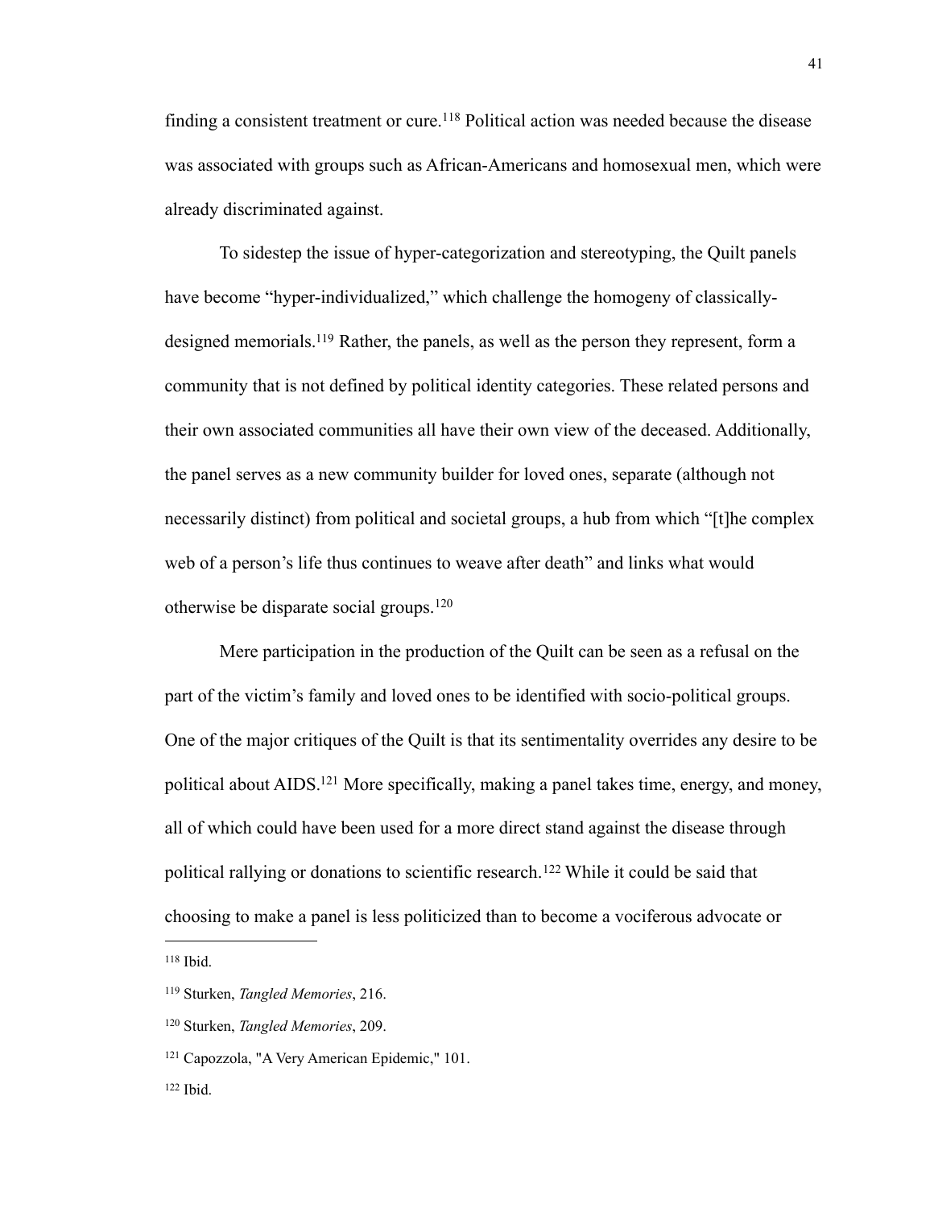finding a consistent treatment or cure.[118] Political action was needed because the disease was associated with groups such as African-Americans and homosexual men, which were already discriminated against.

To sidestep the issue of hyper-categorization and stereotyping, the Quilt panels have become "hyper-individualized," which challenge the homogeny of classically-designed memorials.[119] Rather, the panels, as well as the person they represent, form a community that is not defined by political identity categories. These related persons and their own associated communities all have their own view of the deceased. Additionally, the panel serves as a new community builder for loved ones, separate (although not necessarily distinct) from political and societal groups, a hub from which "[t]he complex web of a person's life thus continues to weave after death" and links what would otherwise be disparate social groups.[120]

Mere participation in the production of the Quilt can be seen as a refusal on the part of the victim's family and loved ones to be identified with socio-political groups. One of the major critiques of the Quilt is that its sentimentality overrides any desire to be political about AIDS.[121] More specifically, making a panel takes time, energy, and money, all of which could have been used for a more direct stand against the disease through political rallying or donations to scientific research.[122] While it could be said that choosing to make a panel is less politicized than to become a vociferous advocate or

---

[118] Ibid.

[119] Sturken, *Tangled Memories*, 216.

[120] Sturken, *Tangled Memories*, 209.

[121] Capozzola, "A Very American Epidemic," 101.

[122] Ibid.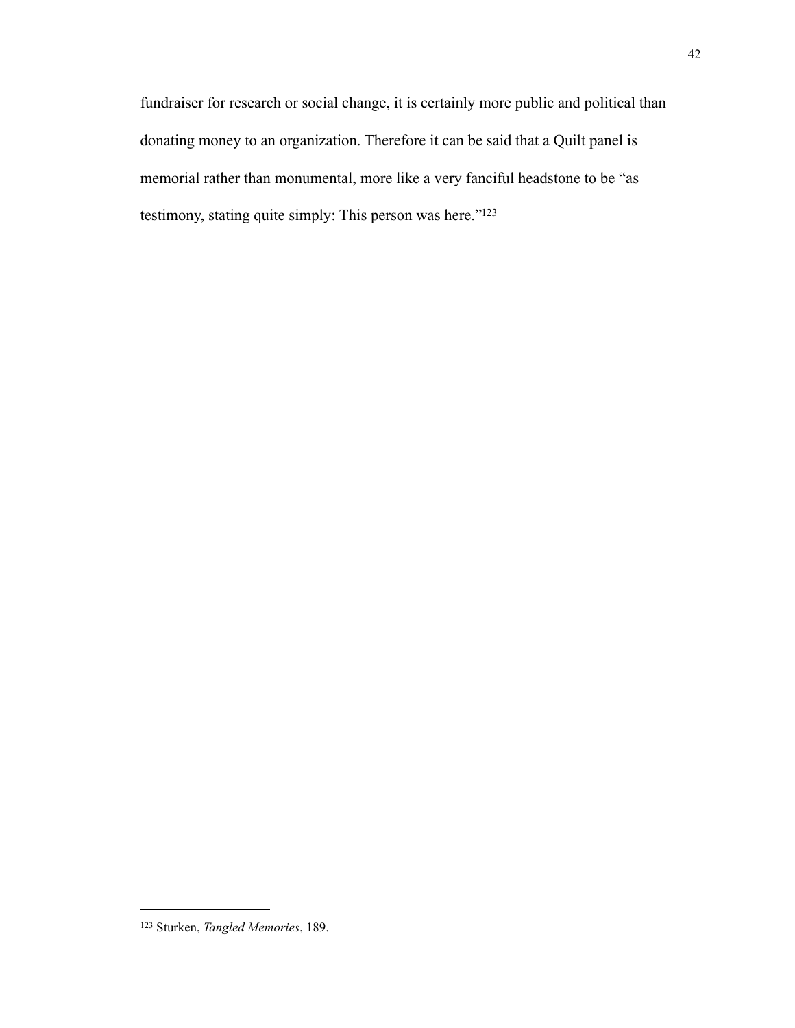fundraiser for research or social change, it is certainly more public and political than donating money to an organization. Therefore it can be said that a Quilt panel is memorial rather than monumental, more like a very fanciful headstone to be "as testimony, stating quite simply: This person was here."[123]

---

[123] Sturken, *Tangled Memories*, 189.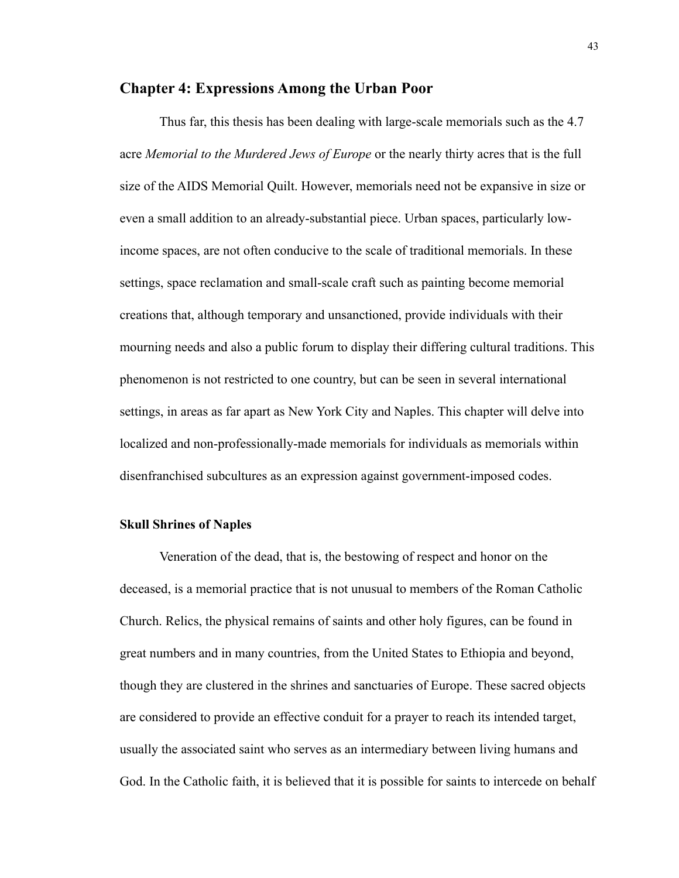## Chapter 4: Expressions Among the Urban Poor

Thus far, this thesis has been dealing with large-scale memorials such as the 4.7 acre *Memorial to the Murdered Jews of Europe* or the nearly thirty acres that is the full size of the AIDS Memorial Quilt. However, memorials need not be expansive in size or even a small addition to an already-substantial piece. Urban spaces, particularly low-income spaces, are not often conducive to the scale of traditional memorials. In these settings, space reclamation and small-scale craft such as painting become memorial creations that, although temporary and unsanctioned, provide individuals with their mourning needs and also a public forum to display their differing cultural traditions. This phenomenon is not restricted to one country, but can be seen in several international settings, in areas as far apart as New York City and Naples. This chapter will delve into localized and non-professionally-made memorials for individuals as memorials within disenfranchised subcultures as an expression against government-imposed codes.

### Skull Shrines of Naples

Veneration of the dead, that is, the bestowing of respect and honor on the deceased, is a memorial practice that is not unusual to members of the Roman Catholic Church. Relics, the physical remains of saints and other holy figures, can be found in great numbers and in many countries, from the United States to Ethiopia and beyond, though they are clustered in the shrines and sanctuaries of Europe. These sacred objects are considered to provide an effective conduit for a prayer to reach its intended target, usually the associated saint who serves as an intermediary between living humans and God. In the Catholic faith, it is believed that it is possible for saints to intercede on behalf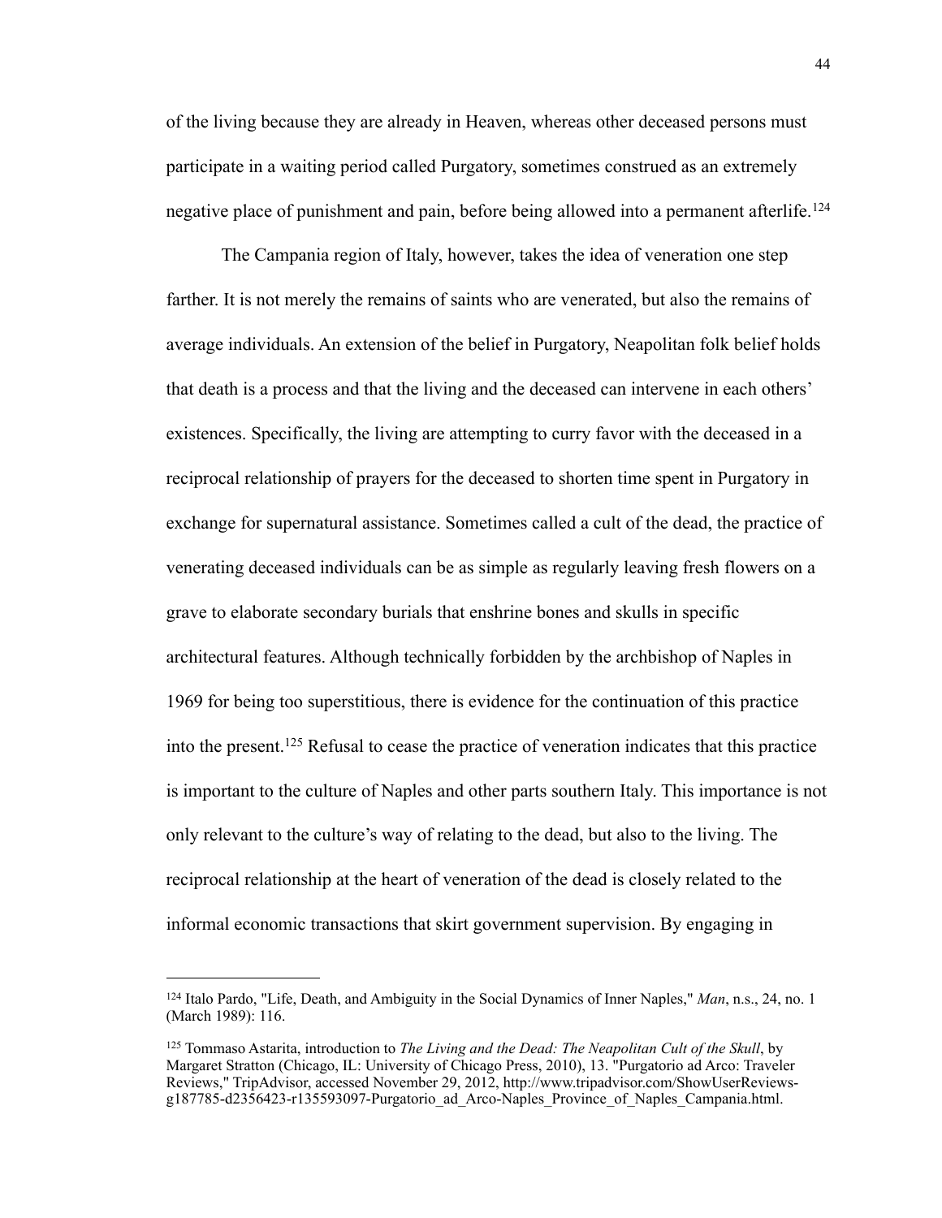of the living because they are already in Heaven, whereas other deceased persons must participate in a waiting period called Purgatory, sometimes construed as an extremely negative place of punishment and pain, before being allowed into a permanent afterlife.[124]

The Campania region of Italy, however, takes the idea of veneration one step farther. It is not merely the remains of saints who are venerated, but also the remains of average individuals. An extension of the belief in Purgatory, Neapolitan folk belief holds that death is a process and that the living and the deceased can intervene in each others' existences. Specifically, the living are attempting to curry favor with the deceased in a reciprocal relationship of prayers for the deceased to shorten time spent in Purgatory in exchange for supernatural assistance. Sometimes called a cult of the dead, the practice of venerating deceased individuals can be as simple as regularly leaving fresh flowers on a grave to elaborate secondary burials that enshrine bones and skulls in specific architectural features. Although technically forbidden by the archbishop of Naples in 1969 for being too superstitious, there is evidence for the continuation of this practice into the present.[125] Refusal to cease the practice of veneration indicates that this practice is important to the culture of Naples and other parts southern Italy. This importance is not only relevant to the culture's way of relating to the dead, but also to the living. The reciprocal relationship at the heart of veneration of the dead is closely related to the informal economic transactions that skirt government supervision. By engaging in

---

[124] Italo Pardo, "Life, Death, and Ambiguity in the Social Dynamics of Inner Naples," *Man*, n.s., 24, no. 1 (March 1989): 116.

[125] Tommaso Astarita, introduction to *The Living and the Dead: The Neapolitan Cult of the Skull*, by Margaret Stratton (Chicago, IL: University of Chicago Press, 2010), 13. "Purgatorio ad Arco: Traveler Reviews," TripAdvisor, accessed November 29, 2012, http://www.tripadvisor.com/ShowUserReviews-g187785-d2356423-r135593097-Purgatorio_ad_Arco-Naples_Province_of_Naples_Campania.html.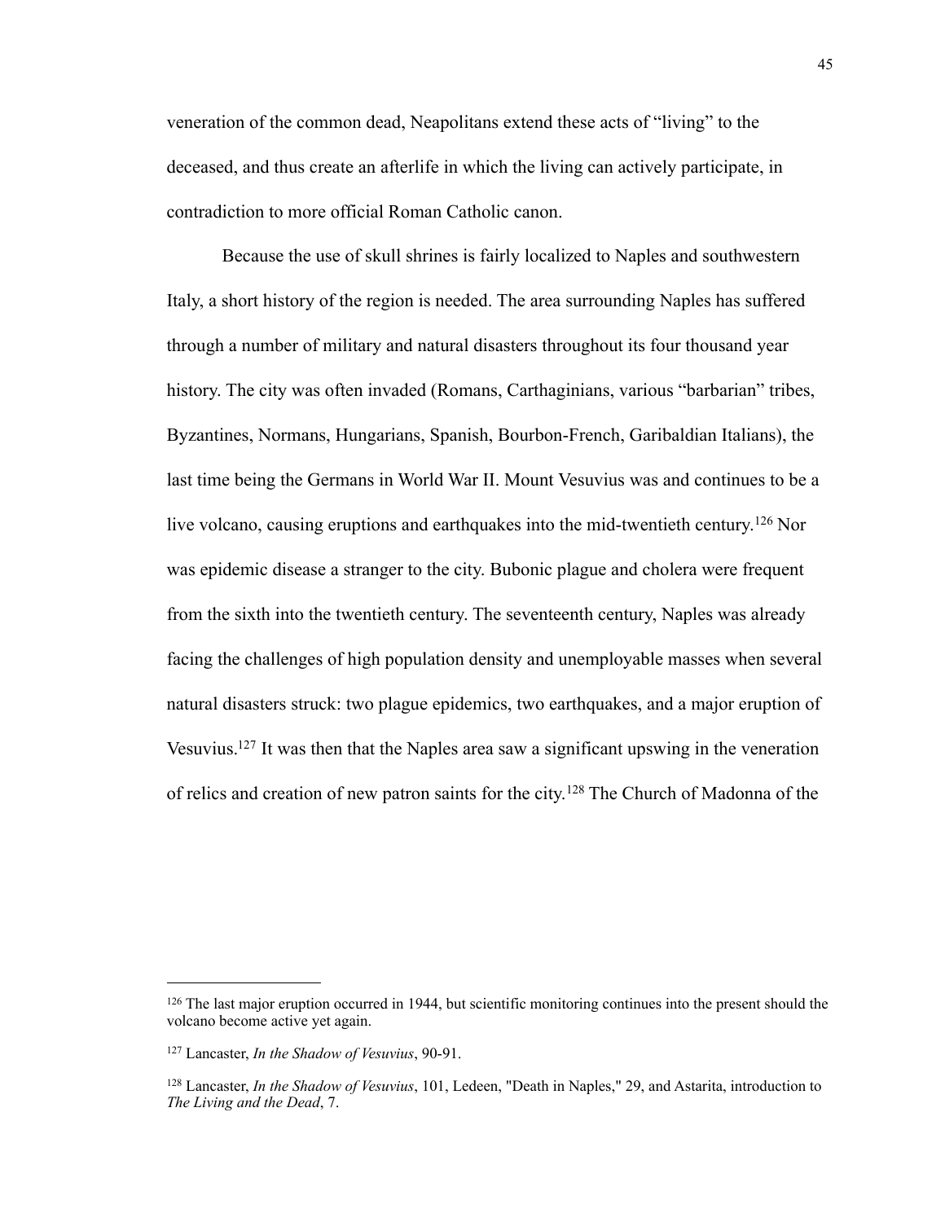veneration of the common dead, Neapolitans extend these acts of "living" to the deceased, and thus create an afterlife in which the living can actively participate, in contradiction to more official Roman Catholic canon.

Because the use of skull shrines is fairly localized to Naples and southwestern Italy, a short history of the region is needed. The area surrounding Naples has suffered through a number of military and natural disasters throughout its four thousand year history. The city was often invaded (Romans, Carthaginians, various "barbarian" tribes, Byzantines, Normans, Hungarians, Spanish, Bourbon-French, Garibaldian Italians), the last time being the Germans in World War II. Mount Vesuvius was and continues to be a live volcano, causing eruptions and earthquakes into the mid-twentieth century.[126] Nor was epidemic disease a stranger to the city. Bubonic plague and cholera were frequent from the sixth into the twentieth century. The seventeenth century, Naples was already facing the challenges of high population density and unemployable masses when several natural disasters struck: two plague epidemics, two earthquakes, and a major eruption of Vesuvius.[127] It was then that the Naples area saw a significant upswing in the veneration of relics and creation of new patron saints for the city.[128] The Church of Madonna of the

---

[126] The last major eruption occurred in 1944, but scientific monitoring continues into the present should the volcano become active yet again.

[127] Lancaster, *In the Shadow of Vesuvius*, 90-91.

[128] Lancaster, *In the Shadow of Vesuvius*, 101, Ledeen, "Death in Naples," 29, and Astarita, introduction to *The Living and the Dead*, 7.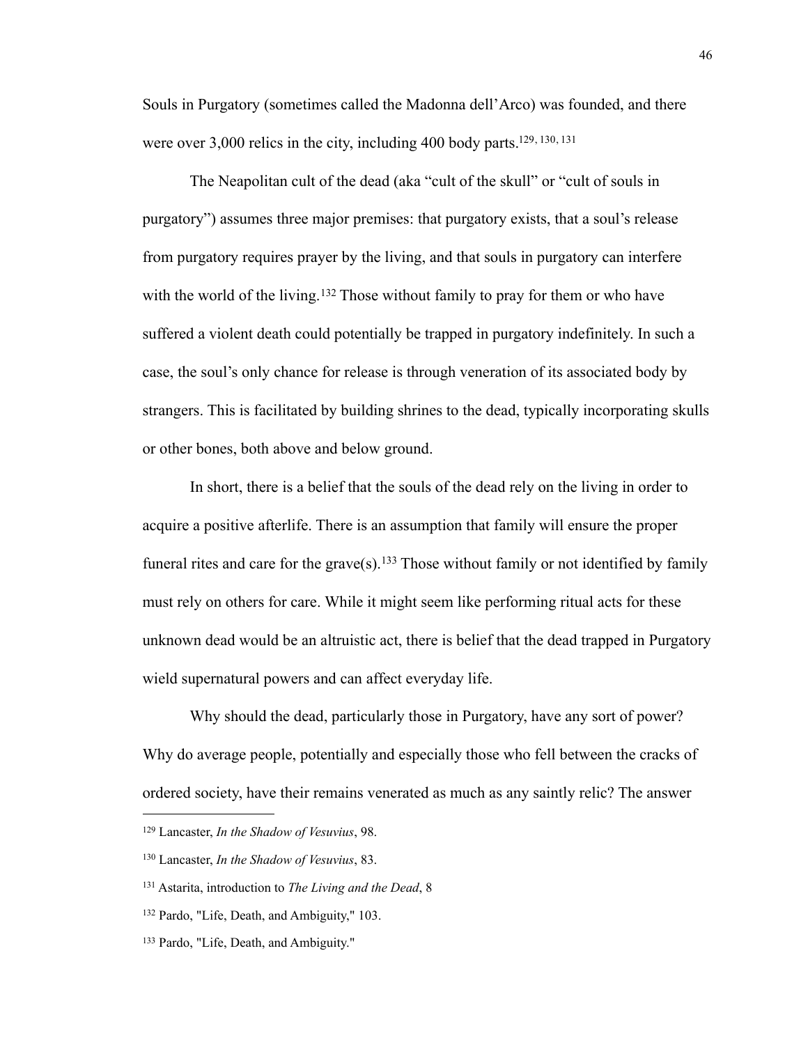Souls in Purgatory (sometimes called the Madonna dell'Arco) was founded, and there were over 3,000 relics in the city, including 400 body parts.[129, 130, 131]

The Neapolitan cult of the dead (aka "cult of the skull" or "cult of souls in purgatory") assumes three major premises: that purgatory exists, that a soul's release from purgatory requires prayer by the living, and that souls in purgatory can interfere with the world of the living.[132] Those without family to pray for them or who have suffered a violent death could potentially be trapped in purgatory indefinitely. In such a case, the soul's only chance for release is through veneration of its associated body by strangers. This is facilitated by building shrines to the dead, typically incorporating skulls or other bones, both above and below ground.

In short, there is a belief that the souls of the dead rely on the living in order to acquire a positive afterlife. There is an assumption that family will ensure the proper funeral rites and care for the grave(s).[133] Those without family or not identified by family must rely on others for care. While it might seem like performing ritual acts for these unknown dead would be an altruistic act, there is belief that the dead trapped in Purgatory wield supernatural powers and can affect everyday life.

Why should the dead, particularly those in Purgatory, have any sort of power? Why do average people, potentially and especially those who fell between the cracks of ordered society, have their remains venerated as much as any saintly relic? The answer

---

[129] Lancaster, *In the Shadow of Vesuvius*, 98.

[130] Lancaster, *In the Shadow of Vesuvius*, 83.

[131] Astarita, introduction to *The Living and the Dead*, 8

[132] Pardo, "Life, Death, and Ambiguity," 103.

[133] Pardo, "Life, Death, and Ambiguity."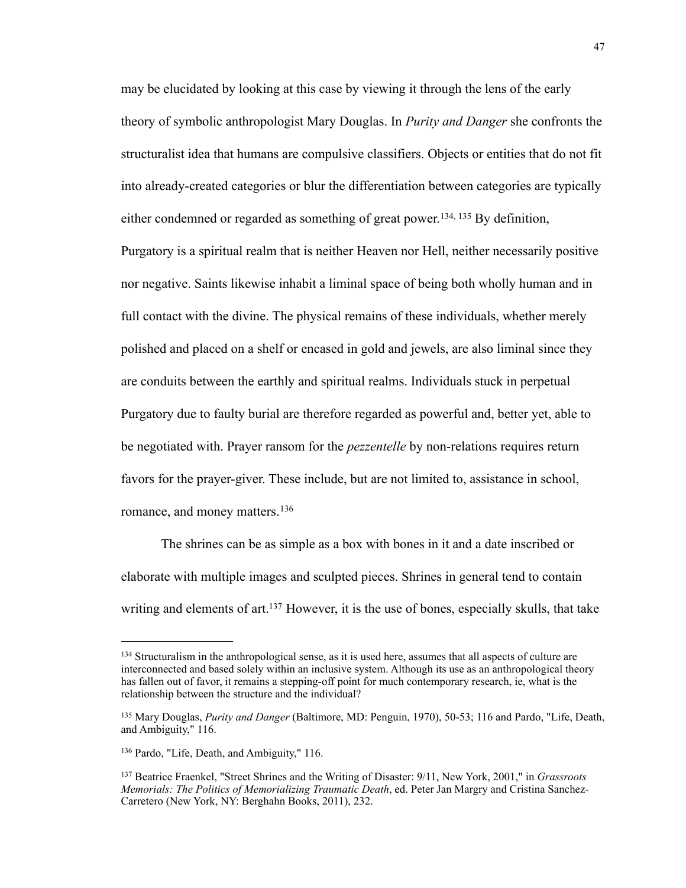may be elucidated by looking at this case by viewing it through the lens of the early theory of symbolic anthropologist Mary Douglas. In *Purity and Danger* she confronts the structuralist idea that humans are compulsive classifiers. Objects or entities that do not fit into already-created categories or blur the differentiation between categories are typically either condemned or regarded as something of great power.[134, 135] By definition, Purgatory is a spiritual realm that is neither Heaven nor Hell, neither necessarily positive nor negative. Saints likewise inhabit a liminal space of being both wholly human and in full contact with the divine. The physical remains of these individuals, whether merely polished and placed on a shelf or encased in gold and jewels, are also liminal since they are conduits between the earthly and spiritual realms. Individuals stuck in perpetual Purgatory due to faulty burial are therefore regarded as powerful and, better yet, able to be negotiated with. Prayer ransom for the *pezzentelle* by non-relations requires return favors for the prayer-giver. These include, but are not limited to, assistance in school, romance, and money matters.[136]

The shrines can be as simple as a box with bones in it and a date inscribed or elaborate with multiple images and sculpted pieces. Shrines in general tend to contain writing and elements of art.[137] However, it is the use of bones, especially skulls, that take

---

[134] Structuralism in the anthropological sense, as it is used here, assumes that all aspects of culture are interconnected and based solely within an inclusive system. Although its use as an anthropological theory has fallen out of favor, it remains a stepping-off point for much contemporary research, ie, what is the relationship between the structure and the individual?

[135] Mary Douglas, *Purity and Danger* (Baltimore, MD: Penguin, 1970), 50-53; 116 and Pardo, "Life, Death, and Ambiguity," 116.

[136] Pardo, "Life, Death, and Ambiguity," 116.

[137] Beatrice Fraenkel, "Street Shrines and the Writing of Disaster: 9/11, New York, 2001," in *Grassroots Memorials: The Politics of Memorializing Traumatic Death*, ed. Peter Jan Margry and Cristina Sanchez-Carretero (New York, NY: Berghahn Books, 2011), 232.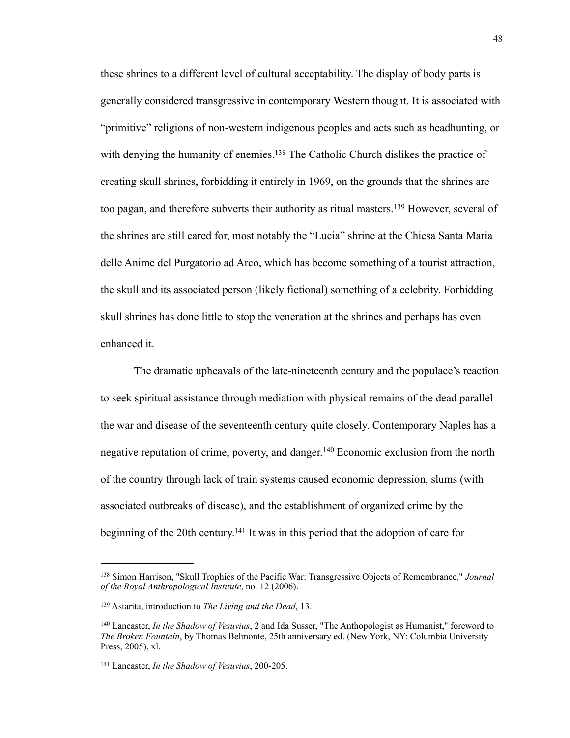these shrines to a different level of cultural acceptability. The display of body parts is generally considered transgressive in contemporary Western thought. It is associated with "primitive" religions of non-western indigenous peoples and acts such as headhunting, or with denying the humanity of enemies.[138] The Catholic Church dislikes the practice of creating skull shrines, forbidding it entirely in 1969, on the grounds that the shrines are too pagan, and therefore subverts their authority as ritual masters.[139] However, several of the shrines are still cared for, most notably the "Lucia" shrine at the Chiesa Santa Maria delle Anime del Purgatorio ad Arco, which has become something of a tourist attraction, the skull and its associated person (likely fictional) something of a celebrity. Forbidding skull shrines has done little to stop the veneration at the shrines and perhaps has even enhanced it.

The dramatic upheavals of the late-nineteenth century and the populace's reaction to seek spiritual assistance through mediation with physical remains of the dead parallel the war and disease of the seventeenth century quite closely. Contemporary Naples has a negative reputation of crime, poverty, and danger.[140] Economic exclusion from the north of the country through lack of train systems caused economic depression, slums (with associated outbreaks of disease), and the establishment of organized crime by the beginning of the 20th century.[141] It was in this period that the adoption of care for

---

[138] Simon Harrison, "Skull Trophies of the Pacific War: Transgressive Objects of Remembrance," *Journal of the Royal Anthropological Institute*, no. 12 (2006).

[139] Astarita, introduction to *The Living and the Dead*, 13.

[140] Lancaster, *In the Shadow of Vesuvius*, 2 and Ida Susser, "The Anthopologist as Humanist," foreword to *The Broken Fountain*, by Thomas Belmonte, 25th anniversary ed. (New York, NY: Columbia University Press, 2005), xl.

[141] Lancaster, *In the Shadow of Vesuvius*, 200-205.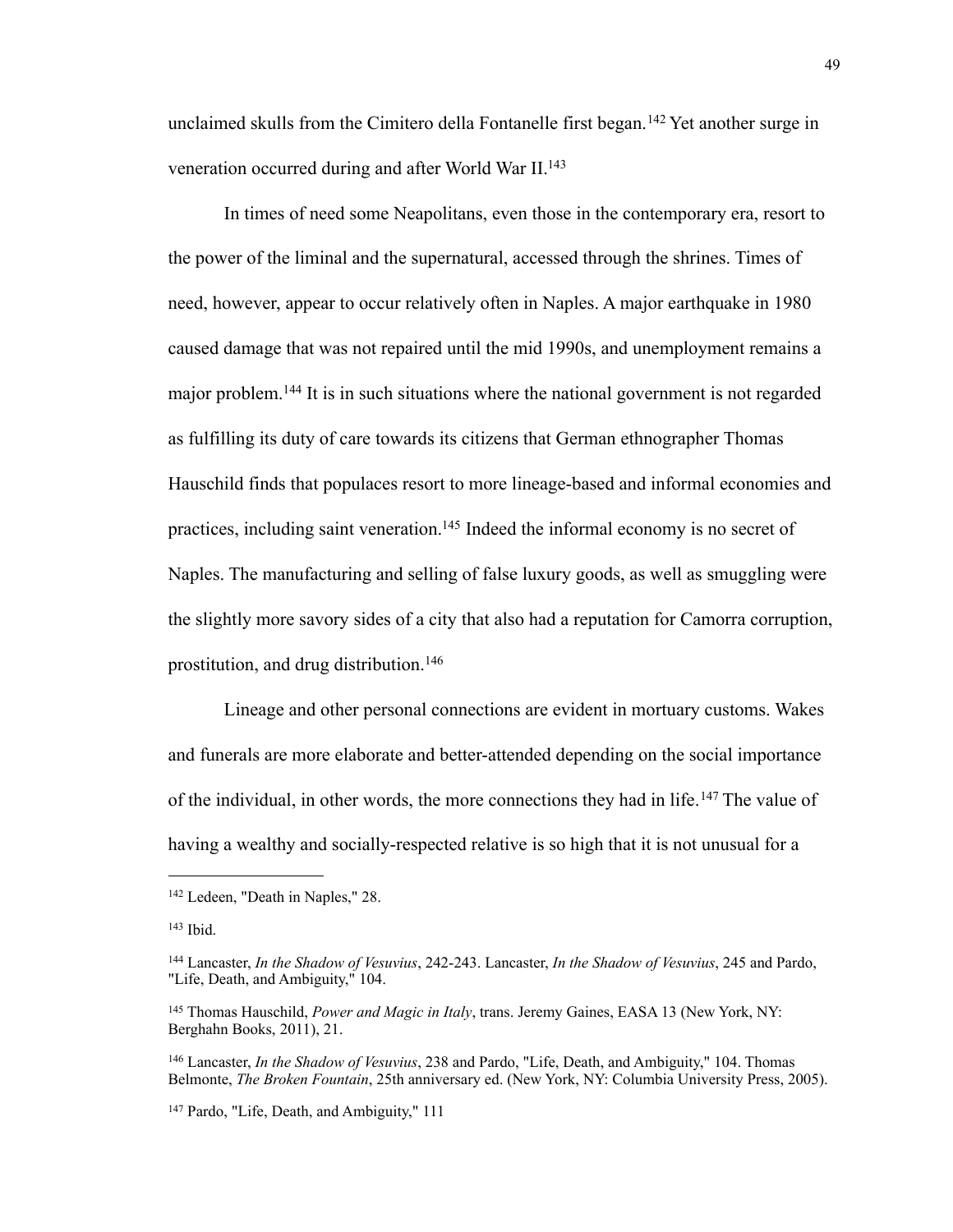unclaimed skulls from the Cimitero della Fontanelle first began.[142] Yet another surge in veneration occurred during and after World War II.[143]

In times of need some Neapolitans, even those in the contemporary era, resort to the power of the liminal and the supernatural, accessed through the shrines. Times of need, however, appear to occur relatively often in Naples. A major earthquake in 1980 caused damage that was not repaired until the mid 1990s, and unemployment remains a major problem.[144] It is in such situations where the national government is not regarded as fulfilling its duty of care towards its citizens that German ethnographer Thomas Hauschild finds that populaces resort to more lineage-based and informal economies and practices, including saint veneration.[145] Indeed the informal economy is no secret of Naples. The manufacturing and selling of false luxury goods, as well as smuggling were the slightly more savory sides of a city that also had a reputation for Camorra corruption, prostitution, and drug distribution.[146]

Lineage and other personal connections are evident in mortuary customs. Wakes and funerals are more elaborate and better-attended depending on the social importance of the individual, in other words, the more connections they had in life.[147] The value of having a wealthy and socially-respected relative is so high that it is not unusual for a

---

[142] Ledeen, "Death in Naples," 28.

[143] Ibid.

[144] Lancaster, *In the Shadow of Vesuvius*, 242-243. Lancaster, *In the Shadow of Vesuvius*, 245 and Pardo, "Life, Death, and Ambiguity," 104.

[145] Thomas Hauschild, *Power and Magic in Italy*, trans. Jeremy Gaines, EASA 13 (New York, NY: Berghahn Books, 2011), 21.

[146] Lancaster, *In the Shadow of Vesuvius*, 238 and Pardo, "Life, Death, and Ambiguity," 104. Thomas Belmonte, *The Broken Fountain*, 25th anniversary ed. (New York, NY: Columbia University Press, 2005).

[147] Pardo, "Life, Death, and Ambiguity," 111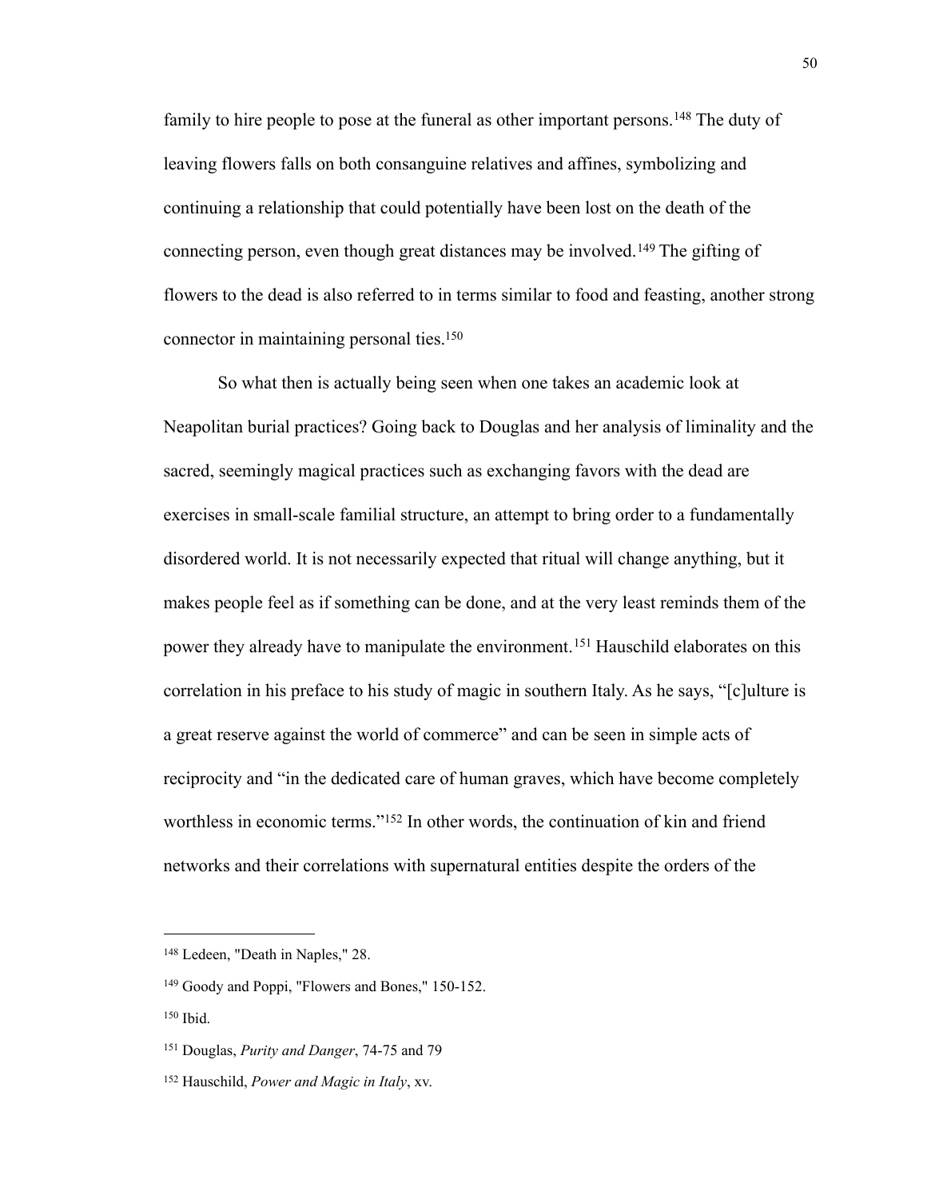family to hire people to pose at the funeral as other important persons.[148] The duty of leaving flowers falls on both consanguine relatives and affines, symbolizing and continuing a relationship that could potentially have been lost on the death of the connecting person, even though great distances may be involved.[149] The gifting of flowers to the dead is also referred to in terms similar to food and feasting, another strong connector in maintaining personal ties.[150]

So what then is actually being seen when one takes an academic look at Neapolitan burial practices? Going back to Douglas and her analysis of liminality and the sacred, seemingly magical practices such as exchanging favors with the dead are exercises in small-scale familial structure, an attempt to bring order to a fundamentally disordered world. It is not necessarily expected that ritual will change anything, but it makes people feel as if something can be done, and at the very least reminds them of the power they already have to manipulate the environment.[151] Hauschild elaborates on this correlation in his preface to his study of magic in southern Italy. As he says, "[c]ulture is a great reserve against the world of commerce" and can be seen in simple acts of reciprocity and "in the dedicated care of human graves, which have become completely worthless in economic terms."[152] In other words, the continuation of kin and friend networks and their correlations with supernatural entities despite the orders of the

---

[148] Ledeen, "Death in Naples," 28.

[149] Goody and Poppi, "Flowers and Bones," 150-152.

[150] Ibid.

[151] Douglas, *Purity and Danger*, 74-75 and 79

[152] Hauschild, *Power and Magic in Italy*, xv.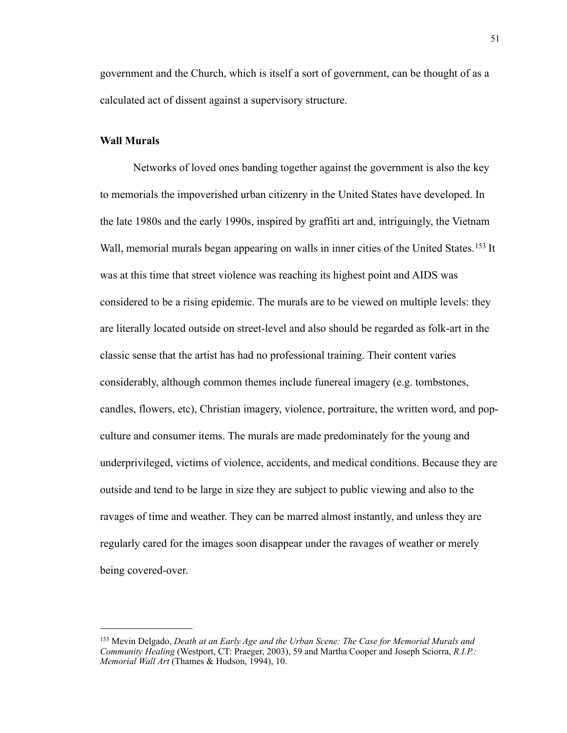government and the Church, which is itself a sort of government, can be thought of as a calculated act of dissent against a supervisory structure.

### Wall Murals

Networks of loved ones banding together against the government is also the key to memorials the impoverished urban citizenry in the United States have developed. In the late 1980s and the early 1990s, inspired by graffiti art and, intriguingly, the Vietnam Wall, memorial murals began appearing on walls in inner cities of the United States.[153] It was at this time that street violence was reaching its highest point and AIDS was considered to be a rising epidemic. The murals are to be viewed on multiple levels: they are literally located outside on street-level and also should be regarded as folk-art in the classic sense that the artist has had no professional training. Their content varies considerably, although common themes include funereal imagery (e.g. tombstones, candles, flowers, etc), Christian imagery, violence, portraiture, the written word, and pop-culture and consumer items. The murals are made predominately for the young and underprivileged, victims of violence, accidents, and medical conditions. Because they are outside and tend to be large in size they are subject to public viewing and also to the ravages of time and weather. They can be marred almost instantly, and unless they are regularly cared for the images soon disappear under the ravages of weather or merely being covered-over.

---

[153] Mevin Delgado, *Death at an Early Age and the Urban Scene: The Case for Memorial Murals and Community Healing* (Westport, CT: Praeger, 2003), 59 and Martha Cooper and Joseph Sciorra, *R.I.P.: Memorial Wall Art* (Thames & Hudson, 1994), 10.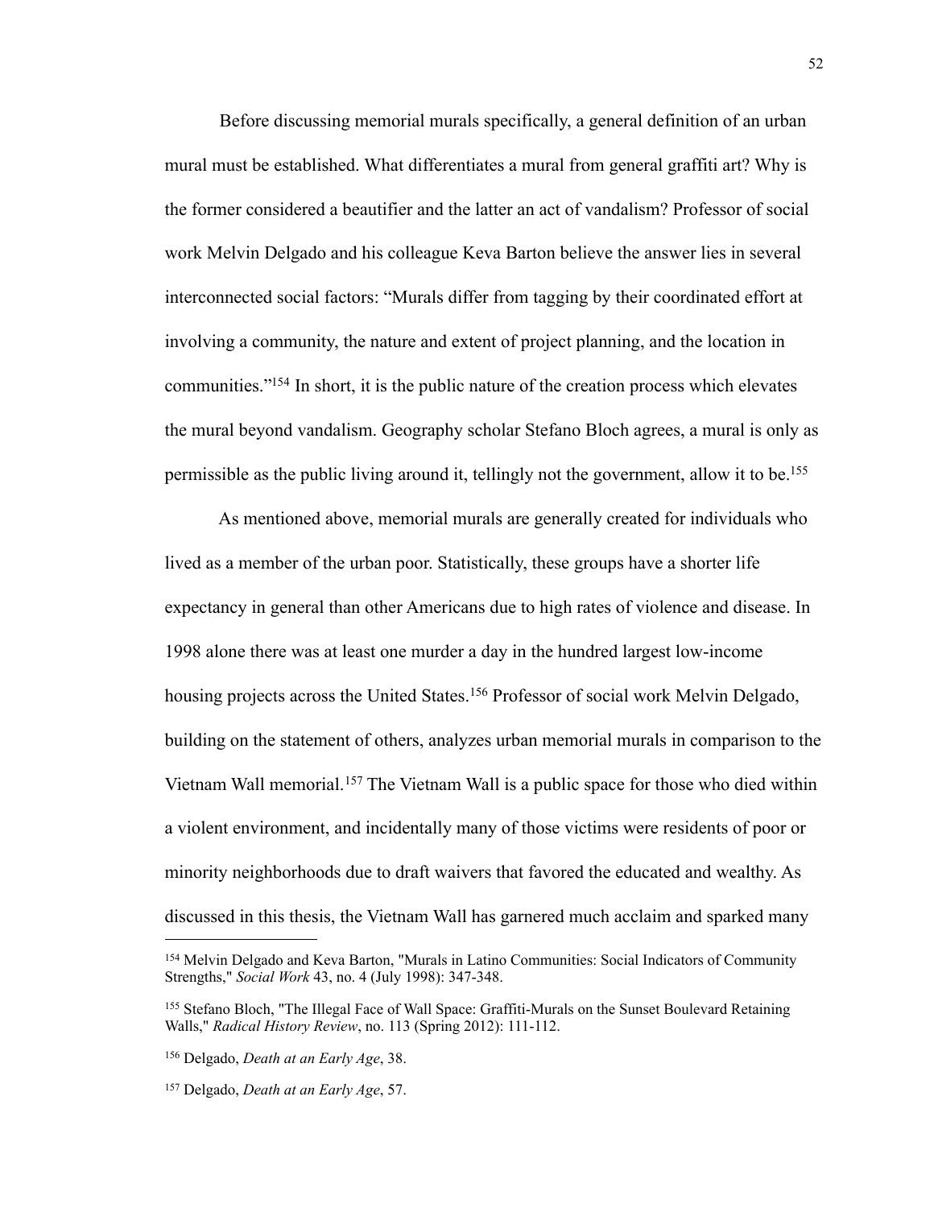Before discussing memorial murals specifically, a general definition of an urban mural must be established. What differentiates a mural from general graffiti art? Why is the former considered a beautifier and the latter an act of vandalism? Professor of social work Melvin Delgado and his colleague Keva Barton believe the answer lies in several interconnected social factors: "Murals differ from tagging by their coordinated effort at involving a community, the nature and extent of project planning, and the location in communities."[154] In short, it is the public nature of the creation process which elevates the mural beyond vandalism. Geography scholar Stefano Bloch agrees, a mural is only as permissible as the public living around it, tellingly not the government, allow it to be.[155]

As mentioned above, memorial murals are generally created for individuals who lived as a member of the urban poor. Statistically, these groups have a shorter life expectancy in general than other Americans due to high rates of violence and disease. In 1998 alone there was at least one murder a day in the hundred largest low-income housing projects across the United States.[156] Professor of social work Melvin Delgado, building on the statement of others, analyzes urban memorial murals in comparison to the Vietnam Wall memorial.[157] The Vietnam Wall is a public space for those who died within a violent environment, and incidentally many of those victims were residents of poor or minority neighborhoods due to draft waivers that favored the educated and wealthy. As discussed in this thesis, the Vietnam Wall has garnered much acclaim and sparked many

---

[154] Melvin Delgado and Keva Barton, "Murals in Latino Communities: Social Indicators of Community Strengths," *Social Work* 43, no. 4 (July 1998): 347-348.

[155] Stefano Bloch, "The Illegal Face of Wall Space: Graffiti-Murals on the Sunset Boulevard Retaining Walls," *Radical History Review*, no. 113 (Spring 2012): 111-112.

[156] Delgado, *Death at an Early Age*, 38.

[157] Delgado, *Death at an Early Age*, 57.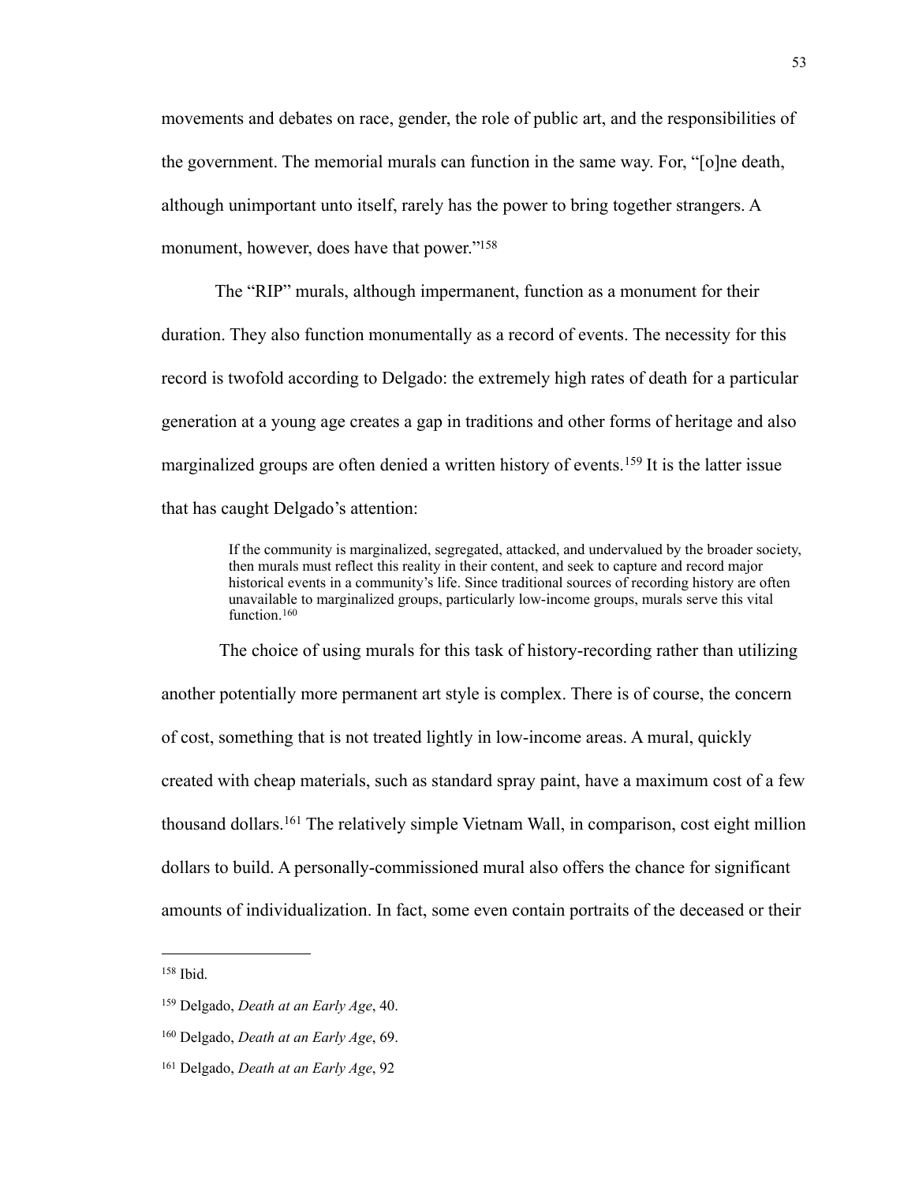movements and debates on race, gender, the role of public art, and the responsibilities of the government. The memorial murals can function in the same way. For, "[o]ne death, although unimportant unto itself, rarely has the power to bring together strangers. A monument, however, does have that power."[158]

The "RIP" murals, although impermanent, function as a monument for their duration. They also function monumentally as a record of events. The necessity for this record is twofold according to Delgado: the extremely high rates of death for a particular generation at a young age creates a gap in traditions and other forms of heritage and also marginalized groups are often denied a written history of events.[159] It is the latter issue that has caught Delgado's attention:

> If the community is marginalized, segregated, attacked, and undervalued by the broader society, then murals must reflect this reality in their content, and seek to capture and record major historical events in a community's life. Since traditional sources of recording history are often unavailable to marginalized groups, particularly low-income groups, murals serve this vital function.[160]

The choice of using murals for this task of history-recording rather than utilizing another potentially more permanent art style is complex. There is of course, the concern of cost, something that is not treated lightly in low-income areas. A mural, quickly created with cheap materials, such as standard spray paint, have a maximum cost of a few thousand dollars.[161] The relatively simple Vietnam Wall, in comparison, cost eight million dollars to build. A personally-commissioned mural also offers the chance for significant amounts of individualization. In fact, some even contain portraits of the deceased or their

---

[158] Ibid.

[159] Delgado, *Death at an Early Age*, 40.

[160] Delgado, *Death at an Early Age*, 69.

[161] Delgado, *Death at an Early Age*, 92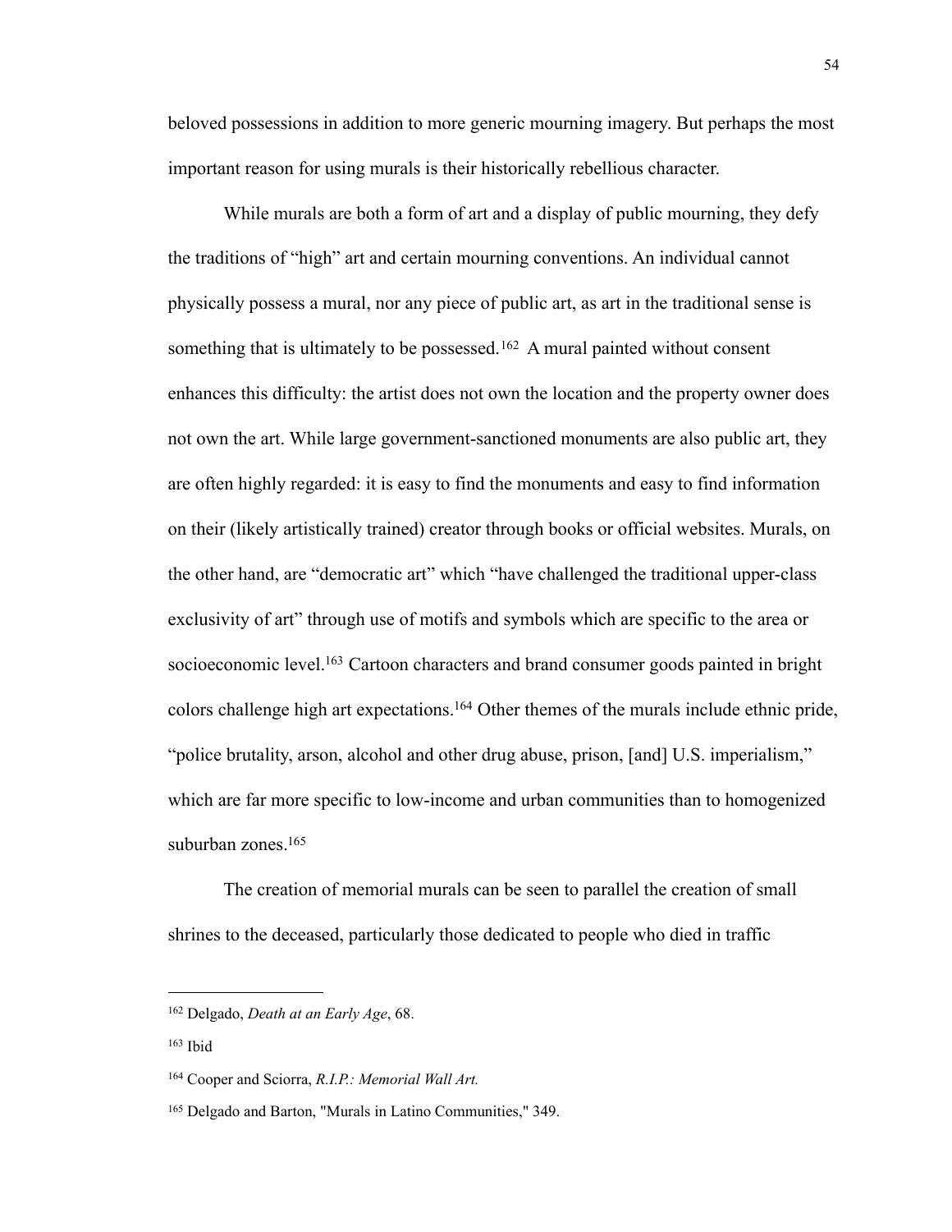beloved possessions in addition to more generic mourning imagery. But perhaps the most important reason for using murals is their historically rebellious character.

While murals are both a form of art and a display of public mourning, they defy the traditions of "high" art and certain mourning conventions. An individual cannot physically possess a mural, nor any piece of public art, as art in the traditional sense is something that is ultimately to be possessed.[162] A mural painted without consent enhances this difficulty: the artist does not own the location and the property owner does not own the art. While large government-sanctioned monuments are also public art, they are often highly regarded: it is easy to find the monuments and easy to find information on their (likely artistically trained) creator through books or official websites. Murals, on the other hand, are "democratic art" which "have challenged the traditional upper-class exclusivity of art" through use of motifs and symbols which are specific to the area or socioeconomic level.[163] Cartoon characters and brand consumer goods painted in bright colors challenge high art expectations.[164] Other themes of the murals include ethnic pride, "police brutality, arson, alcohol and other drug abuse, prison, [and] U.S. imperialism," which are far more specific to low-income and urban communities than to homogenized suburban zones.[165]

The creation of memorial murals can be seen to parallel the creation of small shrines to the deceased, particularly those dedicated to people who died in traffic

---

[162] Delgado, *Death at an Early Age*, 68.

[163] Ibid

[164] Cooper and Sciorra, *R.I.P.: Memorial Wall Art.*

[165] Delgado and Barton, "Murals in Latino Communities," 349.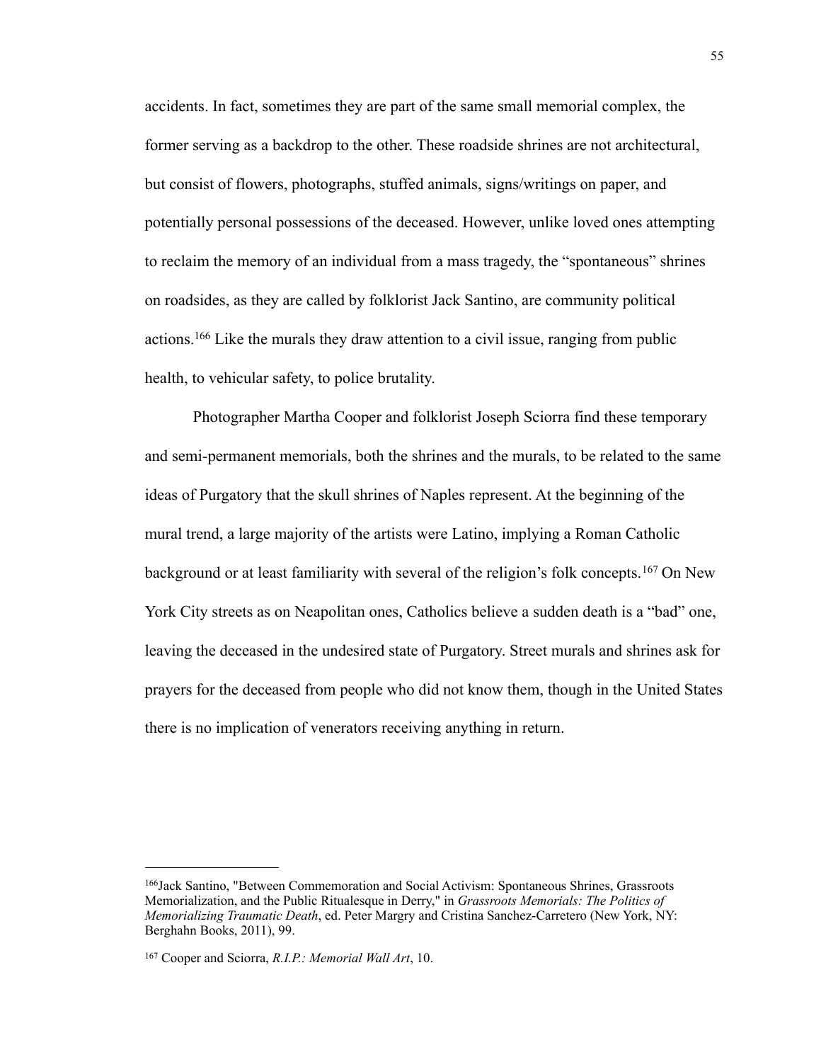accidents. In fact, sometimes they are part of the same small memorial complex, the former serving as a backdrop to the other. These roadside shrines are not architectural, but consist of flowers, photographs, stuffed animals, signs/writings on paper, and potentially personal possessions of the deceased. However, unlike loved ones attempting to reclaim the memory of an individual from a mass tragedy, the "spontaneous" shrines on roadsides, as they are called by folklorist Jack Santino, are community political actions.[166] Like the murals they draw attention to a civil issue, ranging from public health, to vehicular safety, to police brutality.

Photographer Martha Cooper and folklorist Joseph Sciorra find these temporary and semi-permanent memorials, both the shrines and the murals, to be related to the same ideas of Purgatory that the skull shrines of Naples represent. At the beginning of the mural trend, a large majority of the artists were Latino, implying a Roman Catholic background or at least familiarity with several of the religion's folk concepts.[167] On New York City streets as on Neapolitan ones, Catholics believe a sudden death is a "bad" one, leaving the deceased in the undesired state of Purgatory. Street murals and shrines ask for prayers for the deceased from people who did not know them, though in the United States there is no implication of venerators receiving anything in return.

---

[166]Jack Santino, "Between Commemoration and Social Activism: Spontaneous Shrines, Grassroots Memorialization, and the Public Ritualesque in Derry," in *Grassroots Memorials: The Politics of Memorializing Traumatic Death*, ed. Peter Margry and Cristina Sanchez-Carretero (New York, NY: Berghahn Books, 2011), 99.

[167] Cooper and Sciorra, *R.I.P.: Memorial Wall Art*, 10.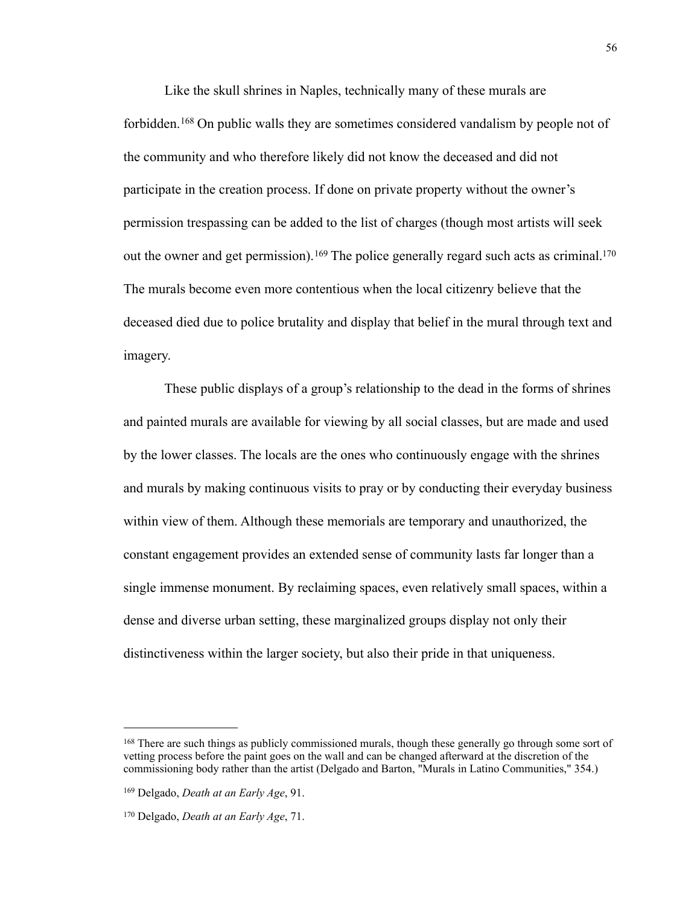Like the skull shrines in Naples, technically many of these murals are forbidden.[168] On public walls they are sometimes considered vandalism by people not of the community and who therefore likely did not know the deceased and did not participate in the creation process. If done on private property without the owner's permission trespassing can be added to the list of charges (though most artists will seek out the owner and get permission).[169] The police generally regard such acts as criminal.[170] The murals become even more contentious when the local citizenry believe that the deceased died due to police brutality and display that belief in the mural through text and imagery.

These public displays of a group's relationship to the dead in the forms of shrines and painted murals are available for viewing by all social classes, but are made and used by the lower classes. The locals are the ones who continuously engage with the shrines and murals by making continuous visits to pray or by conducting their everyday business within view of them. Although these memorials are temporary and unauthorized, the constant engagement provides an extended sense of community lasts far longer than a single immense monument. By reclaiming spaces, even relatively small spaces, within a dense and diverse urban setting, these marginalized groups display not only their distinctiveness within the larger society, but also their pride in that uniqueness.

---

[168] There are such things as publicly commissioned murals, though these generally go through some sort of vetting process before the paint goes on the wall and can be changed afterward at the discretion of the commissioning body rather than the artist (Delgado and Barton, "Murals in Latino Communities," 354.)

[169] Delgado, *Death at an Early Age*, 91.

[170] Delgado, *Death at an Early Age*, 71.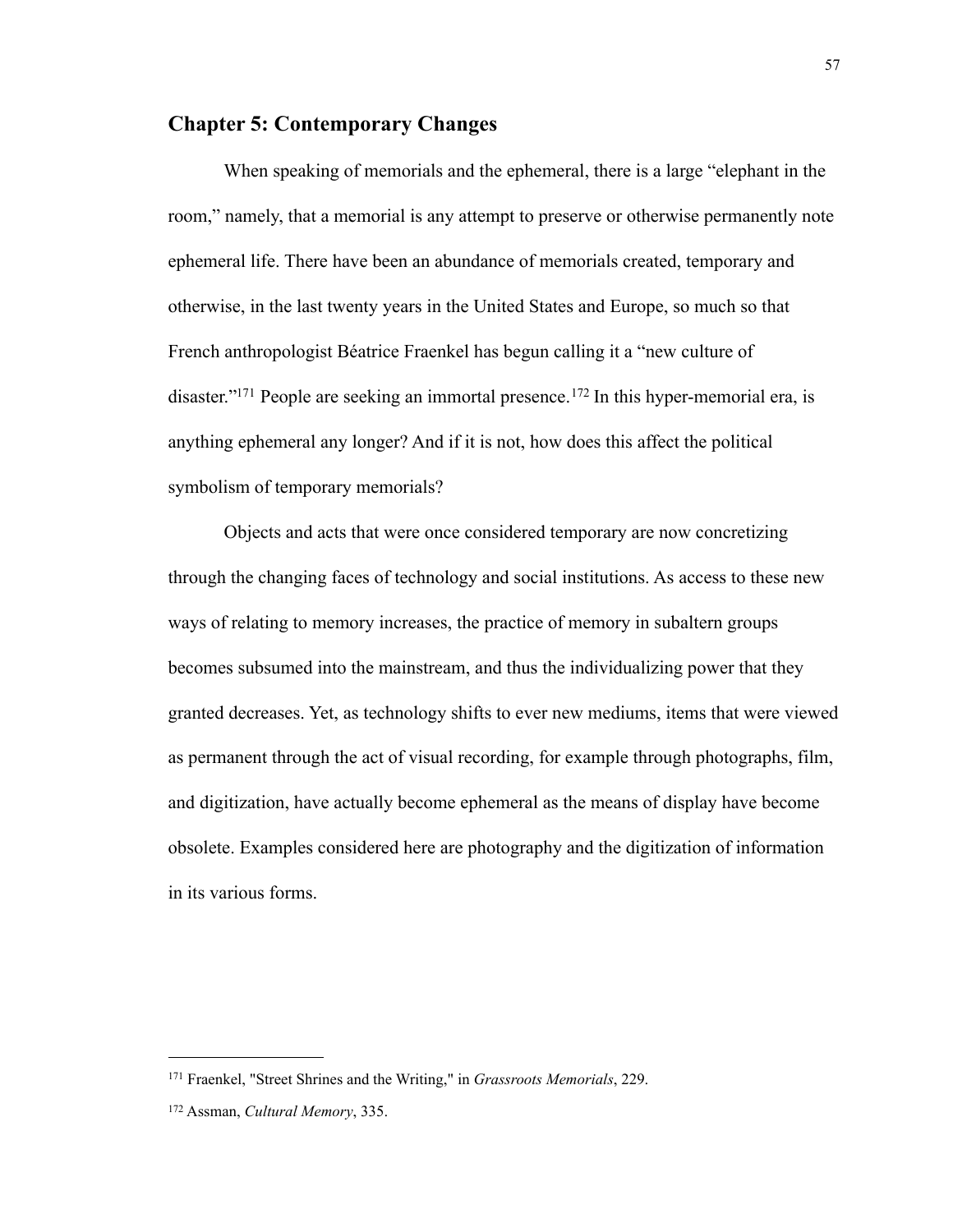## Chapter 5: Contemporary Changes

When speaking of memorials and the ephemeral, there is a large "elephant in the room," namely, that a memorial is any attempt to preserve or otherwise permanently note ephemeral life. There have been an abundance of memorials created, temporary and otherwise, in the last twenty years in the United States and Europe, so much so that French anthropologist Béatrice Fraenkel has begun calling it a "new culture of disaster."[171] People are seeking an immortal presence.[172] In this hyper-memorial era, is anything ephemeral any longer? And if it is not, how does this affect the political symbolism of temporary memorials?

Objects and acts that were once considered temporary are now concretizing through the changing faces of technology and social institutions. As access to these new ways of relating to memory increases, the practice of memory in subaltern groups becomes subsumed into the mainstream, and thus the individualizing power that they granted decreases. Yet, as technology shifts to ever new mediums, items that were viewed as permanent through the act of visual recording, for example through photographs, film, and digitization, have actually become ephemeral as the means of display have become obsolete. Examples considered here are photography and the digitization of information in its various forms.

---

[171] Fraenkel, "Street Shrines and the Writing," in *Grassroots Memorials*, 229.

[172] Assman, *Cultural Memory*, 335.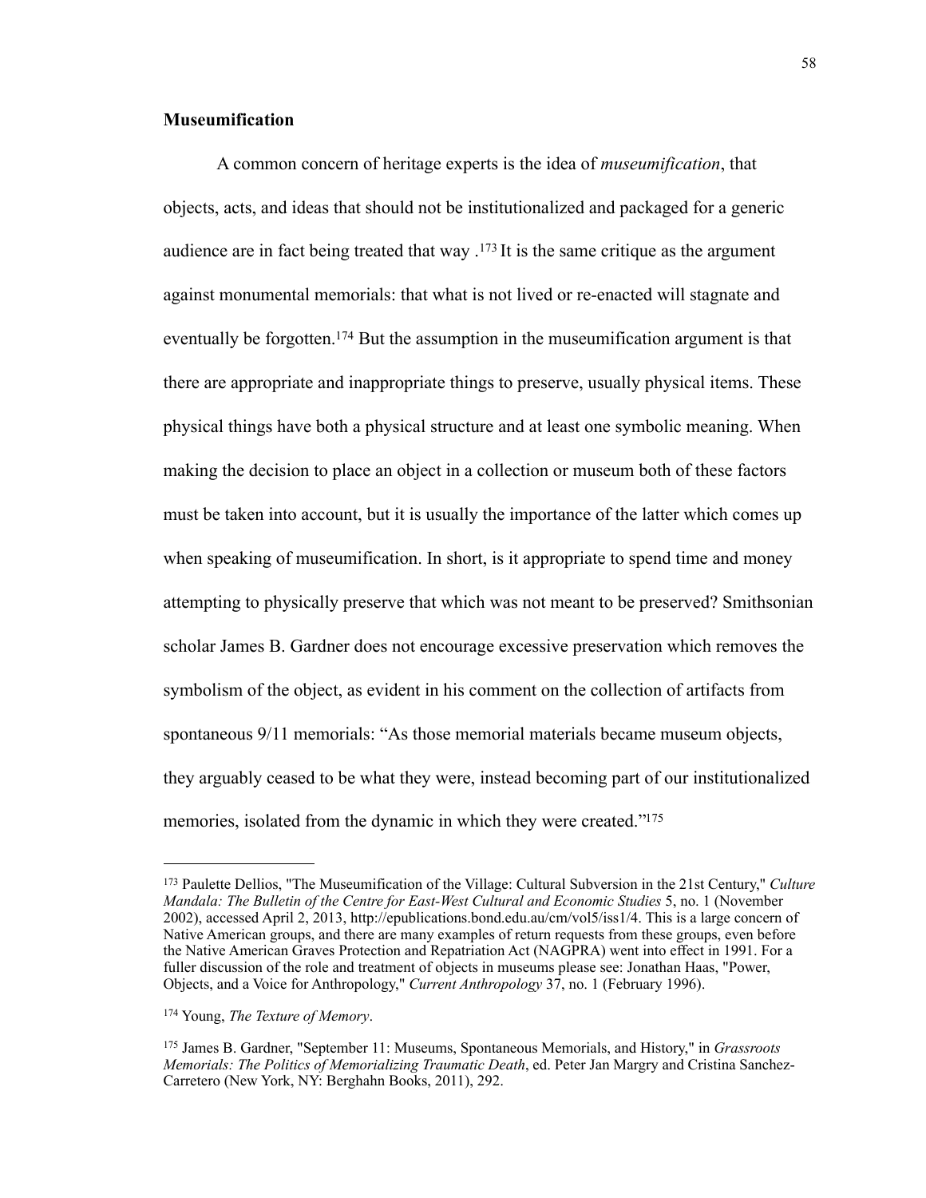**Museumification**

A common concern of heritage experts is the idea of *museumification*, that objects, acts, and ideas that should not be institutionalized and packaged for a generic audience are in fact being treated that way .[173] It is the same critique as the argument against monumental memorials: that what is not lived or re-enacted will stagnate and eventually be forgotten.[174] But the assumption in the museumification argument is that there are appropriate and inappropriate things to preserve, usually physical items. These physical things have both a physical structure and at least one symbolic meaning. When making the decision to place an object in a collection or museum both of these factors must be taken into account, but it is usually the importance of the latter which comes up when speaking of museumification. In short, is it appropriate to spend time and money attempting to physically preserve that which was not meant to be preserved? Smithsonian scholar James B. Gardner does not encourage excessive preservation which removes the symbolism of the object, as evident in his comment on the collection of artifacts from spontaneous 9/11 memorials: "As those memorial materials became museum objects, they arguably ceased to be what they were, instead becoming part of our institutionalized memories, isolated from the dynamic in which they were created."[175]

---

[173] Paulette Dellios, "The Museumification of the Village: Cultural Subversion in the 21st Century," *Culture Mandala: The Bulletin of the Centre for East-West Cultural and Economic Studies* 5, no. 1 (November 2002), accessed April 2, 2013, http://epublications.bond.edu.au/cm/vol5/iss1/4. This is a large concern of Native American groups, and there are many examples of return requests from these groups, even before the Native American Graves Protection and Repatriation Act (NAGPRA) went into effect in 1991. For a fuller discussion of the role and treatment of objects in museums please see: Jonathan Haas, "Power, Objects, and a Voice for Anthropology," *Current Anthropology* 37, no. 1 (February 1996).

[174] Young, *The Texture of Memory*.

[175] James B. Gardner, "September 11: Museums, Spontaneous Memorials, and History," in *Grassroots Memorials: The Politics of Memorializing Traumatic Death*, ed. Peter Jan Margry and Cristina Sanchez-Carretero (New York, NY: Berghahn Books, 2011), 292.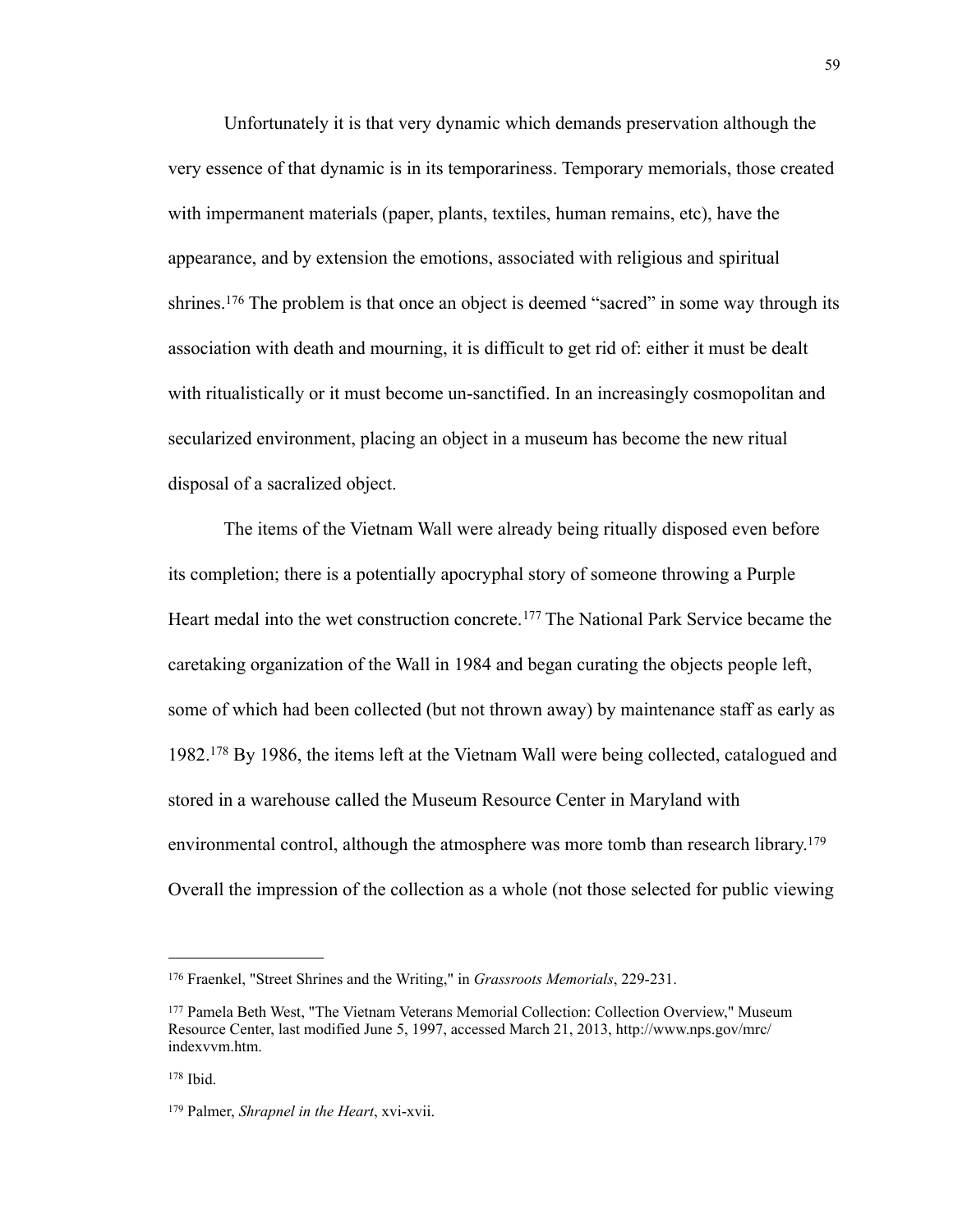Unfortunately it is that very dynamic which demands preservation although the very essence of that dynamic is in its temporariness. Temporary memorials, those created with impermanent materials (paper, plants, textiles, human remains, etc), have the appearance, and by extension the emotions, associated with religious and spiritual shrines.[176] The problem is that once an object is deemed "sacred" in some way through its association with death and mourning, it is difficult to get rid of: either it must be dealt with ritualistically or it must become un-sanctified. In an increasingly cosmopolitan and secularized environment, placing an object in a museum has become the new ritual disposal of a sacralized object.

The items of the Vietnam Wall were already being ritually disposed even before its completion; there is a potentially apocryphal story of someone throwing a Purple Heart medal into the wet construction concrete.[177] The National Park Service became the caretaking organization of the Wall in 1984 and began curating the objects people left, some of which had been collected (but not thrown away) by maintenance staff as early as 1982.[178] By 1986, the items left at the Vietnam Wall were being collected, catalogued and stored in a warehouse called the Museum Resource Center in Maryland with environmental control, although the atmosphere was more tomb than research library.[179] Overall the impression of the collection as a whole (not those selected for public viewing

---

[176] Fraenkel, "Street Shrines and the Writing," in *Grassroots Memorials*, 229-231.

[177] Pamela Beth West, "The Vietnam Veterans Memorial Collection: Collection Overview," Museum Resource Center, last modified June 5, 1997, accessed March 21, 2013, http://www.nps.gov/mrc/indexvvm.htm.

[178] Ibid.

[179] Palmer, *Shrapnel in the Heart*, xvi-xvii.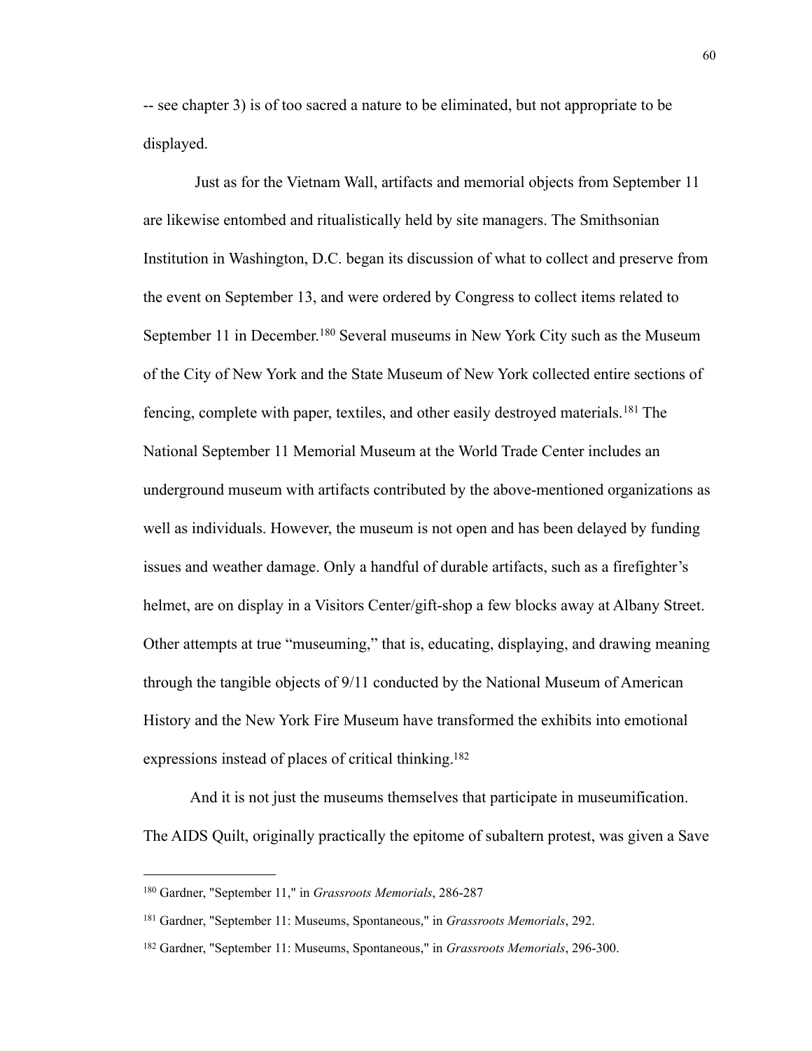-- see chapter 3) is of too sacred a nature to be eliminated, but not appropriate to be displayed.

Just as for the Vietnam Wall, artifacts and memorial objects from September 11 are likewise entombed and ritualistically held by site managers. The Smithsonian Institution in Washington, D.C. began its discussion of what to collect and preserve from the event on September 13, and were ordered by Congress to collect items related to September 11 in December.[180] Several museums in New York City such as the Museum of the City of New York and the State Museum of New York collected entire sections of fencing, complete with paper, textiles, and other easily destroyed materials.[181] The National September 11 Memorial Museum at the World Trade Center includes an underground museum with artifacts contributed by the above-mentioned organizations as well as individuals. However, the museum is not open and has been delayed by funding issues and weather damage. Only a handful of durable artifacts, such as a firefighter's helmet, are on display in a Visitors Center/gift-shop a few blocks away at Albany Street. Other attempts at true "museuming," that is, educating, displaying, and drawing meaning through the tangible objects of 9/11 conducted by the National Museum of American History and the New York Fire Museum have transformed the exhibits into emotional expressions instead of places of critical thinking.[182]

And it is not just the museums themselves that participate in museumification. The AIDS Quilt, originally practically the epitome of subaltern protest, was given a Save

---

[180] Gardner, "September 11," in *Grassroots Memorials*, 286-287

[181] Gardner, "September 11: Museums, Spontaneous," in *Grassroots Memorials*, 292.

[182] Gardner, "September 11: Museums, Spontaneous," in *Grassroots Memorials*, 296-300.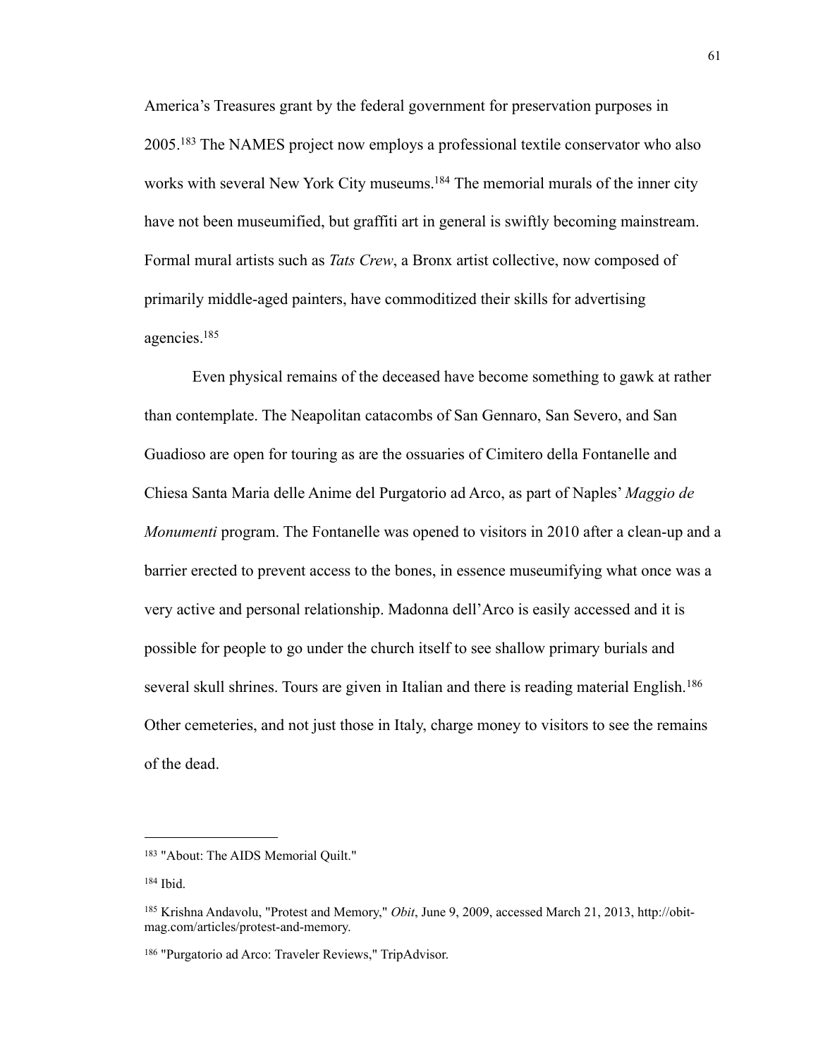America's Treasures grant by the federal government for preservation purposes in 2005.[183] The NAMES project now employs a professional textile conservator who also works with several New York City museums.[184] The memorial murals of the inner city have not been museumified, but graffiti art in general is swiftly becoming mainstream. Formal mural artists such as *Tats Crew*, a Bronx artist collective, now composed of primarily middle-aged painters, have commoditized their skills for advertising agencies.[185]

Even physical remains of the deceased have become something to gawk at rather than contemplate. The Neapolitan catacombs of San Gennaro, San Severo, and San Guadioso are open for touring as are the ossuaries of Cimitero della Fontanelle and Chiesa Santa Maria delle Anime del Purgatorio ad Arco, as part of Naples' *Maggio de Monumenti* program. The Fontanelle was opened to visitors in 2010 after a clean-up and a barrier erected to prevent access to the bones, in essence museumifying what once was a very active and personal relationship. Madonna dell'Arco is easily accessed and it is possible for people to go under the church itself to see shallow primary burials and several skull shrines. Tours are given in Italian and there is reading material English.[186] Other cemeteries, and not just those in Italy, charge money to visitors to see the remains of the dead.

---

[183] "About: The AIDS Memorial Quilt."

[184] Ibid.

[185] Krishna Andavolu, "Protest and Memory," *Obit*, June 9, 2009, accessed March 21, 2013, http://obit-mag.com/articles/protest-and-memory.

[186] "Purgatorio ad Arco: Traveler Reviews," TripAdvisor.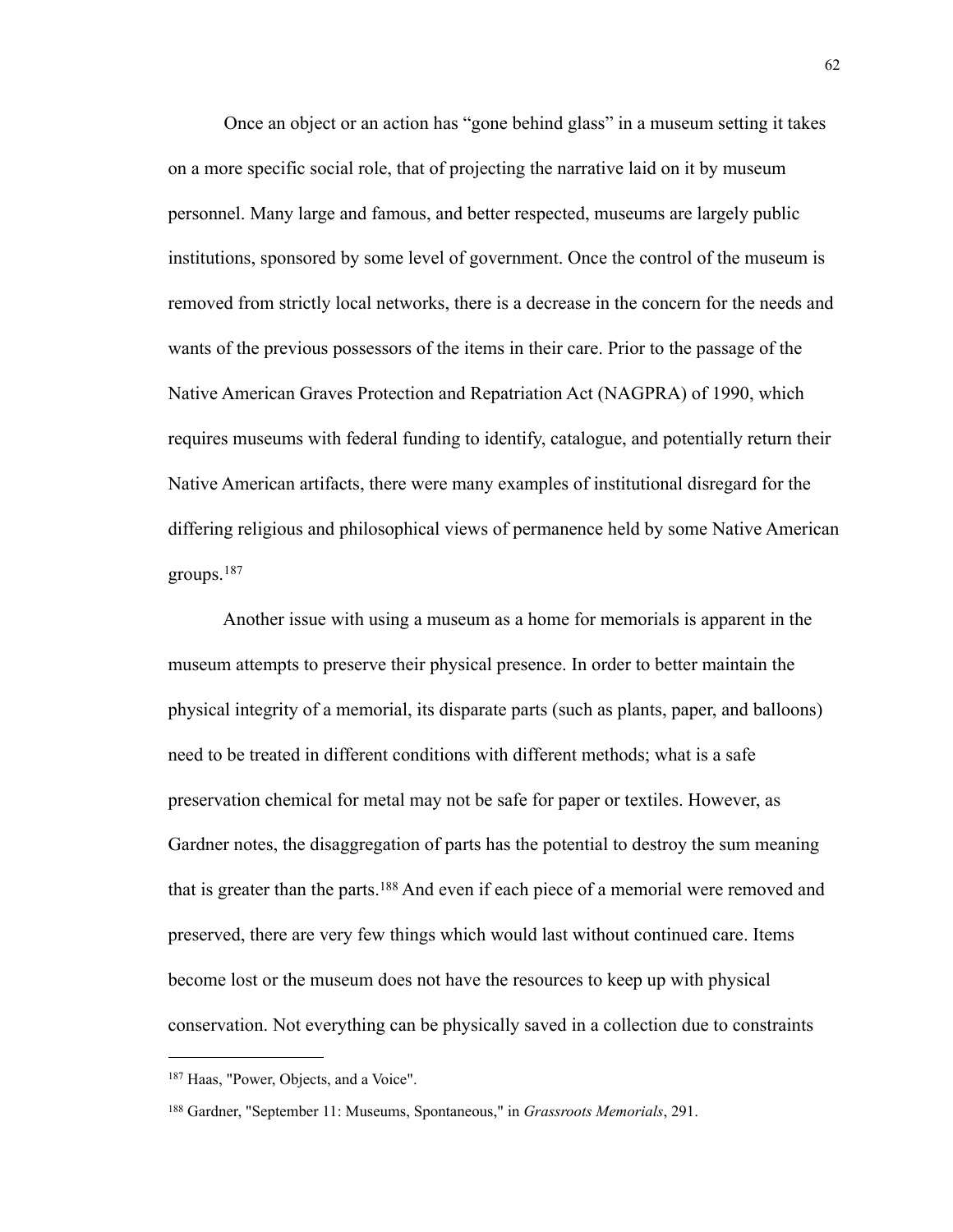Once an object or an action has "gone behind glass" in a museum setting it takes on a more specific social role, that of projecting the narrative laid on it by museum personnel. Many large and famous, and better respected, museums are largely public institutions, sponsored by some level of government. Once the control of the museum is removed from strictly local networks, there is a decrease in the concern for the needs and wants of the previous possessors of the items in their care. Prior to the passage of the Native American Graves Protection and Repatriation Act (NAGPRA) of 1990, which requires museums with federal funding to identify, catalogue, and potentially return their Native American artifacts, there were many examples of institutional disregard for the differing religious and philosophical views of permanence held by some Native American groups.[187]

Another issue with using a museum as a home for memorials is apparent in the museum attempts to preserve their physical presence. In order to better maintain the physical integrity of a memorial, its disparate parts (such as plants, paper, and balloons) need to be treated in different conditions with different methods; what is a safe preservation chemical for metal may not be safe for paper or textiles. However, as Gardner notes, the disaggregation of parts has the potential to destroy the sum meaning that is greater than the parts.[188] And even if each piece of a memorial were removed and preserved, there are very few things which would last without continued care. Items become lost or the museum does not have the resources to keep up with physical conservation. Not everything can be physically saved in a collection due to constraints

---

[187] Haas, "Power, Objects, and a Voice".

[188] Gardner, "September 11: Museums, Spontaneous," in *Grassroots Memorials*, 291.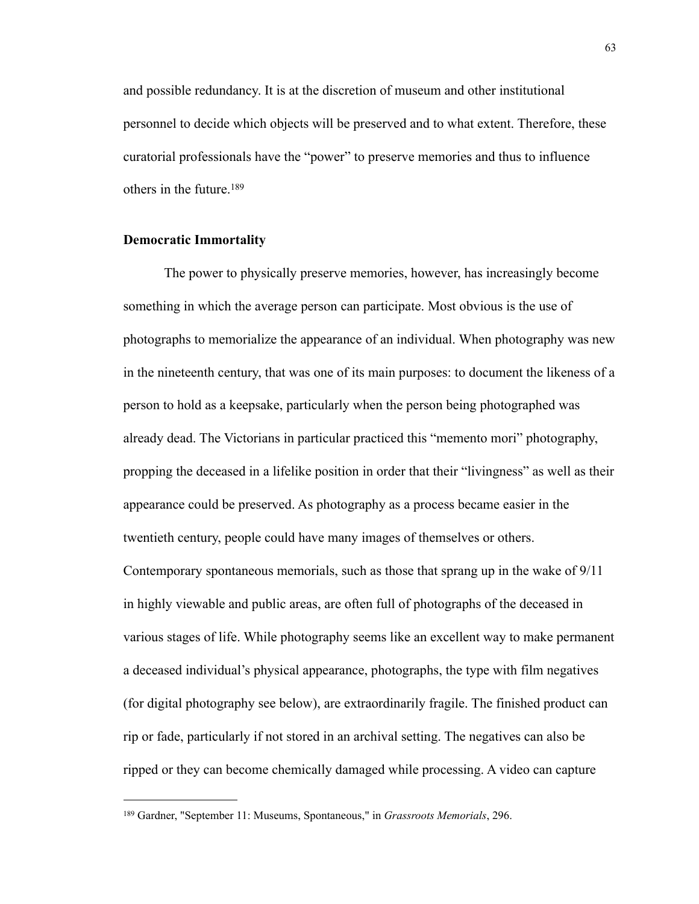and possible redundancy. It is at the discretion of museum and other institutional personnel to decide which objects will be preserved and to what extent. Therefore, these curatorial professionals have the "power" to preserve memories and thus to influence others in the future.[189]

**Democratic Immortality**

The power to physically preserve memories, however, has increasingly become something in which the average person can participate. Most obvious is the use of photographs to memorialize the appearance of an individual. When photography was new in the nineteenth century, that was one of its main purposes: to document the likeness of a person to hold as a keepsake, particularly when the person being photographed was already dead. The Victorians in particular practiced this "memento mori" photography, propping the deceased in a lifelike position in order that their "livingness" as well as their appearance could be preserved. As photography as a process became easier in the twentieth century, people could have many images of themselves or others. Contemporary spontaneous memorials, such as those that sprang up in the wake of 9/11 in highly viewable and public areas, are often full of photographs of the deceased in various stages of life. While photography seems like an excellent way to make permanent a deceased individual's physical appearance, photographs, the type with film negatives (for digital photography see below), are extraordinarily fragile. The finished product can rip or fade, particularly if not stored in an archival setting. The negatives can also be ripped or they can become chemically damaged while processing. A video can capture

---

[189] Gardner, "September 11: Museums, Spontaneous," in *Grassroots Memorials*, 296.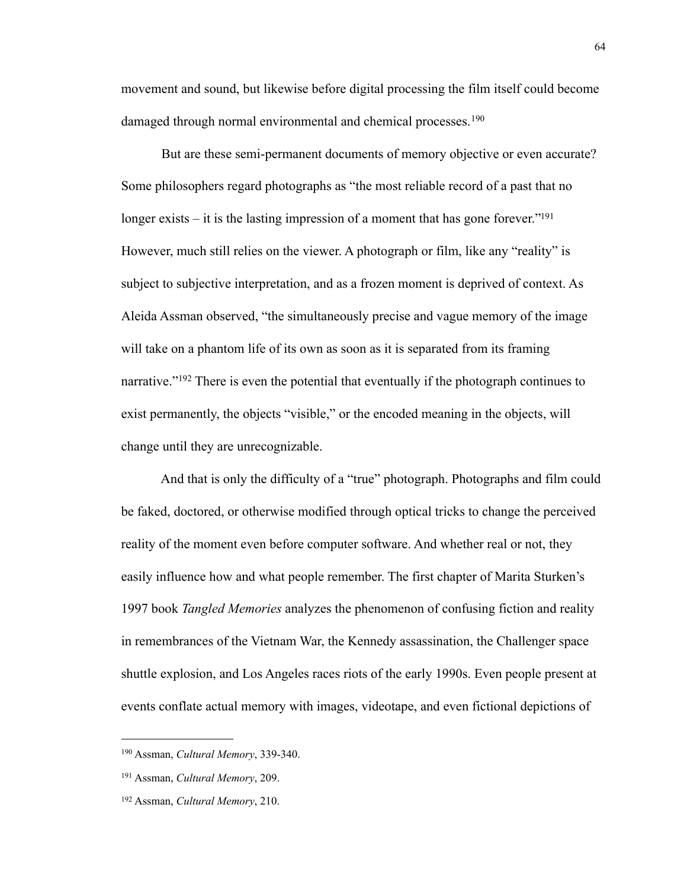movement and sound, but likewise before digital processing the film itself could become damaged through normal environmental and chemical processes.[190]

But are these semi-permanent documents of memory objective or even accurate? Some philosophers regard photographs as "the most reliable record of a past that no longer exists – it is the lasting impression of a moment that has gone forever."[191] However, much still relies on the viewer. A photograph or film, like any "reality" is subject to subjective interpretation, and as a frozen moment is deprived of context. As Aleida Assman observed, "the simultaneously precise and vague memory of the image will take on a phantom life of its own as soon as it is separated from its framing narrative."[192] There is even the potential that eventually if the photograph continues to exist permanently, the objects "visible," or the encoded meaning in the objects, will change until they are unrecognizable.

And that is only the difficulty of a "true" photograph. Photographs and film could be faked, doctored, or otherwise modified through optical tricks to change the perceived reality of the moment even before computer software. And whether real or not, they easily influence how and what people remember. The first chapter of Marita Sturken's 1997 book *Tangled Memories* analyzes the phenomenon of confusing fiction and reality in remembrances of the Vietnam War, the Kennedy assassination, the Challenger space shuttle explosion, and Los Angeles races riots of the early 1990s. Even people present at events conflate actual memory with images, videotape, and even fictional depictions of

---

[190] Assman, *Cultural Memory*, 339-340.

[191] Assman, *Cultural Memory*, 209.

[192] Assman, *Cultural Memory*, 210.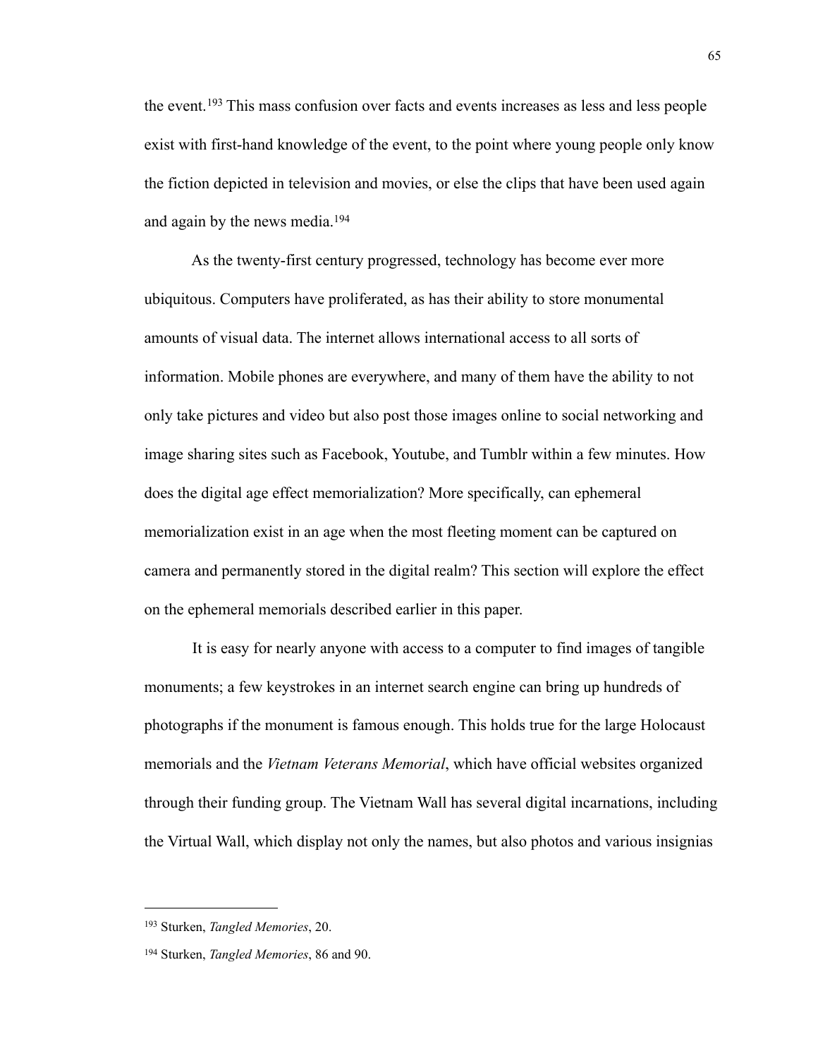the event.[193] This mass confusion over facts and events increases as less and less people exist with first-hand knowledge of the event, to the point where young people only know the fiction depicted in television and movies, or else the clips that have been used again and again by the news media.[194]

As the twenty-first century progressed, technology has become ever more ubiquitous. Computers have proliferated, as has their ability to store monumental amounts of visual data. The internet allows international access to all sorts of information. Mobile phones are everywhere, and many of them have the ability to not only take pictures and video but also post those images online to social networking and image sharing sites such as Facebook, Youtube, and Tumblr within a few minutes. How does the digital age effect memorialization? More specifically, can ephemeral memorialization exist in an age when the most fleeting moment can be captured on camera and permanently stored in the digital realm? This section will explore the effect on the ephemeral memorials described earlier in this paper.

It is easy for nearly anyone with access to a computer to find images of tangible monuments; a few keystrokes in an internet search engine can bring up hundreds of photographs if the monument is famous enough. This holds true for the large Holocaust memorials and the *Vietnam Veterans Memorial*, which have official websites organized through their funding group. The Vietnam Wall has several digital incarnations, including the Virtual Wall, which display not only the names, but also photos and various insignias

---

[193] Sturken, *Tangled Memories*, 20.

[194] Sturken, *Tangled Memories*, 86 and 90.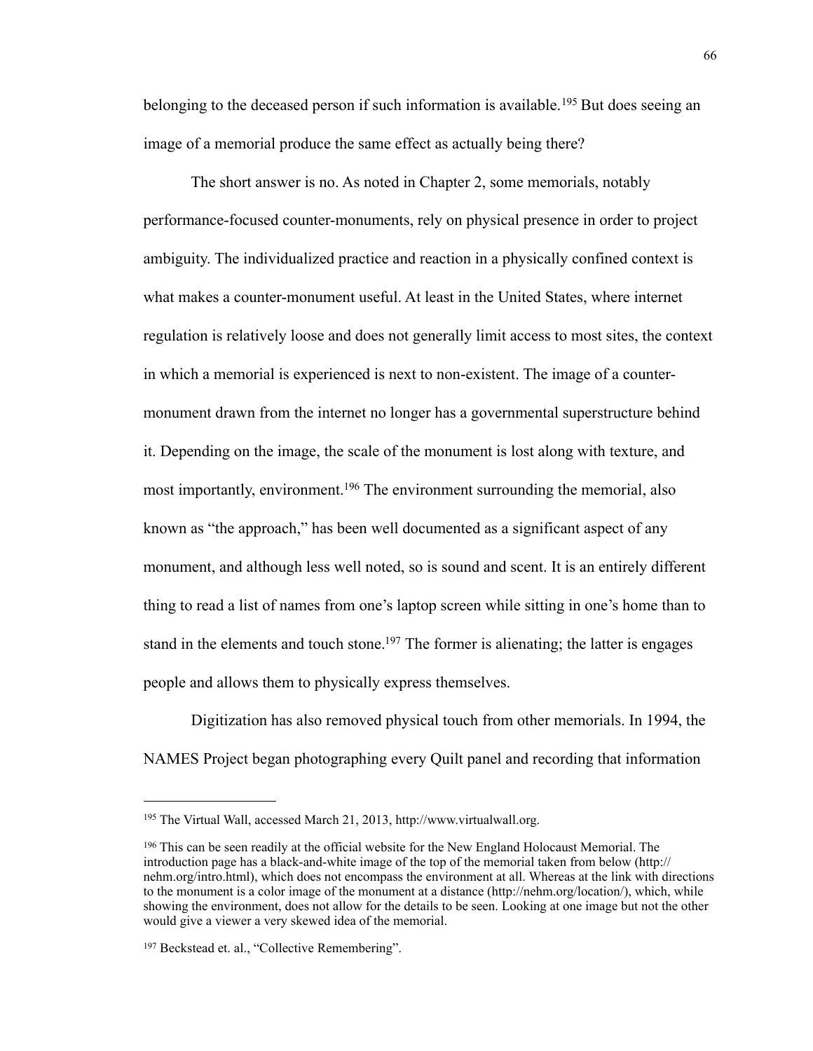belonging to the deceased person if such information is available.[195] But does seeing an image of a memorial produce the same effect as actually being there?

The short answer is no. As noted in Chapter 2, some memorials, notably performance-focused counter-monuments, rely on physical presence in order to project ambiguity. The individualized practice and reaction in a physically confined context is what makes a counter-monument useful. At least in the United States, where internet regulation is relatively loose and does not generally limit access to most sites, the context in which a memorial is experienced is next to non-existent. The image of a counter-monument drawn from the internet no longer has a governmental superstructure behind it. Depending on the image, the scale of the monument is lost along with texture, and most importantly, environment.[196] The environment surrounding the memorial, also known as "the approach," has been well documented as a significant aspect of any monument, and although less well noted, so is sound and scent. It is an entirely different thing to read a list of names from one's laptop screen while sitting in one's home than to stand in the elements and touch stone.[197] The former is alienating; the latter is engages people and allows them to physically express themselves.

Digitization has also removed physical touch from other memorials. In 1994, the NAMES Project began photographing every Quilt panel and recording that information

---

[195] The Virtual Wall, accessed March 21, 2013, http://www.virtualwall.org.

[196] This can be seen readily at the official website for the New England Holocaust Memorial. The introduction page has a black-and-white image of the top of the memorial taken from below (http://nehm.org/intro.html), which does not encompass the environment at all. Whereas at the link with directions to the monument is a color image of the monument at a distance (http://nehm.org/location/), which, while showing the environment, does not allow for the details to be seen. Looking at one image but not the other would give a viewer a very skewed idea of the memorial.

[197] Beckstead et. al., "Collective Remembering".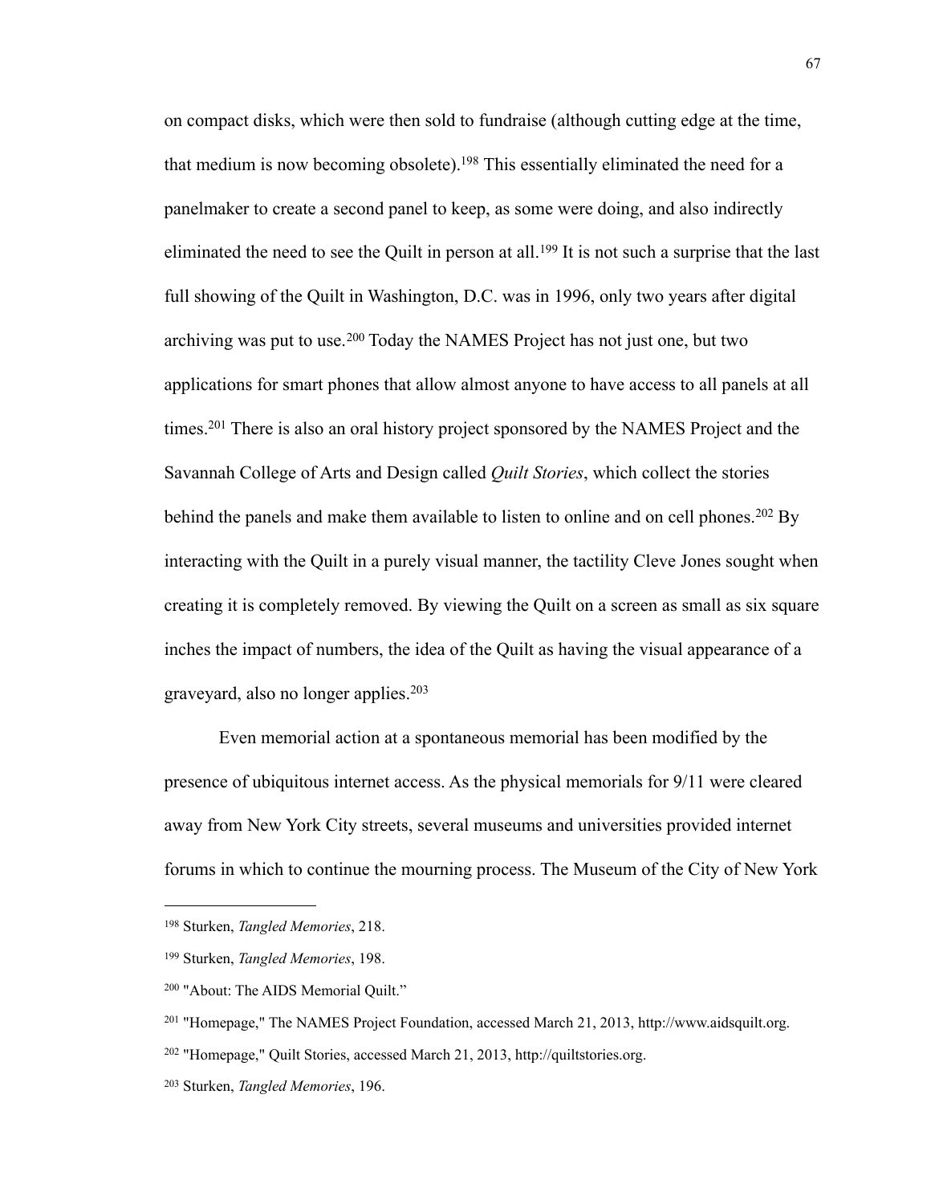on compact disks, which were then sold to fundraise (although cutting edge at the time, that medium is now becoming obsolete).[198] This essentially eliminated the need for a panelmaker to create a second panel to keep, as some were doing, and also indirectly eliminated the need to see the Quilt in person at all.[199] It is not such a surprise that the last full showing of the Quilt in Washington, D.C. was in 1996, only two years after digital archiving was put to use.[200] Today the NAMES Project has not just one, but two applications for smart phones that allow almost anyone to have access to all panels at all times.[201] There is also an oral history project sponsored by the NAMES Project and the Savannah College of Arts and Design called *Quilt Stories*, which collect the stories behind the panels and make them available to listen to online and on cell phones.[202] By interacting with the Quilt in a purely visual manner, the tactility Cleve Jones sought when creating it is completely removed. By viewing the Quilt on a screen as small as six square inches the impact of numbers, the idea of the Quilt as having the visual appearance of a graveyard, also no longer applies.[203]

Even memorial action at a spontaneous memorial has been modified by the presence of ubiquitous internet access. As the physical memorials for 9/11 were cleared away from New York City streets, several museums and universities provided internet forums in which to continue the mourning process. The Museum of the City of New York

---

[198] Sturken, *Tangled Memories*, 218.

[199] Sturken, *Tangled Memories*, 198.

[200] "About: The AIDS Memorial Quilt."

[201] "Homepage," The NAMES Project Foundation, accessed March 21, 2013, http://www.aidsquilt.org.

[202] "Homepage," Quilt Stories, accessed March 21, 2013, http://quiltstories.org.

[203] Sturken, *Tangled Memories*, 196.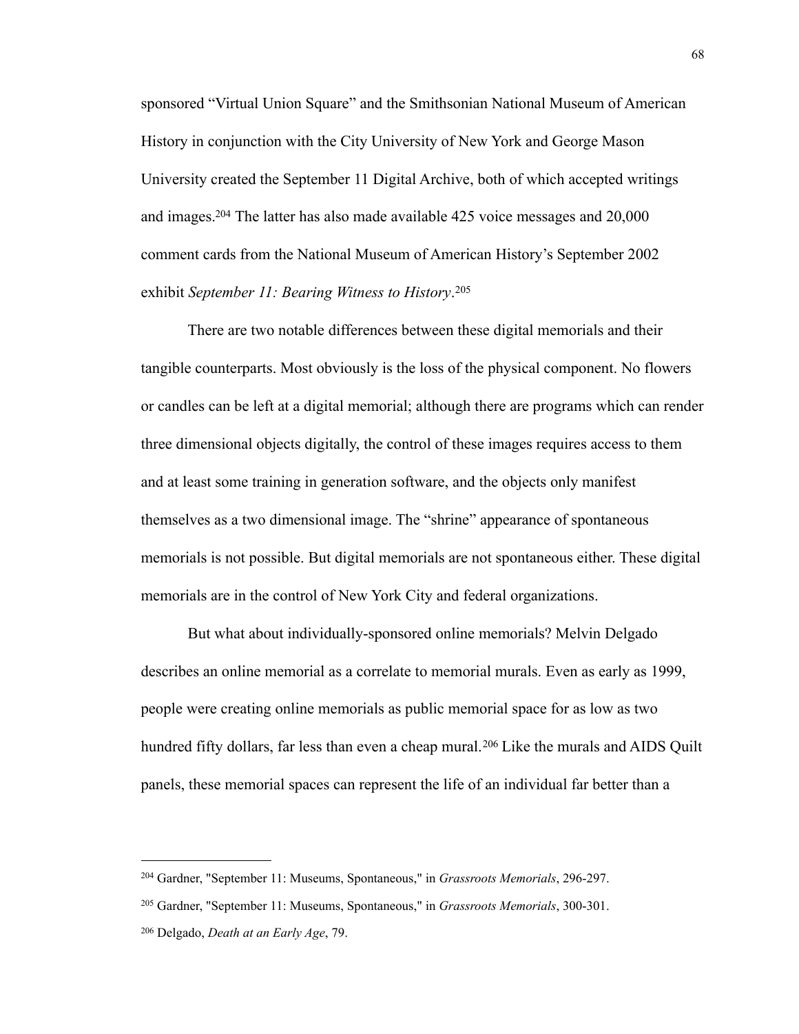sponsored "Virtual Union Square" and the Smithsonian National Museum of American History in conjunction with the City University of New York and George Mason University created the September 11 Digital Archive, both of which accepted writings and images.[204] The latter has also made available 425 voice messages and 20,000 comment cards from the National Museum of American History's September 2002 exhibit *September 11: Bearing Witness to History*.[205]

There are two notable differences between these digital memorials and their tangible counterparts. Most obviously is the loss of the physical component. No flowers or candles can be left at a digital memorial; although there are programs which can render three dimensional objects digitally, the control of these images requires access to them and at least some training in generation software, and the objects only manifest themselves as a two dimensional image. The "shrine" appearance of spontaneous memorials is not possible. But digital memorials are not spontaneous either. These digital memorials are in the control of New York City and federal organizations.

But what about individually-sponsored online memorials? Melvin Delgado describes an online memorial as a correlate to memorial murals. Even as early as 1999, people were creating online memorials as public memorial space for as low as two hundred fifty dollars, far less than even a cheap mural.[206] Like the murals and AIDS Quilt panels, these memorial spaces can represent the life of an individual far better than a

---

[204] Gardner, "September 11: Museums, Spontaneous," in *Grassroots Memorials*, 296-297.

[205] Gardner, "September 11: Museums, Spontaneous," in *Grassroots Memorials*, 300-301.

[206] Delgado, *Death at an Early Age*, 79.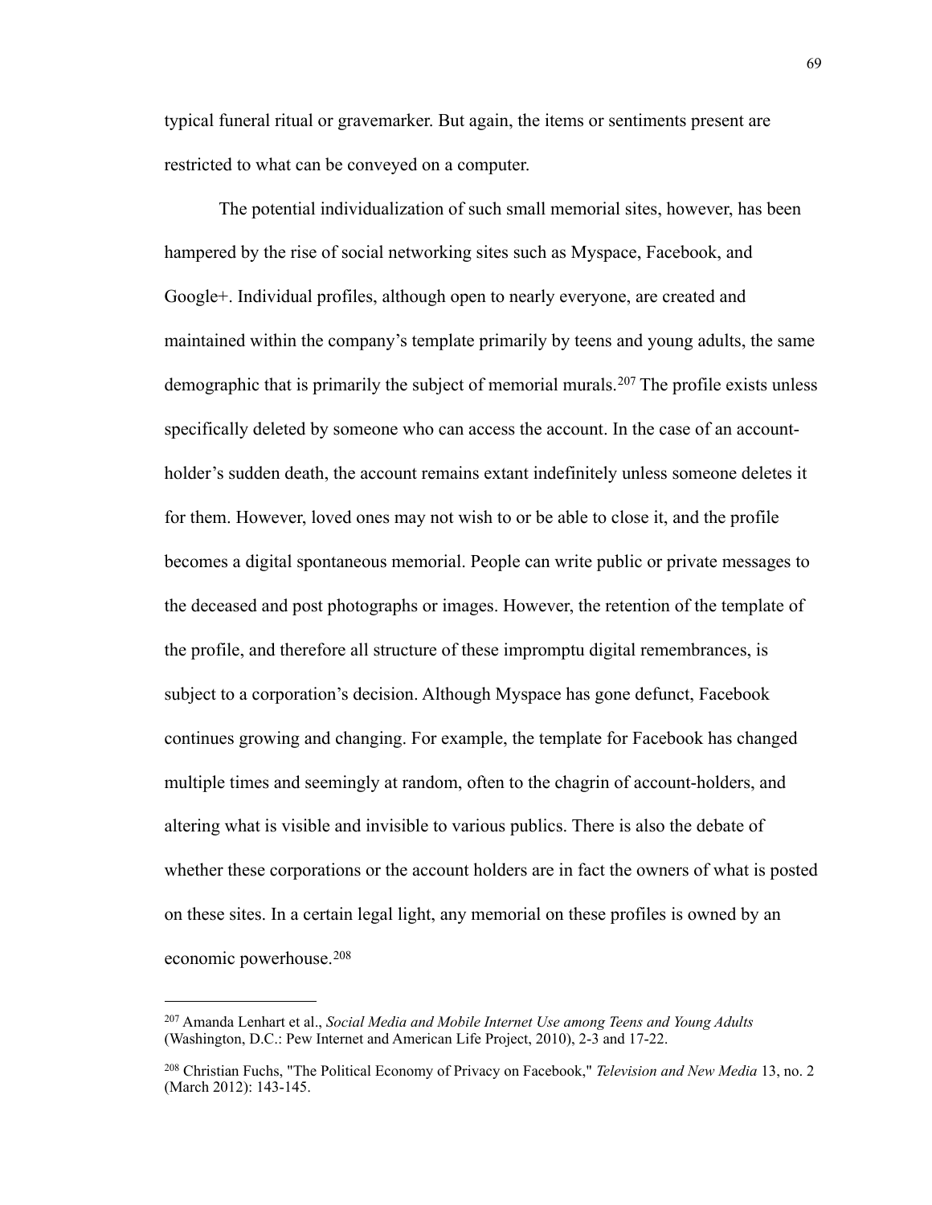typical funeral ritual or gravemarker. But again, the items or sentiments present are restricted to what can be conveyed on a computer.

The potential individualization of such small memorial sites, however, has been hampered by the rise of social networking sites such as Myspace, Facebook, and Google+. Individual profiles, although open to nearly everyone, are created and maintained within the company's template primarily by teens and young adults, the same demographic that is primarily the subject of memorial murals.[207] The profile exists unless specifically deleted by someone who can access the account. In the case of an account-holder's sudden death, the account remains extant indefinitely unless someone deletes it for them. However, loved ones may not wish to or be able to close it, and the profile becomes a digital spontaneous memorial. People can write public or private messages to the deceased and post photographs or images. However, the retention of the template of the profile, and therefore all structure of these impromptu digital remembrances, is subject to a corporation's decision. Although Myspace has gone defunct, Facebook continues growing and changing. For example, the template for Facebook has changed multiple times and seemingly at random, often to the chagrin of account-holders, and altering what is visible and invisible to various publics. There is also the debate of whether these corporations or the account holders are in fact the owners of what is posted on these sites. In a certain legal light, any memorial on these profiles is owned by an economic powerhouse.[208]

---

[207] Amanda Lenhart et al., *Social Media and Mobile Internet Use among Teens and Young Adults* (Washington, D.C.: Pew Internet and American Life Project, 2010), 2-3 and 17-22.

[208] Christian Fuchs, "The Political Economy of Privacy on Facebook," *Television and New Media* 13, no. 2 (March 2012): 143-145.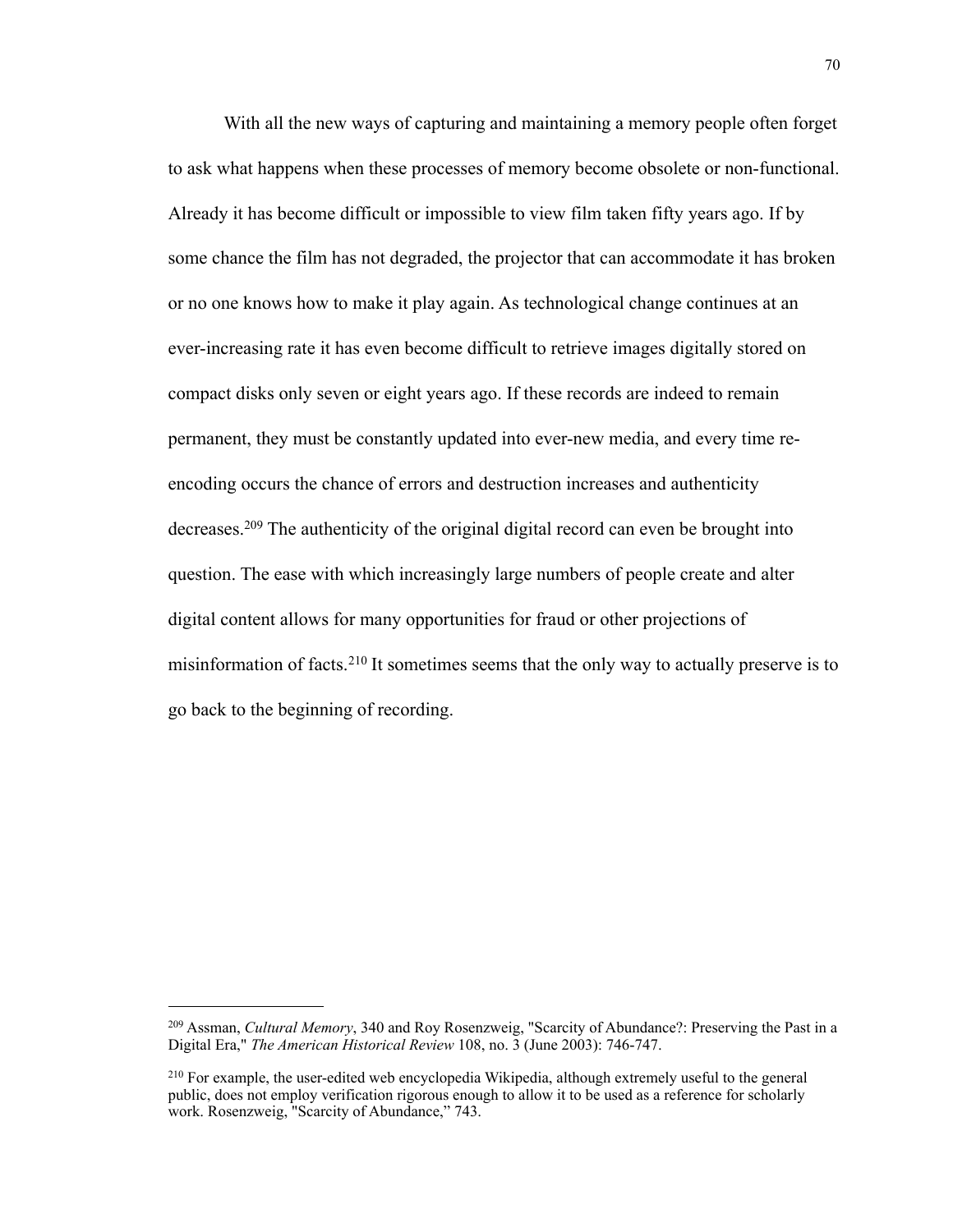With all the new ways of capturing and maintaining a memory people often forget to ask what happens when these processes of memory become obsolete or non-functional. Already it has become difficult or impossible to view film taken fifty years ago. If by some chance the film has not degraded, the projector that can accommodate it has broken or no one knows how to make it play again. As technological change continues at an ever-increasing rate it has even become difficult to retrieve images digitally stored on compact disks only seven or eight years ago. If these records are indeed to remain permanent, they must be constantly updated into ever-new media, and every time re-encoding occurs the chance of errors and destruction increases and authenticity decreases.[209] The authenticity of the original digital record can even be brought into question. The ease with which increasingly large numbers of people create and alter digital content allows for many opportunities for fraud or other projections of misinformation of facts.[210] It sometimes seems that the only way to actually preserve is to go back to the beginning of recording.

---

[209] Assman, *Cultural Memory*, 340 and Roy Rosenzweig, "Scarcity of Abundance?: Preserving the Past in a Digital Era," *The American Historical Review* 108, no. 3 (June 2003): 746-747.

[210] For example, the user-edited web encyclopedia Wikipedia, although extremely useful to the general public, does not employ verification rigorous enough to allow it to be used as a reference for scholarly work. Rosenzweig, "Scarcity of Abundance," 743.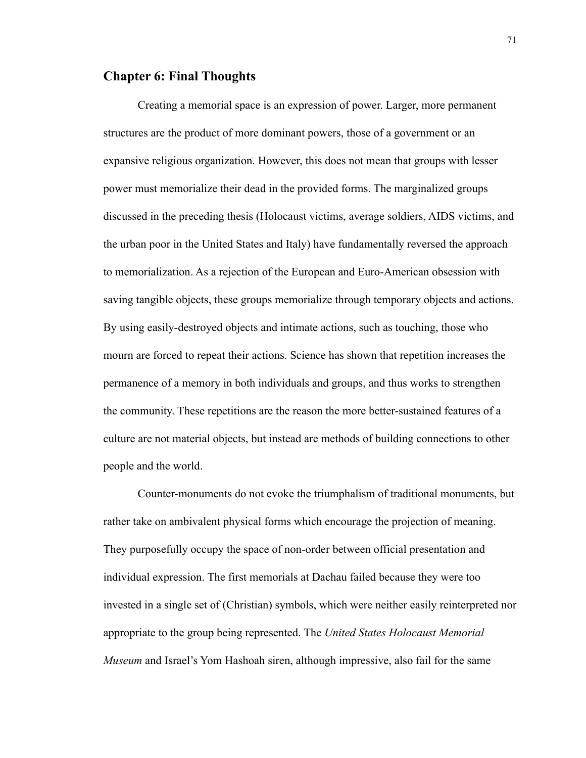## Chapter 6: Final Thoughts

Creating a memorial space is an expression of power. Larger, more permanent structures are the product of more dominant powers, those of a government or an expansive religious organization. However, this does not mean that groups with lesser power must memorialize their dead in the provided forms. The marginalized groups discussed in the preceding thesis (Holocaust victims, average soldiers, AIDS victims, and the urban poor in the United States and Italy) have fundamentally reversed the approach to memorialization. As a rejection of the European and Euro-American obsession with saving tangible objects, these groups memorialize through temporary objects and actions. By using easily-destroyed objects and intimate actions, such as touching, those who mourn are forced to repeat their actions. Science has shown that repetition increases the permanence of a memory in both individuals and groups, and thus works to strengthen the community. These repetitions are the reason the more better-sustained features of a culture are not material objects, but instead are methods of building connections to other people and the world.

Counter-monuments do not evoke the triumphalism of traditional monuments, but rather take on ambivalent physical forms which encourage the projection of meaning. They purposefully occupy the space of non-order between official presentation and individual expression. The first memorials at Dachau failed because they were too invested in a single set of (Christian) symbols, which were neither easily reinterpreted nor appropriate to the group being represented. The *United States Holocaust Memorial Museum* and Israel's Yom Hashoah siren, although impressive, also fail for the same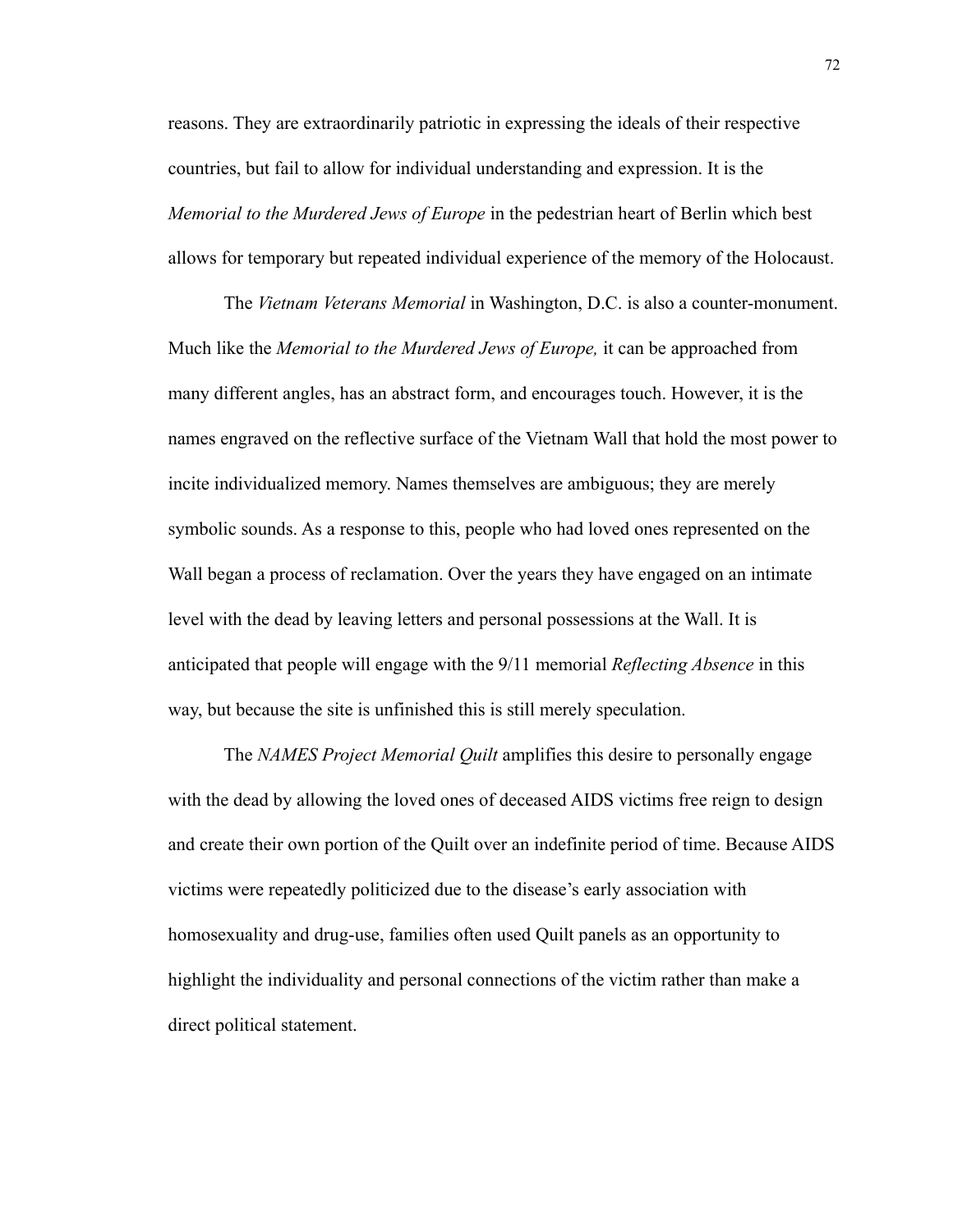reasons. They are extraordinarily patriotic in expressing the ideals of their respective countries, but fail to allow for individual understanding and expression. It is the *Memorial to the Murdered Jews of Europe* in the pedestrian heart of Berlin which best allows for temporary but repeated individual experience of the memory of the Holocaust.

The *Vietnam Veterans Memorial* in Washington, D.C. is also a counter-monument. Much like the *Memorial to the Murdered Jews of Europe,* it can be approached from many different angles, has an abstract form, and encourages touch. However, it is the names engraved on the reflective surface of the Vietnam Wall that hold the most power to incite individualized memory. Names themselves are ambiguous; they are merely symbolic sounds. As a response to this, people who had loved ones represented on the Wall began a process of reclamation. Over the years they have engaged on an intimate level with the dead by leaving letters and personal possessions at the Wall. It is anticipated that people will engage with the 9/11 memorial *Reflecting Absence* in this way, but because the site is unfinished this is still merely speculation.

The *NAMES Project Memorial Quilt* amplifies this desire to personally engage with the dead by allowing the loved ones of deceased AIDS victims free reign to design and create their own portion of the Quilt over an indefinite period of time. Because AIDS victims were repeatedly politicized due to the disease's early association with homosexuality and drug-use, families often used Quilt panels as an opportunity to highlight the individuality and personal connections of the victim rather than make a direct political statement.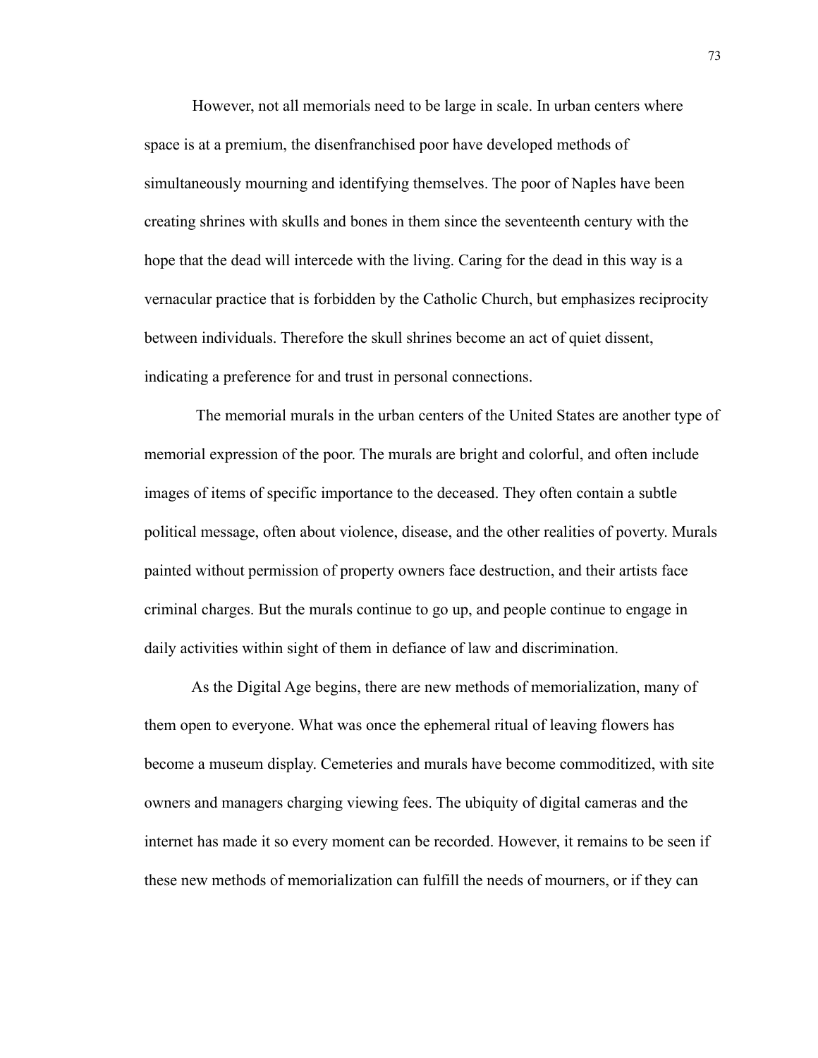However, not all memorials need to be large in scale. In urban centers where space is at a premium, the disenfranchised poor have developed methods of simultaneously mourning and identifying themselves. The poor of Naples have been creating shrines with skulls and bones in them since the seventeenth century with the hope that the dead will intercede with the living. Caring for the dead in this way is a vernacular practice that is forbidden by the Catholic Church, but emphasizes reciprocity between individuals. Therefore the skull shrines become an act of quiet dissent, indicating a preference for and trust in personal connections.

The memorial murals in the urban centers of the United States are another type of memorial expression of the poor. The murals are bright and colorful, and often include images of items of specific importance to the deceased. They often contain a subtle political message, often about violence, disease, and the other realities of poverty. Murals painted without permission of property owners face destruction, and their artists face criminal charges. But the murals continue to go up, and people continue to engage in daily activities within sight of them in defiance of law and discrimination.

As the Digital Age begins, there are new methods of memorialization, many of them open to everyone. What was once the ephemeral ritual of leaving flowers has become a museum display. Cemeteries and murals have become commoditized, with site owners and managers charging viewing fees. The ubiquity of digital cameras and the internet has made it so every moment can be recorded. However, it remains to be seen if these new methods of memorialization can fulfill the needs of mourners, or if they can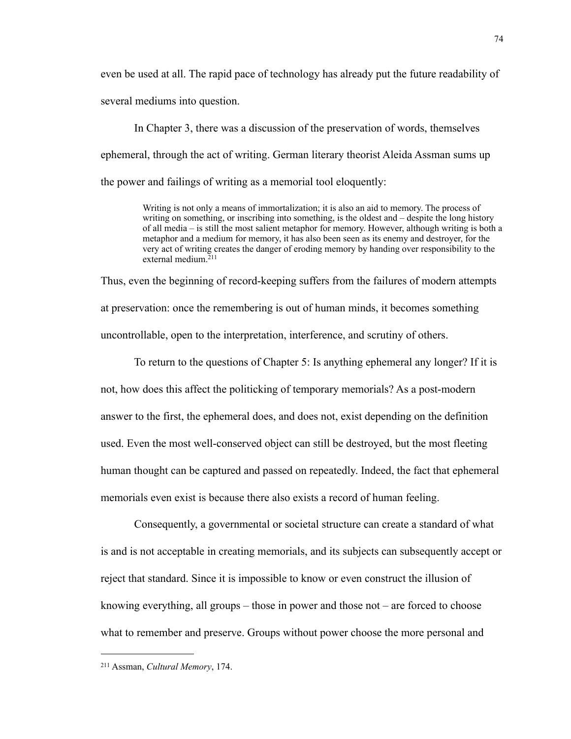even be used at all. The rapid pace of technology has already put the future readability of several mediums into question.

In Chapter 3, there was a discussion of the preservation of words, themselves ephemeral, through the act of writing. German literary theorist Aleida Assman sums up the power and failings of writing as a memorial tool eloquently:

> Writing is not only a means of immortalization; it is also an aid to memory. The process of writing on something, or inscribing into something, is the oldest and – despite the long history of all media – is still the most salient metaphor for memory. However, although writing is both a metaphor and a medium for memory, it has also been seen as its enemy and destroyer, for the very act of writing creates the danger of eroding memory by handing over responsibility to the external medium.[211]

Thus, even the beginning of record-keeping suffers from the failures of modern attempts at preservation: once the remembering is out of human minds, it becomes something uncontrollable, open to the interpretation, interference, and scrutiny of others.

To return to the questions of Chapter 5: Is anything ephemeral any longer? If it is not, how does this affect the politicking of temporary memorials? As a post-modern answer to the first, the ephemeral does, and does not, exist depending on the definition used. Even the most well-conserved object can still be destroyed, but the most fleeting human thought can be captured and passed on repeatedly. Indeed, the fact that ephemeral memorials even exist is because there also exists a record of human feeling.

Consequently, a governmental or societal structure can create a standard of what is and is not acceptable in creating memorials, and its subjects can subsequently accept or reject that standard. Since it is impossible to know or even construct the illusion of knowing everything, all groups – those in power and those not – are forced to choose what to remember and preserve. Groups without power choose the more personal and

---

[211] Assman, *Cultural Memory*, 174.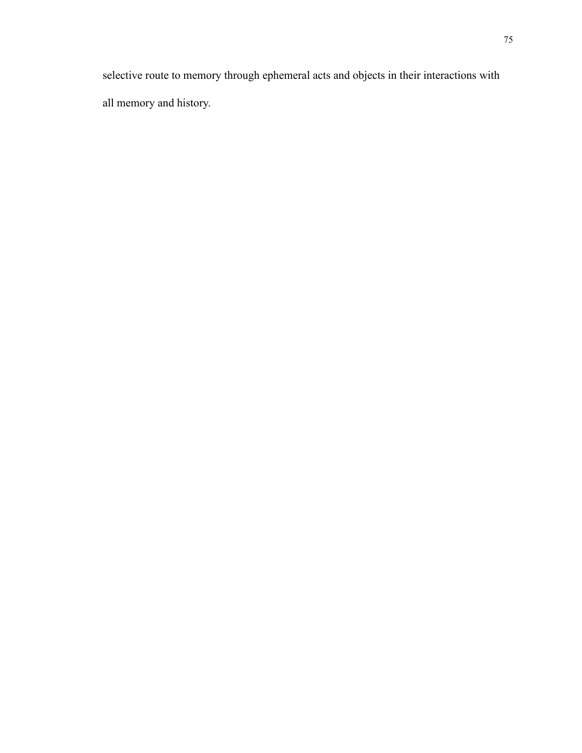selective route to memory through ephemeral acts and objects in their interactions with all memory and history.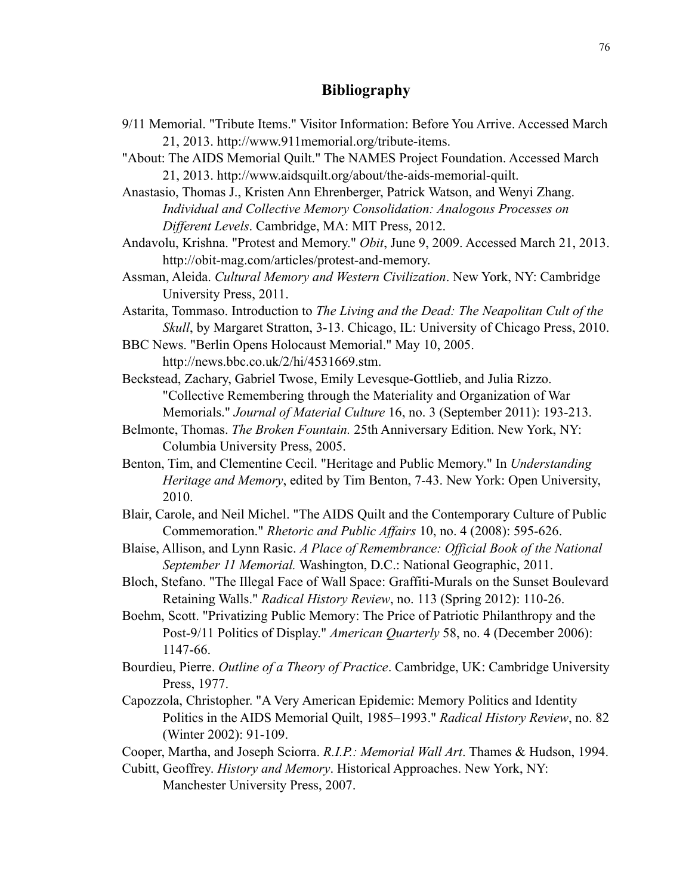# Bibliography

9/11 Memorial. "Tribute Items." Visitor Information: Before You Arrive. Accessed March 21, 2013. http://www.911memorial.org/tribute-items.

"About: The AIDS Memorial Quilt." The NAMES Project Foundation. Accessed March 21, 2013. http://www.aidsquilt.org/about/the-aids-memorial-quilt.

Anastasio, Thomas J., Kristen Ann Ehrenberger, Patrick Watson, and Wenyi Zhang. *Individual and Collective Memory Consolidation: Analogous Processes on Different Levels*. Cambridge, MA: MIT Press, 2012.

Andavolu, Krishna. "Protest and Memory." *Obit*, June 9, 2009. Accessed March 21, 2013. http://obit-mag.com/articles/protest-and-memory.

Assman, Aleida. *Cultural Memory and Western Civilization*. New York, NY: Cambridge University Press, 2011.

Astarita, Tommaso. Introduction to *The Living and the Dead: The Neapolitan Cult of the Skull*, by Margaret Stratton, 3-13. Chicago, IL: University of Chicago Press, 2010.

BBC News. "Berlin Opens Holocaust Memorial." May 10, 2005. http://news.bbc.co.uk/2/hi/4531669.stm.

Beckstead, Zachary, Gabriel Twose, Emily Levesque-Gottlieb, and Julia Rizzo. "Collective Remembering through the Materiality and Organization of War Memorials." *Journal of Material Culture* 16, no. 3 (September 2011): 193-213.

Belmonte, Thomas. *The Broken Fountain.* 25th Anniversary Edition. New York, NY: Columbia University Press, 2005.

Benton, Tim, and Clementine Cecil. "Heritage and Public Memory." In *Understanding Heritage and Memory*, edited by Tim Benton, 7-43. New York: Open University, 2010.

Blair, Carole, and Neil Michel. "The AIDS Quilt and the Contemporary Culture of Public Commemoration." *Rhetoric and Public Affairs* 10, no. 4 (2008): 595-626.

Blaise, Allison, and Lynn Rasic. *A Place of Remembrance: Official Book of the National September 11 Memorial.* Washington, D.C.: National Geographic, 2011.

Bloch, Stefano. "The Illegal Face of Wall Space: Graffiti-Murals on the Sunset Boulevard Retaining Walls." *Radical History Review*, no. 113 (Spring 2012): 110-26.

Boehm, Scott. "Privatizing Public Memory: The Price of Patriotic Philanthropy and the Post-9/11 Politics of Display." *American Quarterly* 58, no. 4 (December 2006): 1147-66.

Bourdieu, Pierre. *Outline of a Theory of Practice*. Cambridge, UK: Cambridge University Press, 1977.

Capozzola, Christopher. "A Very American Epidemic: Memory Politics and Identity Politics in the AIDS Memorial Quilt, 1985–1993." *Radical History Review*, no. 82 (Winter 2002): 91-109.

Cooper, Martha, and Joseph Sciorra. *R.I.P.: Memorial Wall Art*. Thames & Hudson, 1994.

Cubitt, Geoffrey. *History and Memory*. Historical Approaches. New York, NY: Manchester University Press, 2007.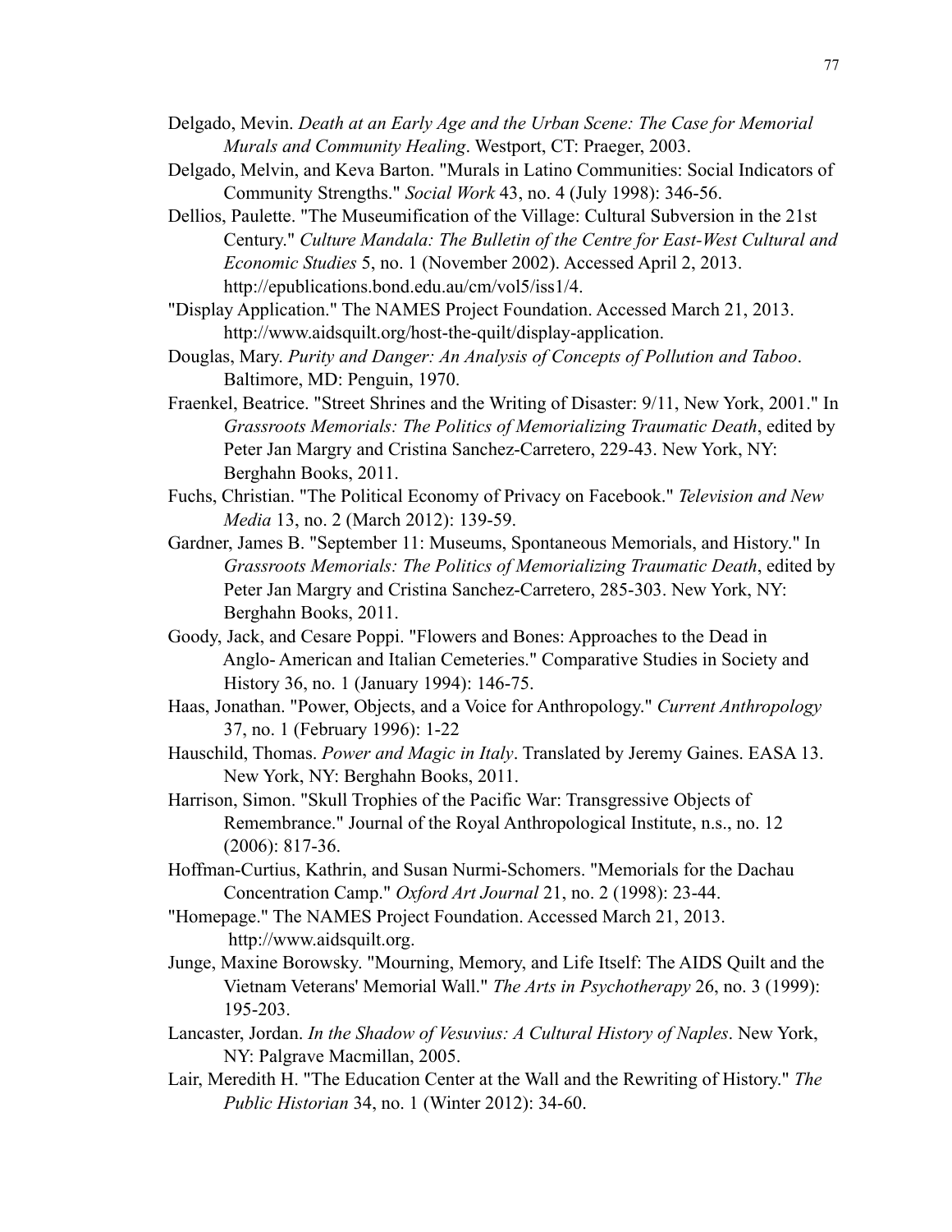Delgado, Mevin. *Death at an Early Age and the Urban Scene: The Case for Memorial Murals and Community Healing*. Westport, CT: Praeger, 2003.

Delgado, Melvin, and Keva Barton. "Murals in Latino Communities: Social Indicators of Community Strengths." *Social Work* 43, no. 4 (July 1998): 346-56.

Dellios, Paulette. "The Museumification of the Village: Cultural Subversion in the 21st Century." *Culture Mandala: The Bulletin of the Centre for East-West Cultural and Economic Studies* 5, no. 1 (November 2002). Accessed April 2, 2013. http://epublications.bond.edu.au/cm/vol5/iss1/4.

"Display Application." The NAMES Project Foundation. Accessed March 21, 2013. http://www.aidsquilt.org/host-the-quilt/display-application.

Douglas, Mary. *Purity and Danger: An Analysis of Concepts of Pollution and Taboo*. Baltimore, MD: Penguin, 1970.

Fraenkel, Beatrice. "Street Shrines and the Writing of Disaster: 9/11, New York, 2001." In *Grassroots Memorials: The Politics of Memorializing Traumatic Death*, edited by Peter Jan Margry and Cristina Sanchez-Carretero, 229-43. New York, NY: Berghahn Books, 2011.

Fuchs, Christian. "The Political Economy of Privacy on Facebook." *Television and New Media* 13, no. 2 (March 2012): 139-59.

Gardner, James B. "September 11: Museums, Spontaneous Memorials, and History." In *Grassroots Memorials: The Politics of Memorializing Traumatic Death*, edited by Peter Jan Margry and Cristina Sanchez-Carretero, 285-303. New York, NY: Berghahn Books, 2011.

Goody, Jack, and Cesare Poppi. "Flowers and Bones: Approaches to the Dead in Anglo- American and Italian Cemeteries." Comparative Studies in Society and History 36, no. 1 (January 1994): 146-75.

Haas, Jonathan. "Power, Objects, and a Voice for Anthropology." *Current Anthropology* 37, no. 1 (February 1996): 1-22

Hauschild, Thomas. *Power and Magic in Italy*. Translated by Jeremy Gaines. EASA 13. New York, NY: Berghahn Books, 2011.

Harrison, Simon. "Skull Trophies of the Pacific War: Transgressive Objects of Remembrance." Journal of the Royal Anthropological Institute, n.s., no. 12 (2006): 817-36.

Hoffman-Curtius, Kathrin, and Susan Nurmi-Schomers. "Memorials for the Dachau Concentration Camp." *Oxford Art Journal* 21, no. 2 (1998): 23-44.

"Homepage." The NAMES Project Foundation. Accessed March 21, 2013. http://www.aidsquilt.org.

Junge, Maxine Borowsky. "Mourning, Memory, and Life Itself: The AIDS Quilt and the Vietnam Veterans' Memorial Wall." *The Arts in Psychotherapy* 26, no. 3 (1999): 195-203.

Lancaster, Jordan. *In the Shadow of Vesuvius: A Cultural History of Naples*. New York, NY: Palgrave Macmillan, 2005.

Lair, Meredith H. "The Education Center at the Wall and the Rewriting of History." *The Public Historian* 34, no. 1 (Winter 2012): 34-60.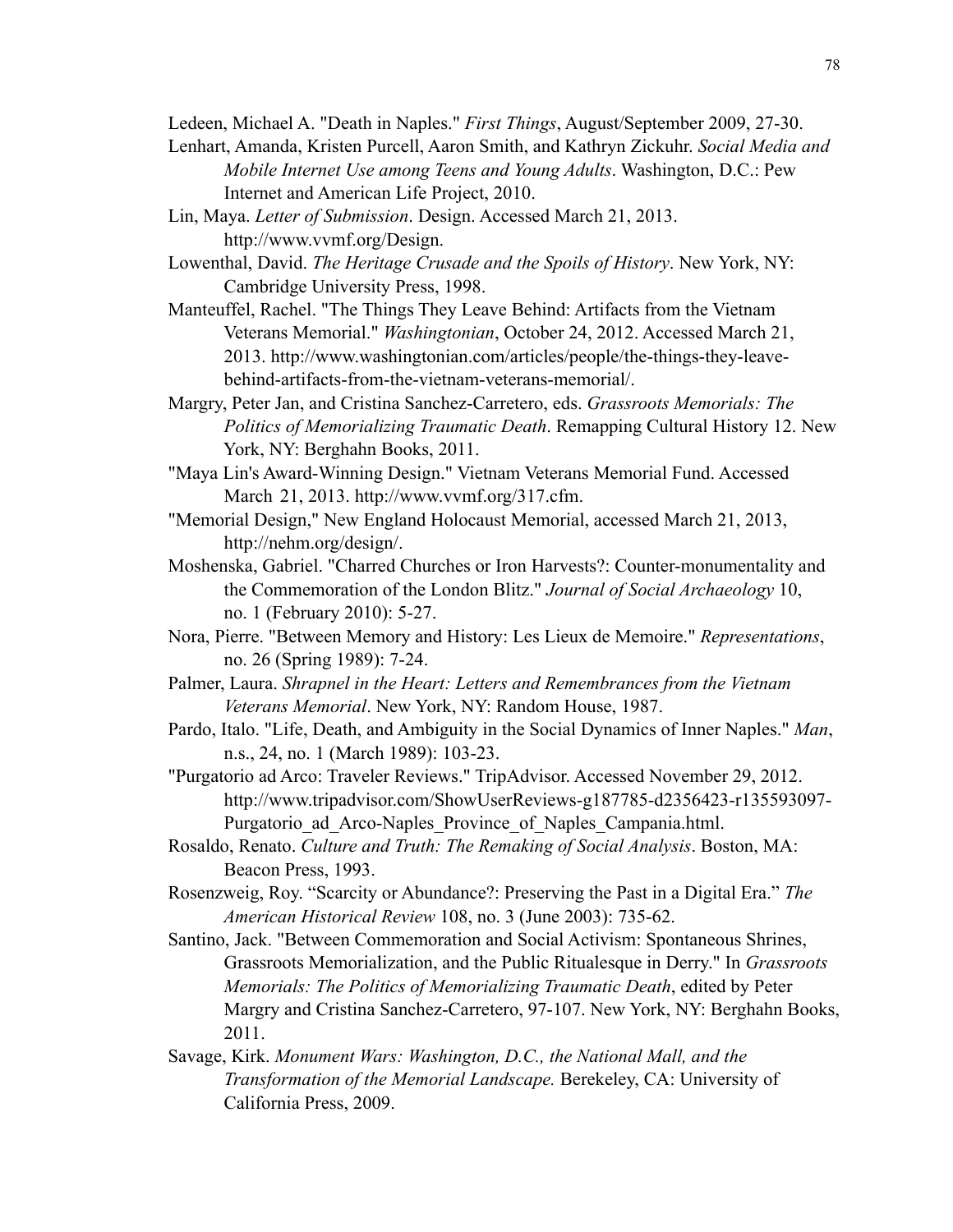Ledeen, Michael A. "Death in Naples." *First Things*, August/September 2009, 27-30.

Lenhart, Amanda, Kristen Purcell, Aaron Smith, and Kathryn Zickuhr. *Social Media and Mobile Internet Use among Teens and Young Adults*. Washington, D.C.: Pew Internet and American Life Project, 2010.

Lin, Maya. *Letter of Submission*. Design. Accessed March 21, 2013. http://www.vvmf.org/Design.

Lowenthal, David. *The Heritage Crusade and the Spoils of History*. New York, NY: Cambridge University Press, 1998.

Manteuffel, Rachel. "The Things They Leave Behind: Artifacts from the Vietnam Veterans Memorial." *Washingtonian*, October 24, 2012. Accessed March 21, 2013. http://www.washingtonian.com/articles/people/the-things-they-leave-behind-artifacts-from-the-vietnam-veterans-memorial/.

Margry, Peter Jan, and Cristina Sanchez-Carretero, eds. *Grassroots Memorials: The Politics of Memorializing Traumatic Death*. Remapping Cultural History 12. New York, NY: Berghahn Books, 2011.

"Maya Lin's Award-Winning Design." Vietnam Veterans Memorial Fund. Accessed March 21, 2013. http://www.vvmf.org/317.cfm.

"Memorial Design," New England Holocaust Memorial, accessed March 21, 2013, http://nehm.org/design/.

Moshenska, Gabriel. "Charred Churches or Iron Harvests?: Counter-monumentality and the Commemoration of the London Blitz." *Journal of Social Archaeology* 10, no. 1 (February 2010): 5-27.

Nora, Pierre. "Between Memory and History: Les Lieux de Memoire." *Representations*, no. 26 (Spring 1989): 7-24.

Palmer, Laura. *Shrapnel in the Heart: Letters and Remembrances from the Vietnam Veterans Memorial*. New York, NY: Random House, 1987.

Pardo, Italo. "Life, Death, and Ambiguity in the Social Dynamics of Inner Naples." *Man*, n.s., 24, no. 1 (March 1989): 103-23.

"Purgatorio ad Arco: Traveler Reviews." TripAdvisor. Accessed November 29, 2012. http://www.tripadvisor.com/ShowUserReviews-g187785-d2356423-r135593097-Purgatorio_ad_Arco-Naples_Province_of_Naples_Campania.html.

Rosaldo, Renato. *Culture and Truth: The Remaking of Social Analysis*. Boston, MA: Beacon Press, 1993.

Rosenzweig, Roy. "Scarcity or Abundance?: Preserving the Past in a Digital Era." *The American Historical Review* 108, no. 3 (June 2003): 735-62.

Santino, Jack. "Between Commemoration and Social Activism: Spontaneous Shrines, Grassroots Memorialization, and the Public Ritualesque in Derry." In *Grassroots Memorials: The Politics of Memorializing Traumatic Death*, edited by Peter Margry and Cristina Sanchez-Carretero, 97-107. New York, NY: Berghahn Books, 2011.

Savage, Kirk. *Monument Wars: Washington, D.C., the National Mall, and the Transformation of the Memorial Landscape.* Berekeley, CA: University of California Press, 2009.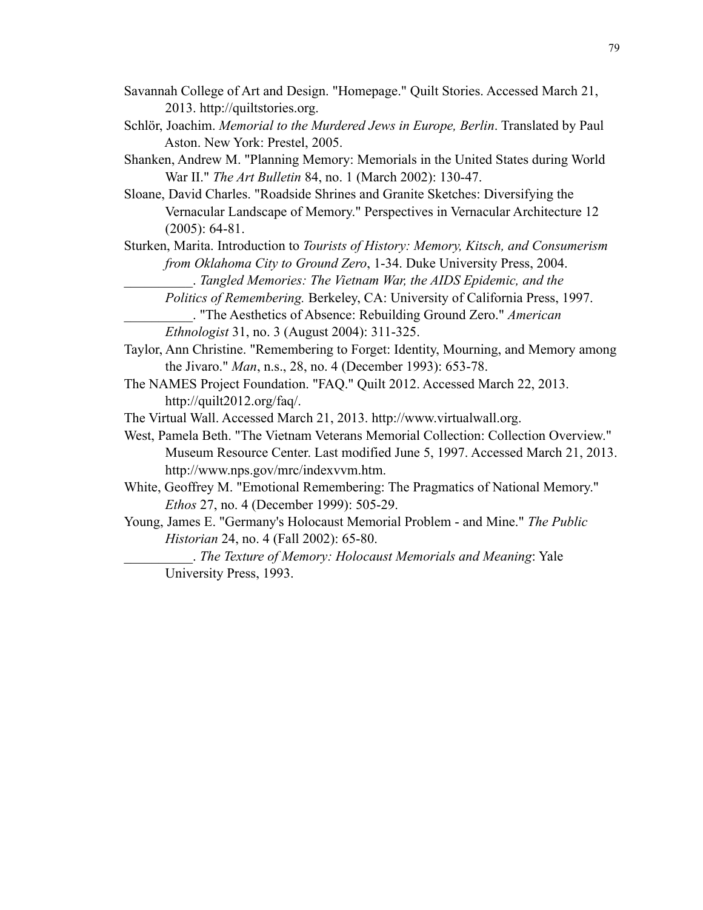Savannah College of Art and Design. "Homepage." Quilt Stories. Accessed March 21, 2013. http://quiltstories.org.

Schlör, Joachim. *Memorial to the Murdered Jews in Europe, Berlin*. Translated by Paul Aston. New York: Prestel, 2005.

Shanken, Andrew M. "Planning Memory: Memorials in the United States during World War II." *The Art Bulletin* 84, no. 1 (March 2002): 130-47.

Sloane, David Charles. "Roadside Shrines and Granite Sketches: Diversifying the Vernacular Landscape of Memory." Perspectives in Vernacular Architecture 12 (2005): 64-81.

Sturken, Marita. Introduction to *Tourists of History: Memory, Kitsch, and Consumerism from Oklahoma City to Ground Zero*, 1-34. Duke University Press, 2004.

__________. *Tangled Memories: The Vietnam War, the AIDS Epidemic, and the Politics of Remembering.* Berkeley, CA: University of California Press, 1997.

__________. "The Aesthetics of Absence: Rebuilding Ground Zero." *American Ethnologist* 31, no. 3 (August 2004): 311-325.

Taylor, Ann Christine. "Remembering to Forget: Identity, Mourning, and Memory among the Jivaro." *Man*, n.s., 28, no. 4 (December 1993): 653-78.

The NAMES Project Foundation. "FAQ." Quilt 2012. Accessed March 22, 2013. http://quilt2012.org/faq/.

The Virtual Wall. Accessed March 21, 2013. http://www.virtualwall.org.

West, Pamela Beth. "The Vietnam Veterans Memorial Collection: Collection Overview." Museum Resource Center. Last modified June 5, 1997. Accessed March 21, 2013. http://www.nps.gov/mrc/indexvvm.htm.

White, Geoffrey M. "Emotional Remembering: The Pragmatics of National Memory." *Ethos* 27, no. 4 (December 1999): 505-29.

Young, James E. "Germany's Holocaust Memorial Problem - and Mine." *The Public Historian* 24, no. 4 (Fall 2002): 65-80.

__________. *The Texture of Memory: Holocaust Memorials and Meaning*: Yale University Press, 1993.